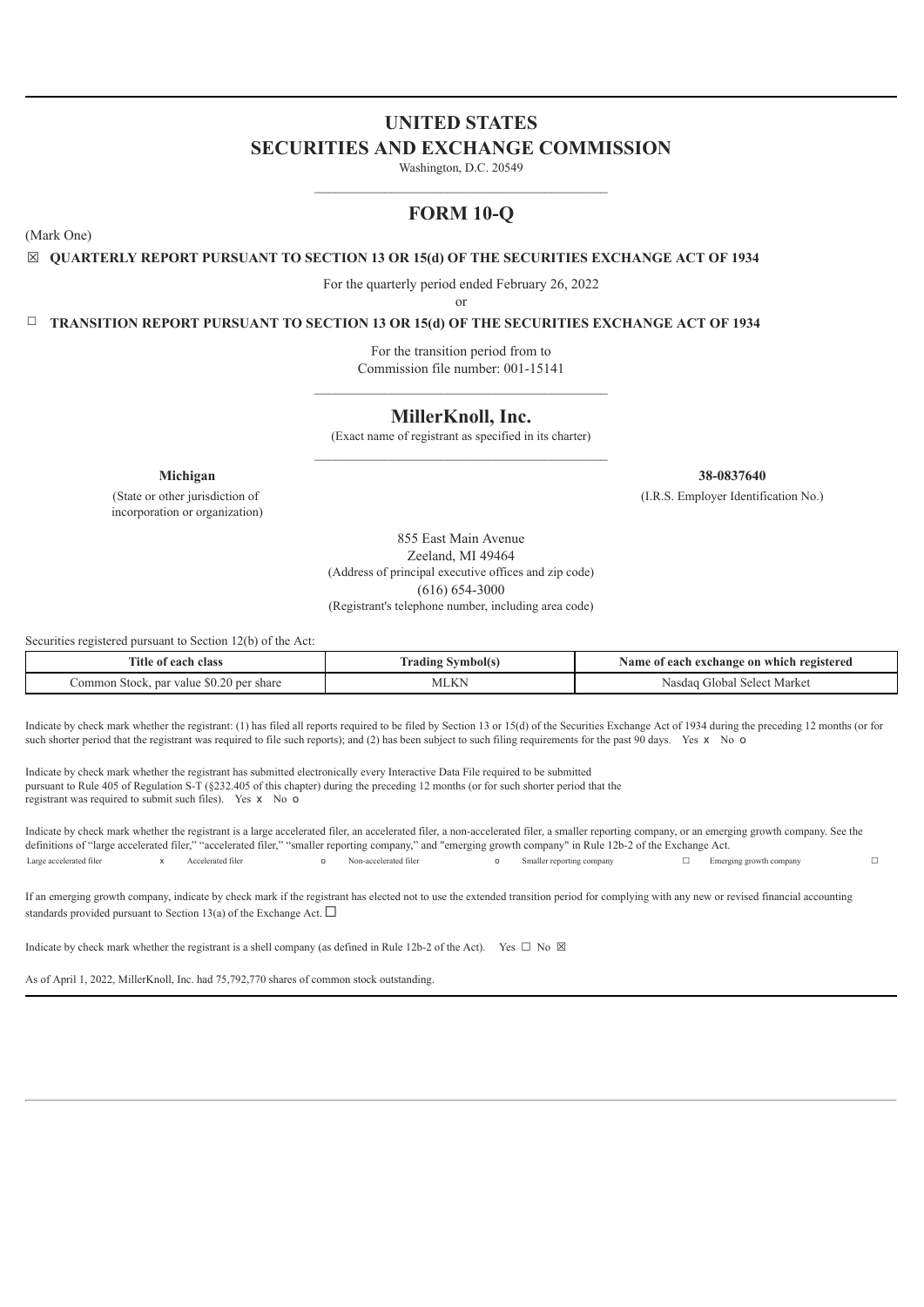# UNITED STATES
# SECURITIES AND EXCHANGE COMMISSION

Washington, D.C. 20549

---

## FORM 10-Q

(Mark One)

☒ **QUARTERLY REPORT PURSUANT TO SECTION 13 OR 15(d) OF THE SECURITIES EXCHANGE ACT OF 1934**

For the quarterly period ended February 26, 2022

or

☐ **TRANSITION REPORT PURSUANT TO SECTION 13 OR 15(d) OF THE SECURITIES EXCHANGE ACT OF 1934**

For the transition period from to

Commission file number: 001-15141

---

## MillerKnoll, Inc.

(Exact name of registrant as specified in its charter)

---

| **Michigan** | **38-0837640** |
|---|---|
| (State or other jurisdiction of incorporation or organization) | (I.R.S. Employer Identification No.) |

855 East Main Avenue
Zeeland, MI 49464
(Address of principal executive offices and zip code)
(616) 654-3000
(Registrant's telephone number, including area code)

Securities registered pursuant to Section 12(b) of the Act:

| Title of each class | Trading Symbol(s) | Name of each exchange on which registered |
|---|---|---|
| Common Stock, par value $0.20 per share | MLKN | Nasdaq Global Select Market |

Indicate by check mark whether the registrant: (1) has filed all reports required to be filed by Section 13 or 15(d) of the Securities Exchange Act of 1934 during the preceding 12 months (or for such shorter period that the registrant was required to file such reports); and (2) has been subject to such filing requirements for the past 90 days. Yes x No o

Indicate by check mark whether the registrant has submitted electronically every Interactive Data File required to be submitted pursuant to Rule 405 of Regulation S-T (§232.405 of this chapter) during the preceding 12 months (or for such shorter period that the registrant was required to submit such files). Yes x No o

Indicate by check mark whether the registrant is a large accelerated filer, an accelerated filer, a non-accelerated filer, a smaller reporting company, or an emerging growth company. See the definitions of "large accelerated filer," "accelerated filer," "smaller reporting company," and "emerging growth company" in Rule 12b-2 of the Exchange Act.

| Large accelerated filer | x | Accelerated filer | o | Non-accelerated filer | o | Smaller reporting company | ☐ | Emerging growth company | ☐ |
|---|---|---|---|---|---|---|---|---|---|

If an emerging growth company, indicate by check mark if the registrant has elected not to use the extended transition period for complying with any new or revised financial accounting standards provided pursuant to Section 13(a) of the Exchange Act. ☐

Indicate by check mark whether the registrant is a shell company (as defined in Rule 12b-2 of the Act). Yes ☐ No ☒

As of April 1, 2022, MillerKnoll, Inc. had 75,792,770 shares of common stock outstanding.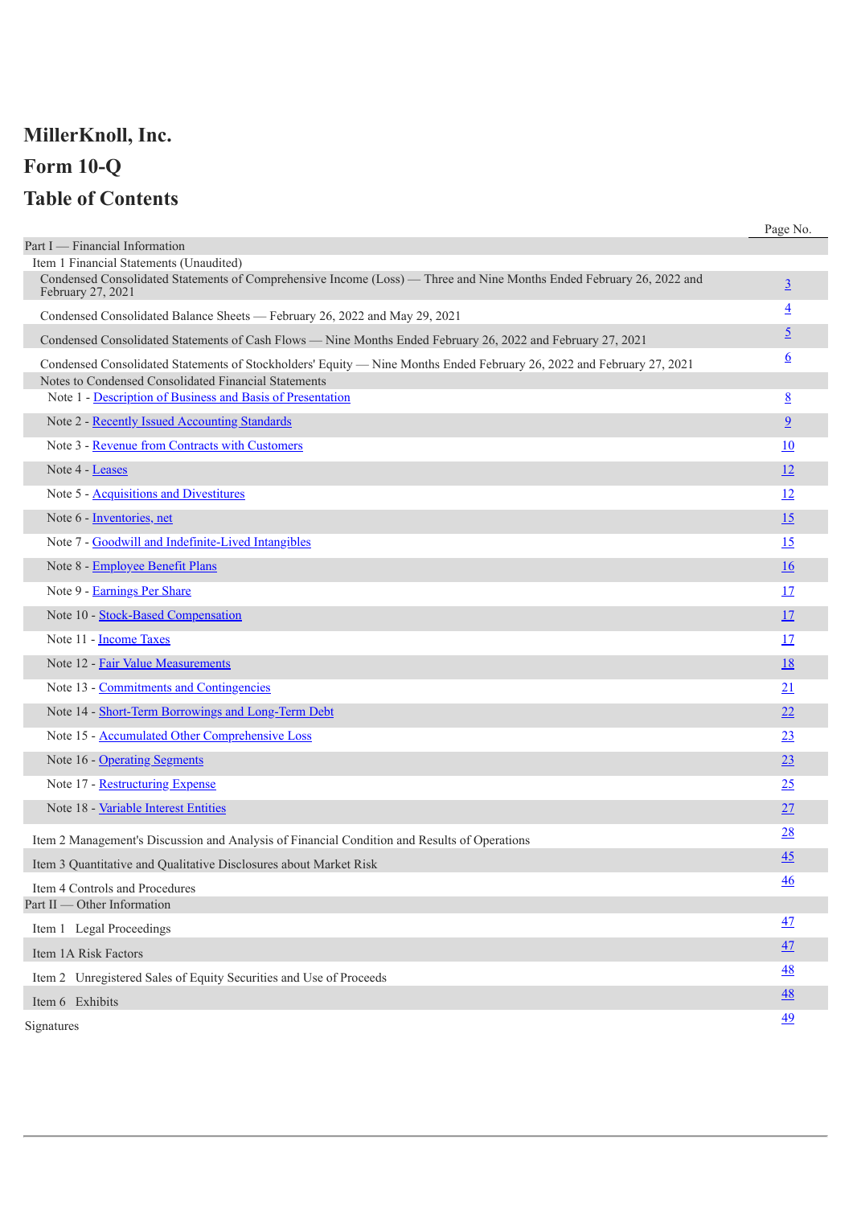# MillerKnoll, Inc.

# Form 10-Q

# Table of Contents

| | Page No. |
|---|---|
| Part I — Financial Information | |
| Item 1 Financial Statements (Unaudited) | |
| Condensed Consolidated Statements of Comprehensive Income (Loss) — Three and Nine Months Ended February 26, 2022 and February 27, 2021 | 3 |
| Condensed Consolidated Balance Sheets — February 26, 2022 and May 29, 2021 | 4 |
| Condensed Consolidated Statements of Cash Flows — Nine Months Ended February 26, 2022 and February 27, 2021 | 5 |
| Condensed Consolidated Statements of Stockholders' Equity — Nine Months Ended February 26, 2022 and February 27, 2021 | 6 |
| Notes to Condensed Consolidated Financial Statements | |
| Note 1 - Description of Business and Basis of Presentation | 8 |
| Note 2 - Recently Issued Accounting Standards | 9 |
| Note 3 - Revenue from Contracts with Customers | 10 |
| Note 4 - Leases | 12 |
| Note 5 - Acquisitions and Divestitures | 12 |
| Note 6 - Inventories, net | 15 |
| Note 7 - Goodwill and Indefinite-Lived Intangibles | 15 |
| Note 8 - Employee Benefit Plans | 16 |
| Note 9 - Earnings Per Share | 17 |
| Note 10 - Stock-Based Compensation | 17 |
| Note 11 - Income Taxes | 17 |
| Note 12 - Fair Value Measurements | 18 |
| Note 13 - Commitments and Contingencies | 21 |
| Note 14 - Short-Term Borrowings and Long-Term Debt | 22 |
| Note 15 - Accumulated Other Comprehensive Loss | 23 |
| Note 16 - Operating Segments | 23 |
| Note 17 - Restructuring Expense | 25 |
| Note 18 - Variable Interest Entities | 27 |
| Item 2 Management's Discussion and Analysis of Financial Condition and Results of Operations | 28 |
| Item 3 Quantitative and Qualitative Disclosures about Market Risk | 45 |
| Item 4 Controls and Procedures | 46 |
| Part II — Other Information | |
| Item 1 Legal Proceedings | 47 |
| Item 1A Risk Factors | 47 |
| Item 2 Unregistered Sales of Equity Securities and Use of Proceeds | 48 |
| Item 6 Exhibits | 48 |
| Signatures | 49 |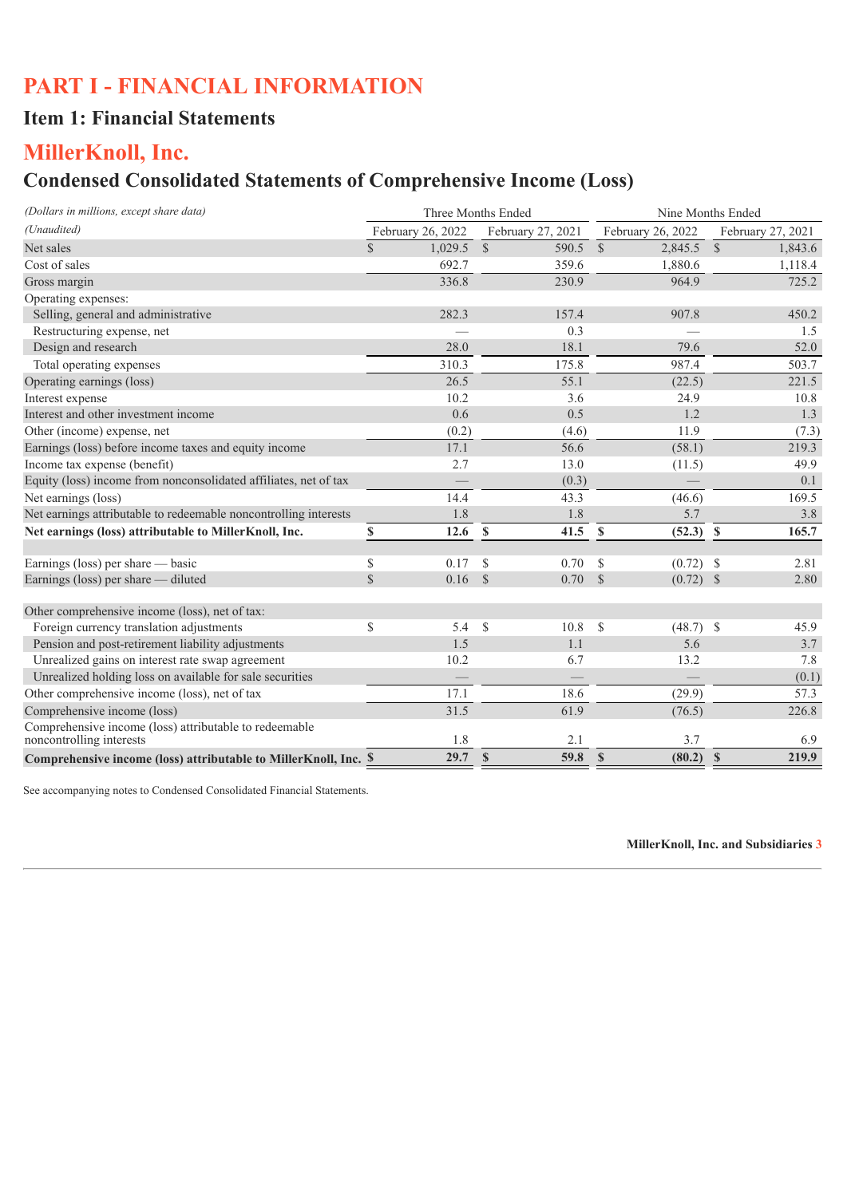# PART I - FINANCIAL INFORMATION

## Item 1: Financial Statements

# MillerKnoll, Inc.

## Condensed Consolidated Statements of Comprehensive Income (Loss)

| *(Dollars in millions, except share data)* | Three Months Ended | | Nine Months Ended | |
|---|---|---|---|---|
| *(Unaudited)* | February 26, 2022 | February 27, 2021 | February 26, 2022 | February 27, 2021 |
| Net sales | $ 1,029.5 | $ 590.5 | $ 2,845.5 | $ 1,843.6 |
| Cost of sales | 692.7 | 359.6 | 1,880.6 | 1,118.4 |
| Gross margin | 336.8 | 230.9 | 964.9 | 725.2 |
| Operating expenses: | | | | |
| Selling, general and administrative | 282.3 | 157.4 | 907.8 | 450.2 |
| Restructuring expense, net | — | 0.3 | — | 1.5 |
| Design and research | 28.0 | 18.1 | 79.6 | 52.0 |
| Total operating expenses | 310.3 | 175.8 | 987.4 | 503.7 |
| Operating earnings (loss) | 26.5 | 55.1 | (22.5) | 221.5 |
| Interest expense | 10.2 | 3.6 | 24.9 | 10.8 |
| Interest and other investment income | 0.6 | 0.5 | 1.2 | 1.3 |
| Other (income) expense, net | (0.2) | (4.6) | 11.9 | (7.3) |
| Earnings (loss) before income taxes and equity income | 17.1 | 56.6 | (58.1) | 219.3 |
| Income tax expense (benefit) | 2.7 | 13.0 | (11.5) | 49.9 |
| Equity (loss) income from nonconsolidated affiliates, net of tax | — | (0.3) | — | 0.1 |
| Net earnings (loss) | 14.4 | 43.3 | (46.6) | 169.5 |
| Net earnings attributable to redeemable noncontrolling interests | 1.8 | 1.8 | 5.7 | 3.8 |
| **Net earnings (loss) attributable to MillerKnoll, Inc.** | **$ 12.6** | **$ 41.5** | **$ (52.3)** | **$ 165.7** |
| | | | | |
| Earnings (loss) per share — basic | $ 0.17 | $ 0.70 | $ (0.72) | $ 2.81 |
| Earnings (loss) per share — diluted | $ 0.16 | $ 0.70 | $ (0.72) | $ 2.80 |
| | | | | |
| Other comprehensive income (loss), net of tax: | | | | |
| Foreign currency translation adjustments | $ 5.4 | $ 10.8 | $ (48.7) | $ 45.9 |
| Pension and post-retirement liability adjustments | 1.5 | 1.1 | 5.6 | 3.7 |
| Unrealized gains on interest rate swap agreement | 10.2 | 6.7 | 13.2 | 7.8 |
| Unrealized holding loss on available for sale securities | — | — | — | (0.1) |
| Other comprehensive income (loss), net of tax | 17.1 | 18.6 | (29.9) | 57.3 |
| Comprehensive income (loss) | 31.5 | 61.9 | (76.5) | 226.8 |
| Comprehensive income (loss) attributable to redeemable noncontrolling interests | 1.8 | 2.1 | 3.7 | 6.9 |
| **Comprehensive income (loss) attributable to MillerKnoll, Inc.** | **$ 29.7** | **$ 59.8** | **$ (80.2)** | **$ 219.9** |

See accompanying notes to Condensed Consolidated Financial Statements.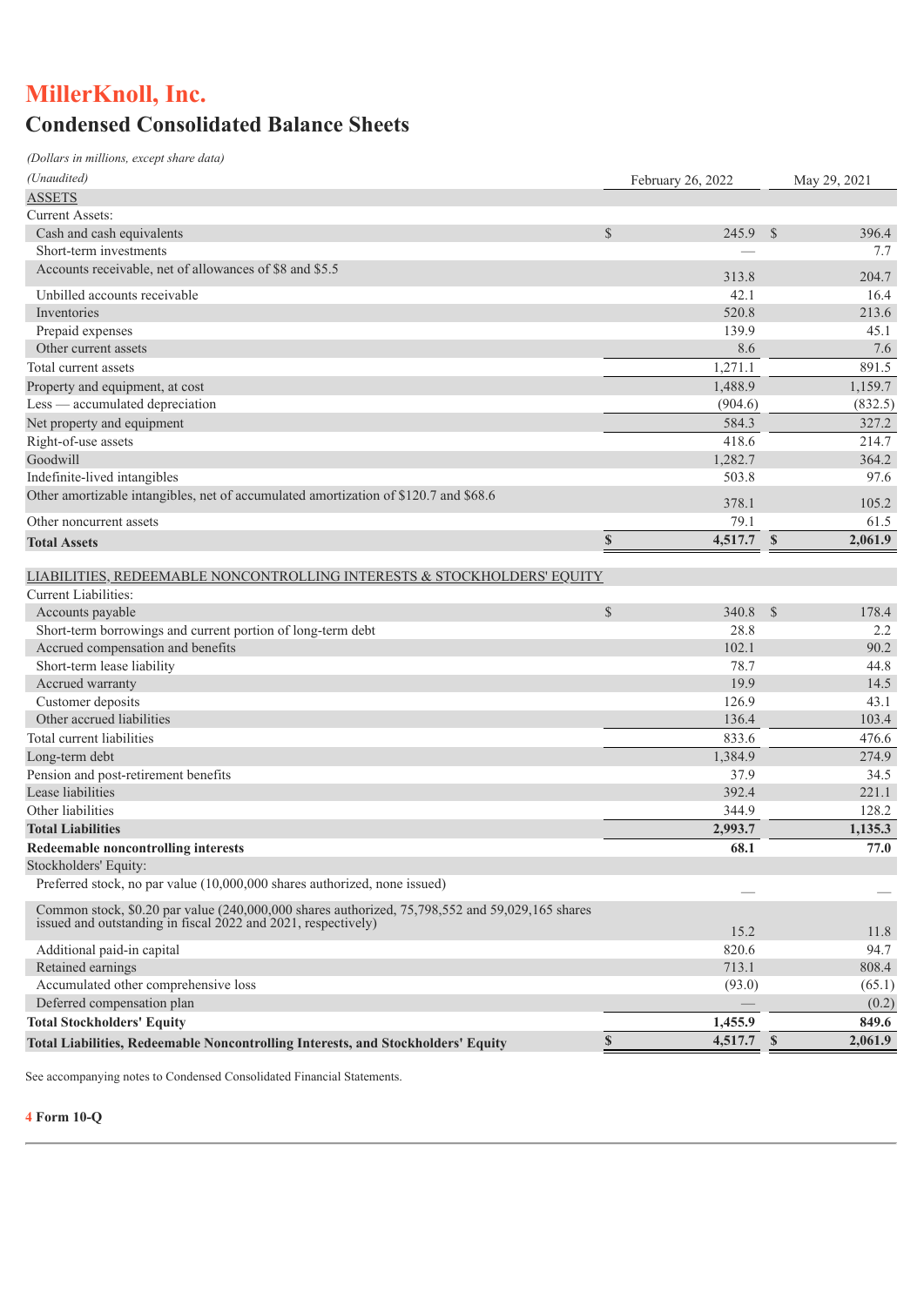# MillerKnoll, Inc.

## Condensed Consolidated Balance Sheets

*(Dollars in millions, except share data)*

| *(Unaudited)* | February 26, 2022 | May 29, 2021 |
|---|---|---|
| ASSETS | | |
| Current Assets: | | |
| Cash and cash equivalents | $ 245.9 | $ 396.4 |
| Short-term investments | — | 7.7 |
| Accounts receivable, net of allowances of $8 and $5.5 | 313.8 | 204.7 |
| Unbilled accounts receivable | 42.1 | 16.4 |
| Inventories | 520.8 | 213.6 |
| Prepaid expenses | 139.9 | 45.1 |
| Other current assets | 8.6 | 7.6 |
| Total current assets | 1,271.1 | 891.5 |
| Property and equipment, at cost | 1,488.9 | 1,159.7 |
| Less — accumulated depreciation | (904.6) | (832.5) |
| Net property and equipment | 584.3 | 327.2 |
| Right-of-use assets | 418.6 | 214.7 |
| Goodwill | 1,282.7 | 364.2 |
| Indefinite-lived intangibles | 503.8 | 97.6 |
| Other amortizable intangibles, net of accumulated amortization of $120.7 and $68.6 | 378.1 | 105.2 |
| Other noncurrent assets | 79.1 | 61.5 |
| **Total Assets** | **$ 4,517.7** | **$ 2,061.9** |
| LIABILITIES, REDEEMABLE NONCONTROLLING INTERESTS & STOCKHOLDERS' EQUITY | | |
| Current Liabilities: | | |
| Accounts payable | $ 340.8 | $ 178.4 |
| Short-term borrowings and current portion of long-term debt | 28.8 | 2.2 |
| Accrued compensation and benefits | 102.1 | 90.2 |
| Short-term lease liability | 78.7 | 44.8 |
| Accrued warranty | 19.9 | 14.5 |
| Customer deposits | 126.9 | 43.1 |
| Other accrued liabilities | 136.4 | 103.4 |
| Total current liabilities | 833.6 | 476.6 |
| Long-term debt | 1,384.9 | 274.9 |
| Pension and post-retirement benefits | 37.9 | 34.5 |
| Lease liabilities | 392.4 | 221.1 |
| Other liabilities | 344.9 | 128.2 |
| **Total Liabilities** | **2,993.7** | **1,135.3** |
| **Redeemable noncontrolling interests** | **68.1** | **77.0** |
| Stockholders' Equity: | | |
| Preferred stock, no par value (10,000,000 shares authorized, none issued) | — | — |
| Common stock, $0.20 par value (240,000,000 shares authorized, 75,798,552 and 59,029,165 shares issued and outstanding in fiscal 2022 and 2021, respectively) | 15.2 | 11.8 |
| Additional paid-in capital | 820.6 | 94.7 |
| Retained earnings | 713.1 | 808.4 |
| Accumulated other comprehensive loss | (93.0) | (65.1) |
| Deferred compensation plan | — | (0.2) |
| **Total Stockholders' Equity** | **1,455.9** | **849.6** |
| **Total Liabilities, Redeemable Noncontrolling Interests, and Stockholders' Equity** | **$ 4,517.7** | **$ 2,061.9** |

See accompanying notes to Condensed Consolidated Financial Statements.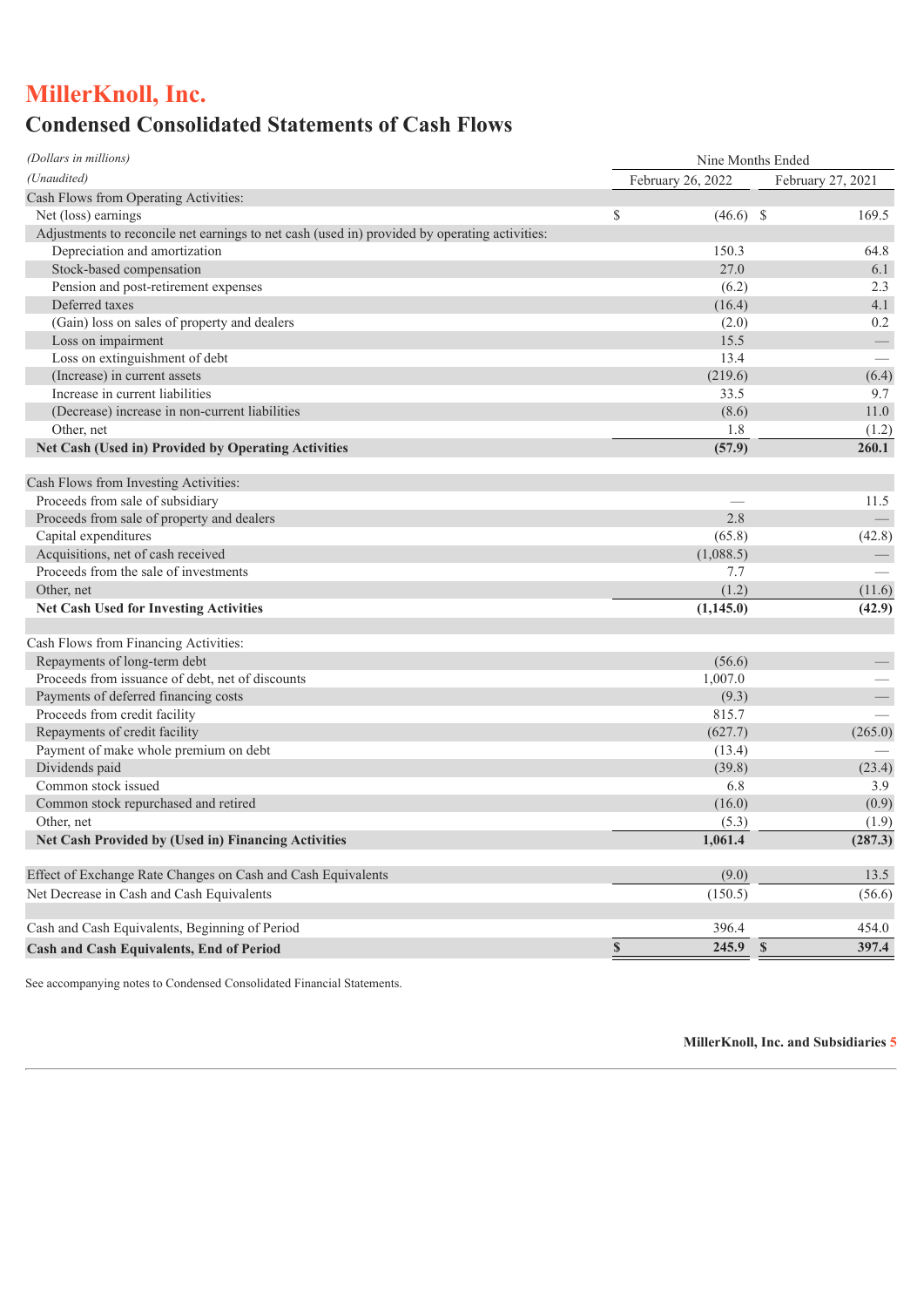# MillerKnoll, Inc.

## Condensed Consolidated Statements of Cash Flows

| *(Dollars in millions)* | Nine Months Ended | |
|---|---|---|
| *(Unaudited)* | February 26, 2022 | February 27, 2021 |
| Cash Flows from Operating Activities: | | |
| Net (loss) earnings | $ (46.6) | $ 169.5 |
| Adjustments to reconcile net earnings to net cash (used in) provided by operating activities: | | |
| Depreciation and amortization | 150.3 | 64.8 |
| Stock-based compensation | 27.0 | 6.1 |
| Pension and post-retirement expenses | (6.2) | 2.3 |
| Deferred taxes | (16.4) | 4.1 |
| (Gain) loss on sales of property and dealers | (2.0) | 0.2 |
| Loss on impairment | 15.5 | — |
| Loss on extinguishment of debt | 13.4 | — |
| (Increase) in current assets | (219.6) | (6.4) |
| Increase in current liabilities | 33.5 | 9.7 |
| (Decrease) increase in non-current liabilities | (8.6) | 11.0 |
| Other, net | 1.8 | (1.2) |
| **Net Cash (Used in) Provided by Operating Activities** | **(57.9)** | **260.1** |
| Cash Flows from Investing Activities: | | |
| Proceeds from sale of subsidiary | — | 11.5 |
| Proceeds from sale of property and dealers | 2.8 | — |
| Capital expenditures | (65.8) | (42.8) |
| Acquisitions, net of cash received | (1,088.5) | — |
| Proceeds from the sale of investments | 7.7 | — |
| Other, net | (1.2) | (11.6) |
| **Net Cash Used for Investing Activities** | **(1,145.0)** | **(42.9)** |
| Cash Flows from Financing Activities: | | |
| Repayments of long-term debt | (56.6) | — |
| Proceeds from issuance of debt, net of discounts | 1,007.0 | — |
| Payments of deferred financing costs | (9.3) | — |
| Proceeds from credit facility | 815.7 | — |
| Repayments of credit facility | (627.7) | (265.0) |
| Payment of make whole premium on debt | (13.4) | — |
| Dividends paid | (39.8) | (23.4) |
| Common stock issued | 6.8 | 3.9 |
| Common stock repurchased and retired | (16.0) | (0.9) |
| Other, net | (5.3) | (1.9) |
| **Net Cash Provided by (Used in) Financing Activities** | **1,061.4** | **(287.3)** |
| Effect of Exchange Rate Changes on Cash and Cash Equivalents | (9.0) | 13.5 |
| Net Decrease in Cash and Cash Equivalents | (150.5) | (56.6) |
| Cash and Cash Equivalents, Beginning of Period | 396.4 | 454.0 |
| **Cash and Cash Equivalents, End of Period** | **$ 245.9** | **$ 397.4** |

See accompanying notes to Condensed Consolidated Financial Statements.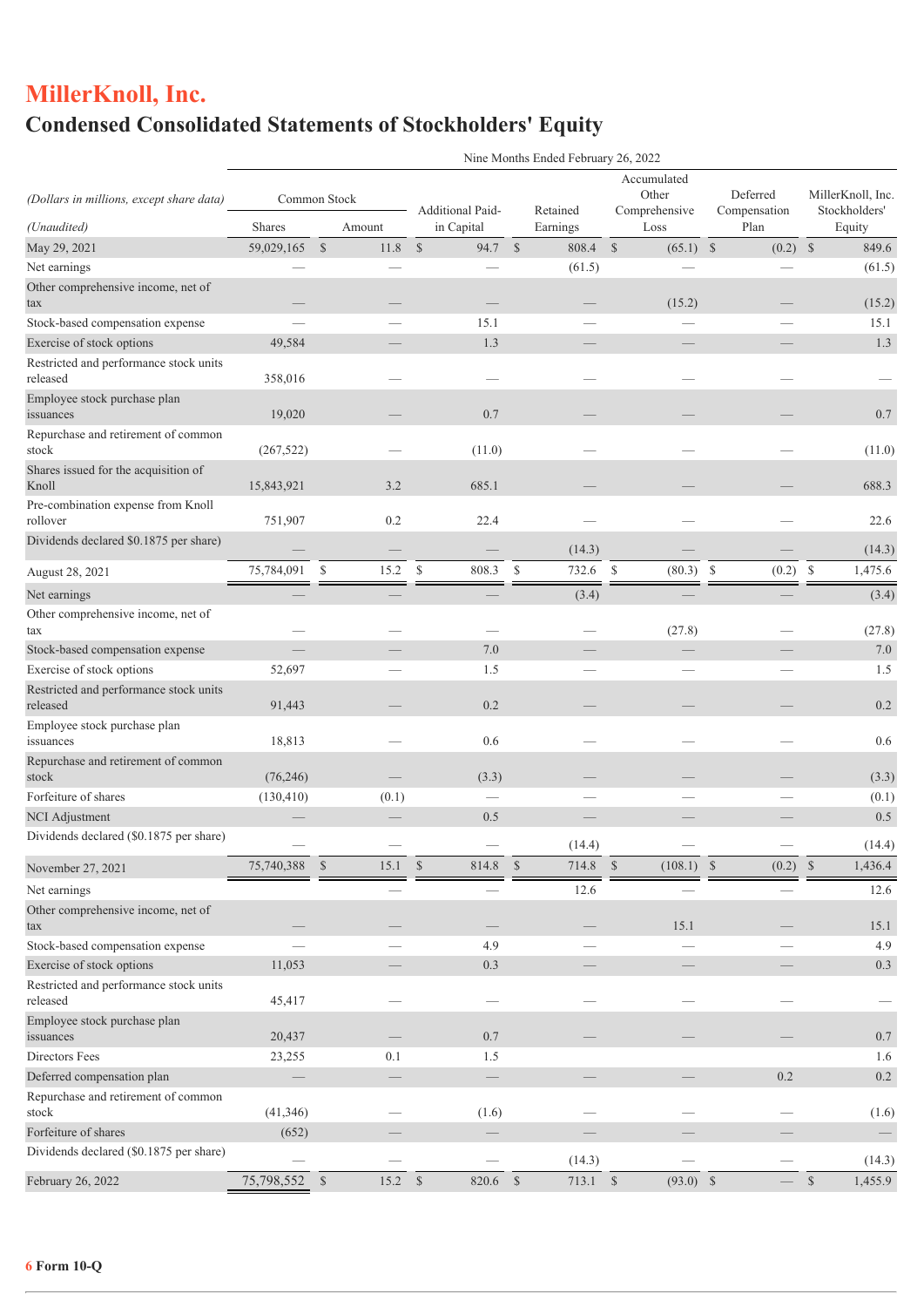# MillerKnoll, Inc.

# Condensed Consolidated Statements of Stockholders' Equity

| *(Dollars in millions, except share data)* | Nine Months Ended February 26, 2022 | | | | | | | |
|---|---|---|---|---|---|---|---|---|
| | Common Stock | | Additional Paid-in Capital | Retained Earnings | Accumulated Other Comprehensive Loss | Deferred Compensation Plan | MillerKnoll, Inc. Stockholders' Equity |
| *(Unaudited)* | Shares | Amount | | | | | |
| May 29, 2021 | 59,029,165 | $ 11.8 | $ 94.7 | $ 808.4 | $ (65.1) | $ (0.2) | $ 849.6 |
| Net earnings | — | — | — | (61.5) | — | — | (61.5) |
| Other comprehensive income, net of tax | — | — | — | — | (15.2) | — | (15.2) |
| Stock-based compensation expense | — | — | 15.1 | — | — | — | 15.1 |
| Exercise of stock options | 49,584 | — | 1.3 | — | — | — | 1.3 |
| Restricted and performance stock units released | 358,016 | — | — | — | — | — | — |
| Employee stock purchase plan issuances | 19,020 | — | 0.7 | — | — | — | 0.7 |
| Repurchase and retirement of common stock | (267,522) | — | (11.0) | — | — | — | (11.0) |
| Shares issued for the acquisition of Knoll | 15,843,921 | 3.2 | 685.1 | — | — | — | 688.3 |
| Pre-combination expense from Knoll rollover | 751,907 | 0.2 | 22.4 | — | — | — | 22.6 |
| Dividends declared $0.1875 per share) | — | — | — | (14.3) | — | — | (14.3) |
| August 28, 2021 | 75,784,091 | $ 15.2 | $ 808.3 | $ 732.6 | $ (80.3) | $ (0.2) | $ 1,475.6 |
| Net earnings | — | — | — | (3.4) | — | — | (3.4) |
| Other comprehensive income, net of tax | — | — | — | — | (27.8) | — | (27.8) |
| Stock-based compensation expense | — | — | 7.0 | — | — | — | 7.0 |
| Exercise of stock options | 52,697 | — | 1.5 | — | — | — | 1.5 |
| Restricted and performance stock units released | 91,443 | — | 0.2 | — | — | — | 0.2 |
| Employee stock purchase plan issuances | 18,813 | — | 0.6 | — | — | — | 0.6 |
| Repurchase and retirement of common stock | (76,246) | — | (3.3) | — | — | — | (3.3) |
| Forfeiture of shares | (130,410) | (0.1) | — | — | — | — | (0.1) |
| NCI Adjustment | — | — | 0.5 | — | — | — | 0.5 |
| Dividends declared ($0.1875 per share) | — | — | — | (14.4) | — | — | (14.4) |
| November 27, 2021 | 75,740,388 | $ 15.1 | $ 814.8 | $ 714.8 | $ (108.1) | $ (0.2) | $ 1,436.4 |
| Net earnings | | — | — | 12.6 | — | — | 12.6 |
| Other comprehensive income, net of tax | — | — | — | — | 15.1 | — | 15.1 |
| Stock-based compensation expense | — | — | 4.9 | — | — | — | 4.9 |
| Exercise of stock options | 11,053 | — | 0.3 | — | — | — | 0.3 |
| Restricted and performance stock units released | 45,417 | — | — | — | — | — | — |
| Employee stock purchase plan issuances | 20,437 | — | 0.7 | — | — | — | 0.7 |
| Directors Fees | 23,255 | 0.1 | 1.5 | | | | 1.6 |
| Deferred compensation plan | — | — | — | — | — | 0.2 | 0.2 |
| Repurchase and retirement of common stock | (41,346) | — | (1.6) | — | — | — | (1.6) |
| Forfeiture of shares | (652) | — | — | — | — | — | — |
| Dividends declared ($0.1875 per share) | — | — | — | (14.3) | — | — | (14.3) |
| February 26, 2022 | 75,798,552 | $ 15.2 | $ 820.6 | $ 713.1 | $ (93.0) | $ — | $ 1,455.9 |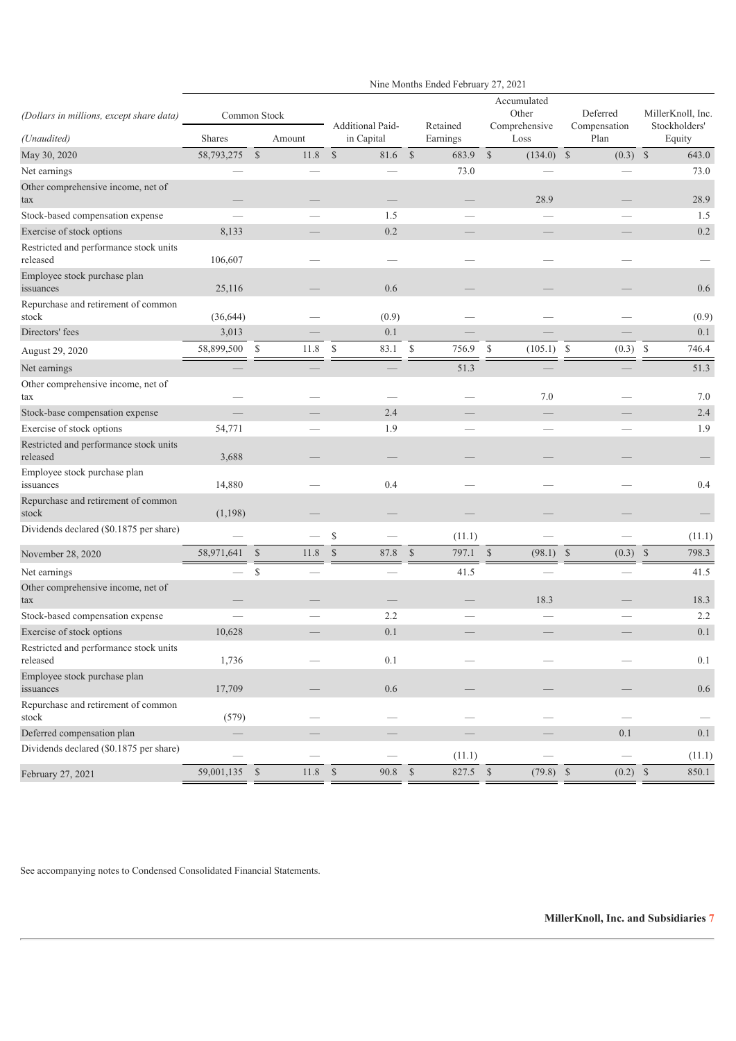| (Dollars in millions, except share data) | Nine Months Ended February 27, 2021 | | | | | | |
|---|---|---|---|---|---|---|---|
| | Common Stock | | Additional Paid-in Capital | Retained Earnings | Accumulated Other Comprehensive Loss | Deferred Compensation Plan | MillerKnoll, Inc. Stockholders' Equity |
| *(Unaudited)* | Shares | Amount | | | | | |
| May 30, 2020 | 58,793,275 | $ 11.8 | $ 81.6 | $ 683.9 | $ (134.0) | $ (0.3) | $ 643.0 |
| Net earnings | — | — | — | 73.0 | — | — | 73.0 |
| Other comprehensive income, net of tax | — | — | — | — | 28.9 | — | 28.9 |
| Stock-based compensation expense | — | — | 1.5 | — | — | — | 1.5 |
| Exercise of stock options | 8,133 | — | 0.2 | — | — | — | 0.2 |
| Restricted and performance stock units released | 106,607 | — | — | — | — | — | — |
| Employee stock purchase plan issuances | 25,116 | — | 0.6 | — | — | — | 0.6 |
| Repurchase and retirement of common stock | (36,644) | — | (0.9) | — | — | — | (0.9) |
| Directors' fees | 3,013 | — | 0.1 | — | — | — | 0.1 |
| August 29, 2020 | 58,899,500 | $ 11.8 | $ 83.1 | $ 756.9 | $ (105.1) | $ (0.3) | $ 746.4 |
| Net earnings | — | — | — | 51.3 | — | — | 51.3 |
| Other comprehensive income, net of tax | — | — | — | — | 7.0 | — | 7.0 |
| Stock-base compensation expense | — | — | 2.4 | — | — | — | 2.4 |
| Exercise of stock options | 54,771 | — | 1.9 | — | — | — | 1.9 |
| Restricted and performance stock units released | 3,688 | — | — | — | — | — | — |
| Employee stock purchase plan issuances | 14,880 | — | 0.4 | — | — | — | 0.4 |
| Repurchase and retirement of common stock | (1,198) | — | — | — | — | — | — |
| Dividends declared ($0.1875 per share) | — | — | $ — | (11.1) | — | — | (11.1) |
| November 28, 2020 | 58,971,641 | $ 11.8 | $ 87.8 | $ 797.1 | $ (98.1) | $ (0.3) | $ 798.3 |
| Net earnings | — | $ — | — | 41.5 | — | — | 41.5 |
| Other comprehensive income, net of tax | — | — | — | — | 18.3 | — | 18.3 |
| Stock-based compensation expense | — | — | 2.2 | — | — | — | 2.2 |
| Exercise of stock options | 10,628 | — | 0.1 | — | — | — | 0.1 |
| Restricted and performance stock units released | 1,736 | — | 0.1 | — | — | — | 0.1 |
| Employee stock purchase plan issuances | 17,709 | — | 0.6 | — | — | — | 0.6 |
| Repurchase and retirement of common stock | (579) | — | — | — | — | — | — |
| Deferred compensation plan | — | — | — | — | — | 0.1 | 0.1 |
| Dividends declared ($0.1875 per share) | — | — | — | (11.1) | — | — | (11.1) |
| February 27, 2021 | 59,001,135 | $ 11.8 | $ 90.8 | $ 827.5 | $ (79.8) | $ (0.2) | $ 850.1 |

See accompanying notes to Condensed Consolidated Financial Statements.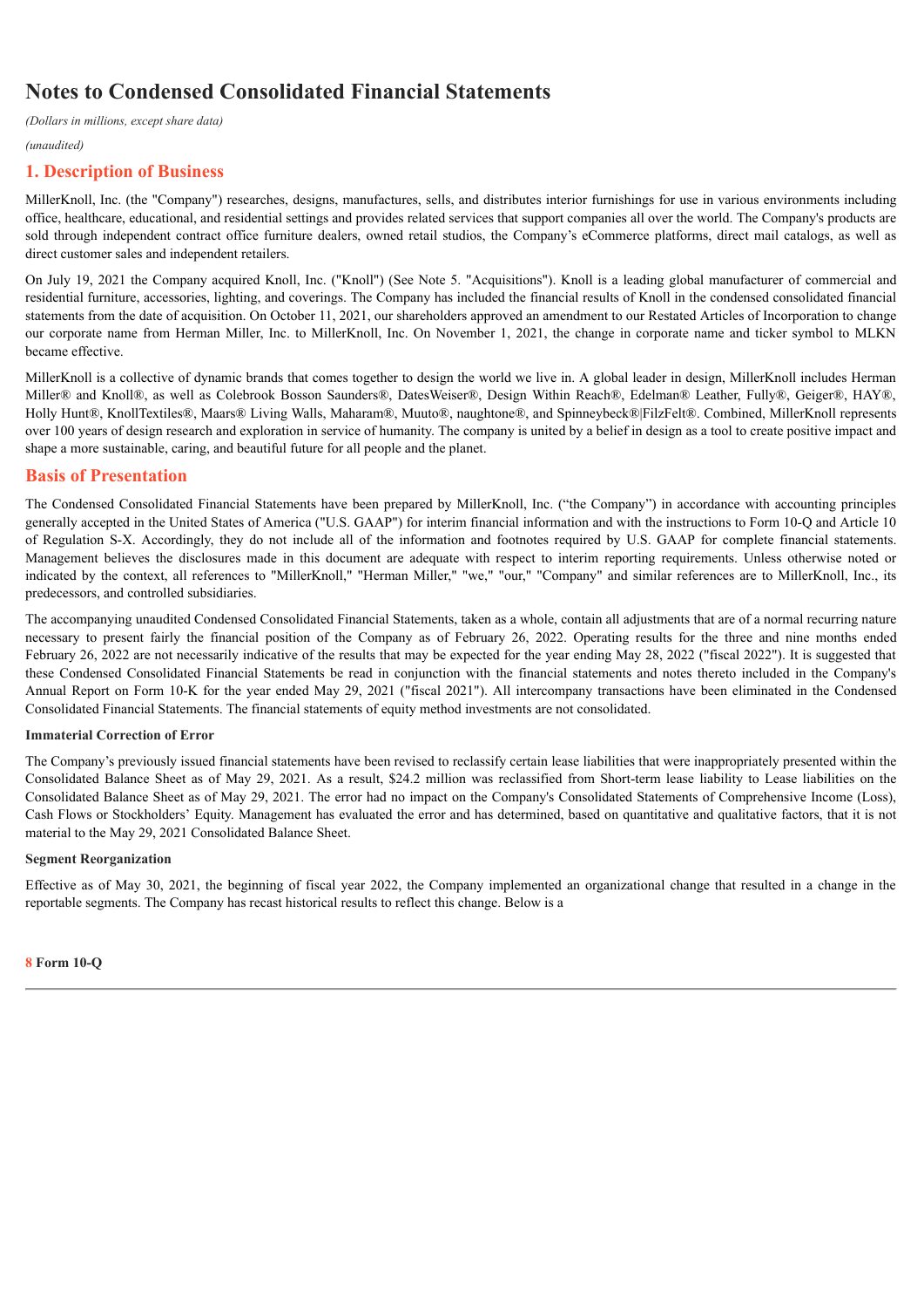# Notes to Condensed Consolidated Financial Statements

*(Dollars in millions, except share data)*

*(unaudited)*

## 1. Description of Business

MillerKnoll, Inc. (the "Company") researches, designs, manufactures, sells, and distributes interior furnishings for use in various environments including office, healthcare, educational, and residential settings and provides related services that support companies all over the world. The Company's products are sold through independent contract office furniture dealers, owned retail studios, the Company's eCommerce platforms, direct mail catalogs, as well as direct customer sales and independent retailers.

On July 19, 2021 the Company acquired Knoll, Inc. ("Knoll") (See Note 5. "Acquisitions"). Knoll is a leading global manufacturer of commercial and residential furniture, accessories, lighting, and coverings. The Company has included the financial results of Knoll in the condensed consolidated financial statements from the date of acquisition. On October 11, 2021, our shareholders approved an amendment to our Restated Articles of Incorporation to change our corporate name from Herman Miller, Inc. to MillerKnoll, Inc. On November 1, 2021, the change in corporate name and ticker symbol to MLKN became effective.

MillerKnoll is a collective of dynamic brands that comes together to design the world we live in. A global leader in design, MillerKnoll includes Herman Miller® and Knoll®, as well as Colebrook Bosson Saunders®, DatesWeiser®, Design Within Reach®, Edelman® Leather, Fully®, Geiger®, HAY®, Holly Hunt®, KnollTextiles®, Maars® Living Walls, Maharam®, Muuto®, naughtone®, and Spinneybeck®|FilzFelt®. Combined, MillerKnoll represents over 100 years of design research and exploration in service of humanity. The company is united by a belief in design as a tool to create positive impact and shape a more sustainable, caring, and beautiful future for all people and the planet.

## Basis of Presentation

The Condensed Consolidated Financial Statements have been prepared by MillerKnoll, Inc. ("the Company") in accordance with accounting principles generally accepted in the United States of America ("U.S. GAAP") for interim financial information and with the instructions to Form 10-Q and Article 10 of Regulation S-X. Accordingly, they do not include all of the information and footnotes required by U.S. GAAP for complete financial statements. Management believes the disclosures made in this document are adequate with respect to interim reporting requirements. Unless otherwise noted or indicated by the context, all references to "MillerKnoll," "Herman Miller," "we," "our," "Company" and similar references are to MillerKnoll, Inc., its predecessors, and controlled subsidiaries.

The accompanying unaudited Condensed Consolidated Financial Statements, taken as a whole, contain all adjustments that are of a normal recurring nature necessary to present fairly the financial position of the Company as of February 26, 2022. Operating results for the three and nine months ended February 26, 2022 are not necessarily indicative of the results that may be expected for the year ending May 28, 2022 ("fiscal 2022"). It is suggested that these Condensed Consolidated Financial Statements be read in conjunction with the financial statements and notes thereto included in the Company's Annual Report on Form 10-K for the year ended May 29, 2021 ("fiscal 2021"). All intercompany transactions have been eliminated in the Condensed Consolidated Financial Statements. The financial statements of equity method investments are not consolidated.

**Immaterial Correction of Error**

The Company's previously issued financial statements have been revised to reclassify certain lease liabilities that were inappropriately presented within the Consolidated Balance Sheet as of May 29, 2021. As a result, $24.2 million was reclassified from Short-term lease liability to Lease liabilities on the Consolidated Balance Sheet as of May 29, 2021. The error had no impact on the Company's Consolidated Statements of Comprehensive Income (Loss), Cash Flows or Stockholders' Equity. Management has evaluated the error and has determined, based on quantitative and qualitative factors, that it is not material to the May 29, 2021 Consolidated Balance Sheet.

**Segment Reorganization**

Effective as of May 30, 2021, the beginning of fiscal year 2022, the Company implemented an organizational change that resulted in a change in the reportable segments. The Company has recast historical results to reflect this change. Below is a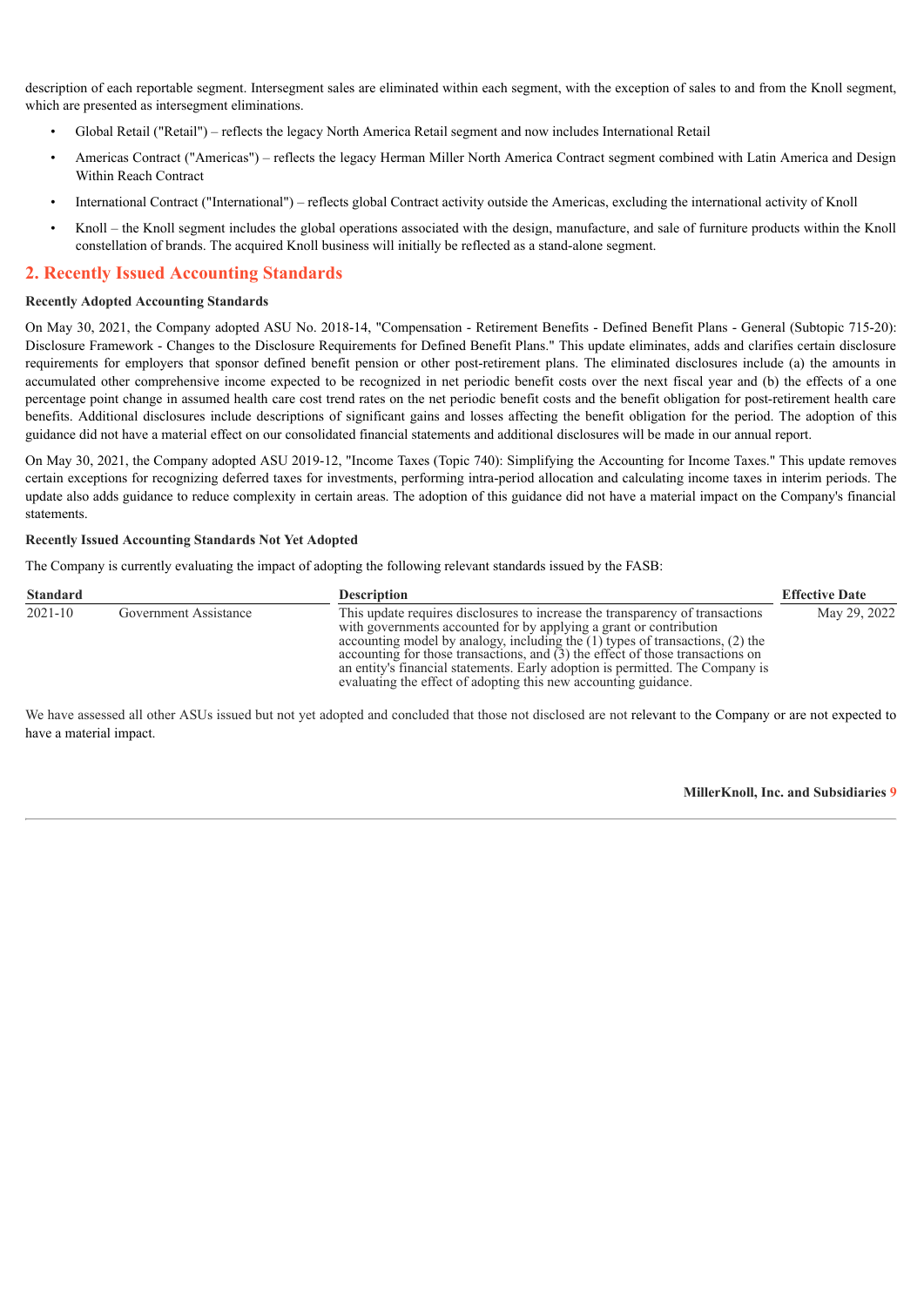description of each reportable segment. Intersegment sales are eliminated within each segment, with the exception of sales to and from the Knoll segment, which are presented as intersegment eliminations.

- Global Retail ("Retail") – reflects the legacy North America Retail segment and now includes International Retail
- Americas Contract ("Americas") – reflects the legacy Herman Miller North America Contract segment combined with Latin America and Design Within Reach Contract
- International Contract ("International") – reflects global Contract activity outside the Americas, excluding the international activity of Knoll
- Knoll – the Knoll segment includes the global operations associated with the design, manufacture, and sale of furniture products within the Knoll constellation of brands. The acquired Knoll business will initially be reflected as a stand-alone segment.

## 2. Recently Issued Accounting Standards

**Recently Adopted Accounting Standards**

On May 30, 2021, the Company adopted ASU No. 2018-14, "Compensation - Retirement Benefits - Defined Benefit Plans - General (Subtopic 715-20): Disclosure Framework - Changes to the Disclosure Requirements for Defined Benefit Plans." This update eliminates, adds and clarifies certain disclosure requirements for employers that sponsor defined benefit pension or other post-retirement plans. The eliminated disclosures include (a) the amounts in accumulated other comprehensive income expected to be recognized in net periodic benefit costs over the next fiscal year and (b) the effects of a one percentage point change in assumed health care cost trend rates on the net periodic benefit costs and the benefit obligation for post-retirement health care benefits. Additional disclosures include descriptions of significant gains and losses affecting the benefit obligation for the period. The adoption of this guidance did not have a material effect on our consolidated financial statements and additional disclosures will be made in our annual report.

On May 30, 2021, the Company adopted ASU 2019-12, "Income Taxes (Topic 740): Simplifying the Accounting for Income Taxes." This update removes certain exceptions for recognizing deferred taxes for investments, performing intra-period allocation and calculating income taxes in interim periods. The update also adds guidance to reduce complexity in certain areas. The adoption of this guidance did not have a material impact on the Company's financial statements.

**Recently Issued Accounting Standards Not Yet Adopted**

The Company is currently evaluating the impact of adopting the following relevant standards issued by the FASB:

| Standard | | Description | Effective Date |
|---|---|---|---|
| 2021-10 | Government Assistance | This update requires disclosures to increase the transparency of transactions with governments accounted for by applying a grant or contribution accounting model by analogy, including the (1) types of transactions, (2) the accounting for those transactions, and (3) the effect of those transactions on an entity's financial statements. Early adoption is permitted. The Company is evaluating the effect of adopting this new accounting guidance. | May 29, 2022 |

We have assessed all other ASUs issued but not yet adopted and concluded that those not disclosed are not relevant to the Company or are not expected to have a material impact.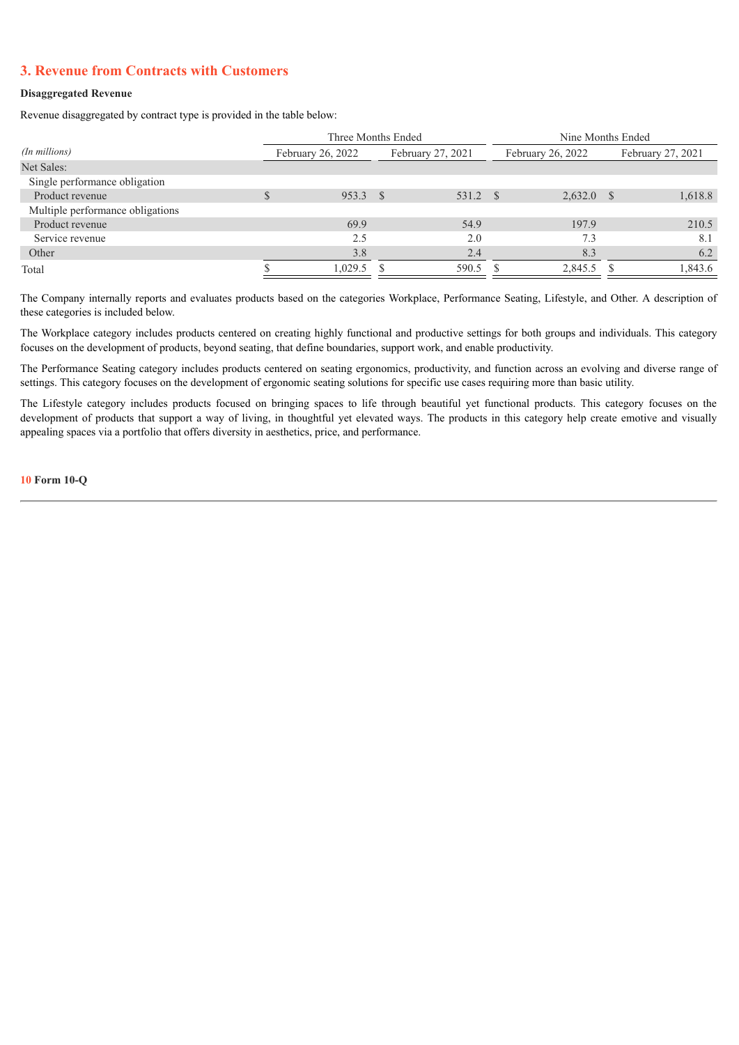## 3. Revenue from Contracts with Customers

**Disaggregated Revenue**

Revenue disaggregated by contract type is provided in the table below:

| *(In millions)* | Three Months Ended | | Nine Months Ended | |
|---|---|---|---|---|
| | February 26, 2022 | February 27, 2021 | February 26, 2022 | February 27, 2021 |
| Net Sales: | | | | |
| Single performance obligation | | | | |
| Product revenue | $ 953.3 | $ 531.2 | $ 2,632.0 | $ 1,618.8 |
| Multiple performance obligations | | | | |
| Product revenue | 69.9 | 54.9 | 197.9 | 210.5 |
| Service revenue | 2.5 | 2.0 | 7.3 | 8.1 |
| Other | 3.8 | 2.4 | 8.3 | 6.2 |
| Total | $ 1,029.5 | $ 590.5 | $ 2,845.5 | $ 1,843.6 |

The Company internally reports and evaluates products based on the categories Workplace, Performance Seating, Lifestyle, and Other. A description of these categories is included below.

The Workplace category includes products centered on creating highly functional and productive settings for both groups and individuals. This category focuses on the development of products, beyond seating, that define boundaries, support work, and enable productivity.

The Performance Seating category includes products centered on seating ergonomics, productivity, and function across an evolving and diverse range of settings. This category focuses on the development of ergonomic seating solutions for specific use cases requiring more than basic utility.

The Lifestyle category includes products focused on bringing spaces to life through beautiful yet functional products. This category focuses on the development of products that support a way of living, in thoughtful yet elevated ways. The products in this category help create emotive and visually appealing spaces via a portfolio that offers diversity in aesthetics, price, and performance.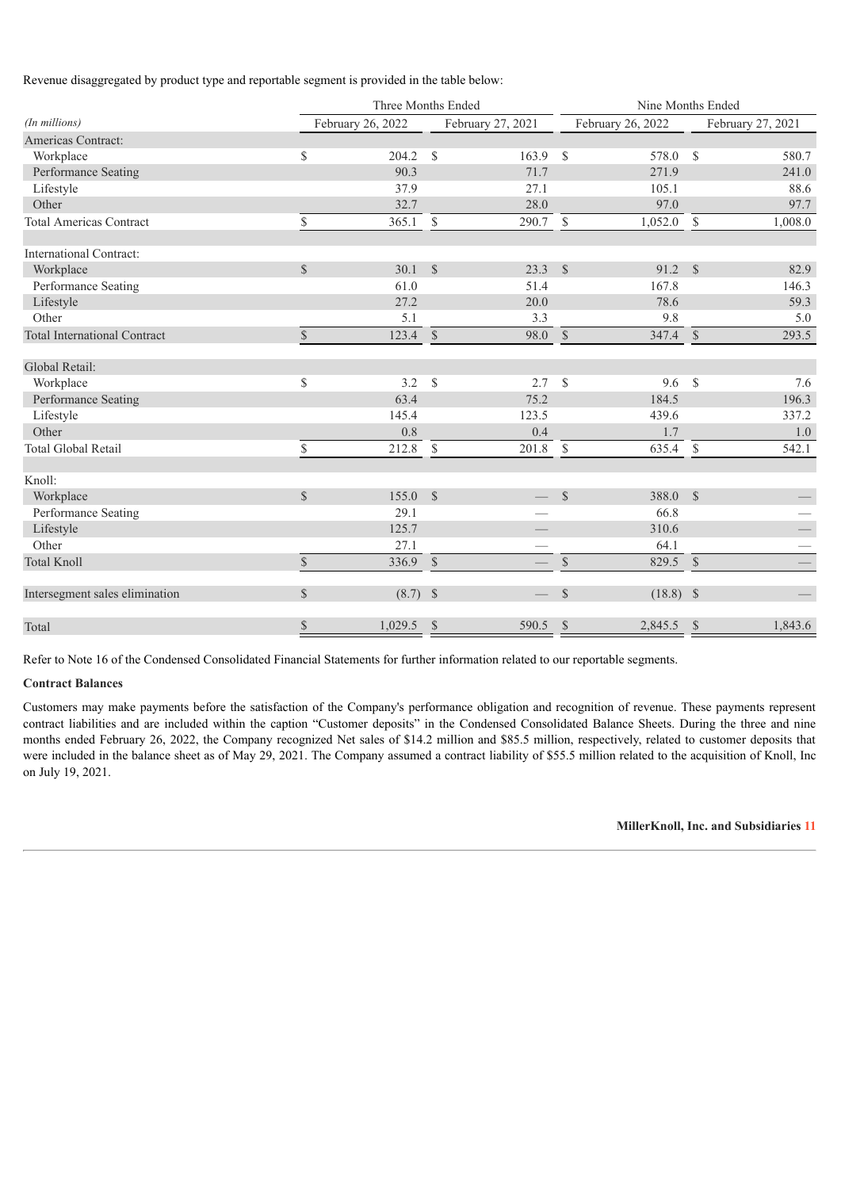Revenue disaggregated by product type and reportable segment is provided in the table below:

| | Three Months Ended | | Nine Months Ended | |
|---|---|---|---|---|
| *(In millions)* | February 26, 2022 | February 27, 2021 | February 26, 2022 | February 27, 2021 |
| Americas Contract: | | | | |
| Workplace | $ 204.2 | $ 163.9 | $ 578.0 | $ 580.7 |
| Performance Seating | 90.3 | 71.7 | 271.9 | 241.0 |
| Lifestyle | 37.9 | 27.1 | 105.1 | 88.6 |
| Other | 32.7 | 28.0 | 97.0 | 97.7 |
| Total Americas Contract | $ 365.1 | $ 290.7 | $ 1,052.0 | $ 1,008.0 |
| | | | | |
| International Contract: | | | | |
| Workplace | $ 30.1 | $ 23.3 | $ 91.2 | $ 82.9 |
| Performance Seating | 61.0 | 51.4 | 167.8 | 146.3 |
| Lifestyle | 27.2 | 20.0 | 78.6 | 59.3 |
| Other | 5.1 | 3.3 | 9.8 | 5.0 |
| Total International Contract | $ 123.4 | $ 98.0 | $ 347.4 | $ 293.5 |
| | | | | |
| Global Retail: | | | | |
| Workplace | $ 3.2 | $ 2.7 | $ 9.6 | $ 7.6 |
| Performance Seating | 63.4 | 75.2 | 184.5 | 196.3 |
| Lifestyle | 145.4 | 123.5 | 439.6 | 337.2 |
| Other | 0.8 | 0.4 | 1.7 | 1.0 |
| Total Global Retail | $ 212.8 | $ 201.8 | $ 635.4 | $ 542.1 |
| | | | | |
| Knoll: | | | | |
| Workplace | $ 155.0 | $ — | $ 388.0 | $ — |
| Performance Seating | 29.1 | — | 66.8 | — |
| Lifestyle | 125.7 | — | 310.6 | — |
| Other | 27.1 | — | 64.1 | — |
| Total Knoll | $ 336.9 | $ — | $ 829.5 | $ — |
| | | | | |
| Intersegment sales elimination | $ (8.7) | $ — | $ (18.8) | $ — |
| | | | | |
| Total | $ 1,029.5 | $ 590.5 | $ 2,845.5 | $ 1,843.6 |

Refer to Note 16 of the Condensed Consolidated Financial Statements for further information related to our reportable segments.

**Contract Balances**

Customers may make payments before the satisfaction of the Company's performance obligation and recognition of revenue. These payments represent contract liabilities and are included within the caption "Customer deposits" in the Condensed Consolidated Balance Sheets. During the three and nine months ended February 26, 2022, the Company recognized Net sales of $14.2 million and $85.5 million, respectively, related to customer deposits that were included in the balance sheet as of May 29, 2021. The Company assumed a contract liability of $55.5 million related to the acquisition of Knoll, Inc on July 19, 2021.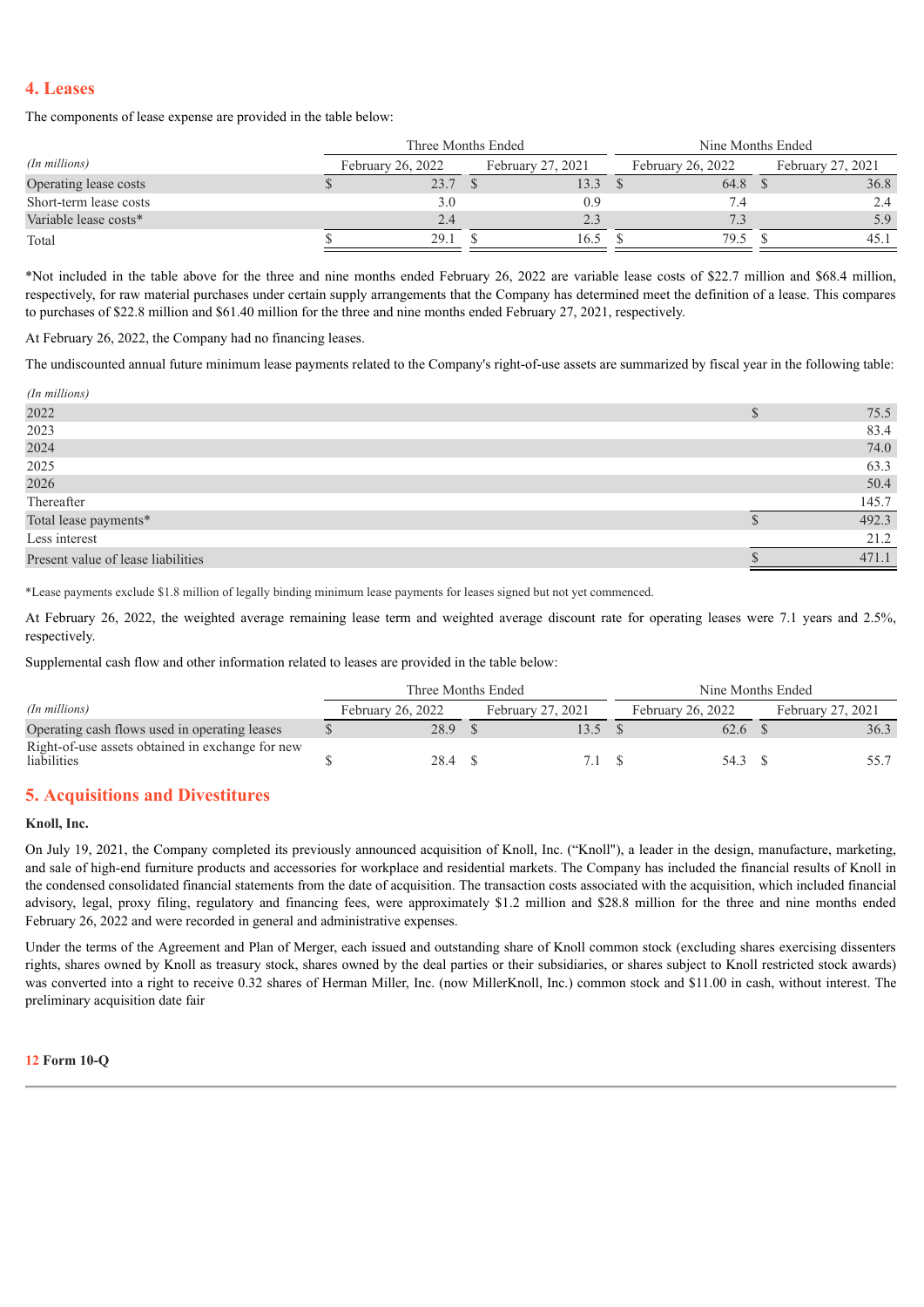## 4. Leases

The components of lease expense are provided in the table below:

| *(In millions)* | Three Months Ended | | Nine Months Ended | |
|---|---|---|---|---|
| | February 26, 2022 | February 27, 2021 | February 26, 2022 | February 27, 2021 |
| Operating lease costs | $ 23.7 | $ 13.3 | $ 64.8 | $ 36.8 |
| Short-term lease costs | 3.0 | 0.9 | 7.4 | 2.4 |
| Variable lease costs* | 2.4 | 2.3 | 7.3 | 5.9 |
| Total | $ 29.1 | $ 16.5 | $ 79.5 | $ 45.1 |

*Not included in the table above for the three and nine months ended February 26, 2022 are variable lease costs of $22.7 million and $68.4 million, respectively, for raw material purchases under certain supply arrangements that the Company has determined meet the definition of a lease. This compares to purchases of $22.8 million and $61.40 million for the three and nine months ended February 27, 2021, respectively.

At February 26, 2022, the Company had no financing leases.

The undiscounted annual future minimum lease payments related to the Company's right-of-use assets are summarized by fiscal year in the following table:

| *(In millions)* | |
|---|---|
| 2022 | $ 75.5 |
| 2023 | 83.4 |
| 2024 | 74.0 |
| 2025 | 63.3 |
| 2026 | 50.4 |
| Thereafter | 145.7 |
| Total lease payments* | $ 492.3 |
| Less interest | 21.2 |
| Present value of lease liabilities | $ 471.1 |

*Lease payments exclude $1.8 million of legally binding minimum lease payments for leases signed but not yet commenced.

At February 26, 2022, the weighted average remaining lease term and weighted average discount rate for operating leases were 7.1 years and 2.5%, respectively.

Supplemental cash flow and other information related to leases are provided in the table below:

| *(In millions)* | Three Months Ended | | Nine Months Ended | |
|---|---|---|---|---|
| | February 26, 2022 | February 27, 2021 | February 26, 2022 | February 27, 2021 |
| Operating cash flows used in operating leases | $ 28.9 | $ 13.5 | $ 62.6 | $ 36.3 |
| Right-of-use assets obtained in exchange for new liabilities | $ 28.4 | $ 7.1 | $ 54.3 | $ 55.7 |

## 5. Acquisitions and Divestitures

**Knoll, Inc.**

On July 19, 2021, the Company completed its previously announced acquisition of Knoll, Inc. ("Knoll"), a leader in the design, manufacture, marketing, and sale of high-end furniture products and accessories for workplace and residential markets. The Company has included the financial results of Knoll in the condensed consolidated financial statements from the date of acquisition. The transaction costs associated with the acquisition, which included financial advisory, legal, proxy filing, regulatory and financing fees, were approximately $1.2 million and $28.8 million for the three and nine months ended February 26, 2022 and were recorded in general and administrative expenses.

Under the terms of the Agreement and Plan of Merger, each issued and outstanding share of Knoll common stock (excluding shares exercising dissenters rights, shares owned by Knoll as treasury stock, shares owned by the deal parties or their subsidiaries, or shares subject to Knoll restricted stock awards) was converted into a right to receive 0.32 shares of Herman Miller, Inc. (now MillerKnoll, Inc.) common stock and $11.00 in cash, without interest. The preliminary acquisition date fair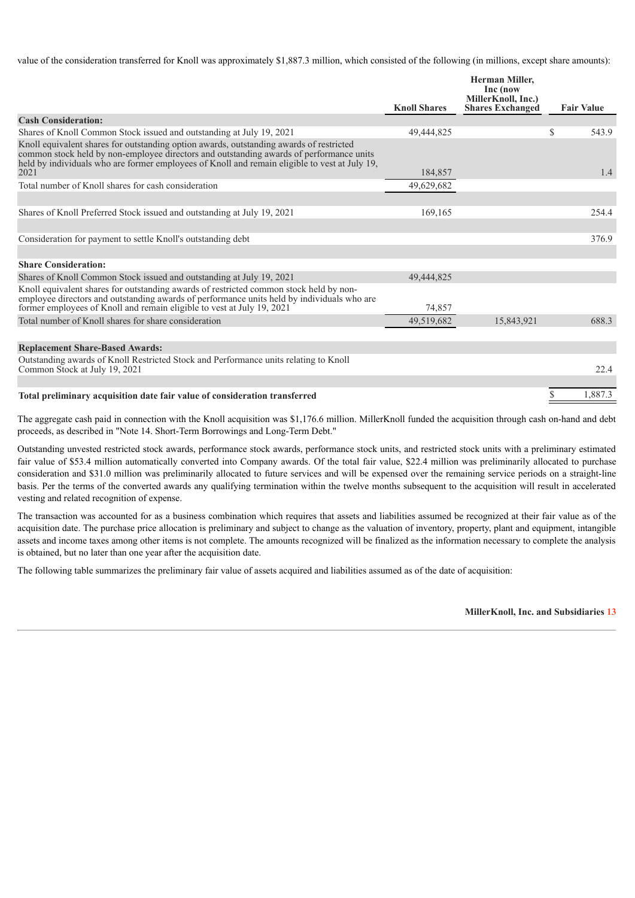value of the consideration transferred for Knoll was approximately $1,887.3 million, which consisted of the following (in millions, except share amounts):

| | Knoll Shares | Herman Miller, Inc (now MillerKnoll, Inc.) Shares Exchanged | Fair Value |
|---|---|---|---|
| **Cash Consideration:** | | | |
| Shares of Knoll Common Stock issued and outstanding at July 19, 2021 | 49,444,825 | | $ 543.9 |
| Knoll equivalent shares for outstanding option awards, outstanding awards of restricted common stock held by non-employee directors and outstanding awards of performance units held by individuals who are former employees of Knoll and remain eligible to vest at July 19, 2021 | 184,857 | | 1.4 |
| Total number of Knoll shares for cash consideration | 49,629,682 | | |
| | | | |
| Shares of Knoll Preferred Stock issued and outstanding at July 19, 2021 | 169,165 | | 254.4 |
| | | | |
| Consideration for payment to settle Knoll's outstanding debt | | | 376.9 |
| | | | |
| **Share Consideration:** | | | |
| Shares of Knoll Common Stock issued and outstanding at July 19, 2021 | 49,444,825 | | |
| Knoll equivalent shares for outstanding awards of restricted common stock held by non-employee directors and outstanding awards of performance units held by individuals who are former employees of Knoll and remain eligible to vest at July 19, 2021 | 74,857 | | |
| Total number of Knoll shares for share consideration | 49,519,682 | 15,843,921 | 688.3 |
| | | | |
| **Replacement Share-Based Awards:** | | | |
| Outstanding awards of Knoll Restricted Stock and Performance units relating to Knoll Common Stock at July 19, 2021 | | | 22.4 |
| | | | |
| **Total preliminary acquisition date fair value of consideration transferred** | | | $ 1,887.3 |

The aggregate cash paid in connection with the Knoll acquisition was $1,176.6 million. MillerKnoll funded the acquisition through cash on-hand and debt proceeds, as described in "Note 14. Short-Term Borrowings and Long-Term Debt."

Outstanding unvested restricted stock awards, performance stock awards, performance stock units, and restricted stock units with a preliminary estimated fair value of $53.4 million automatically converted into Company awards. Of the total fair value, $22.4 million was preliminarily allocated to purchase consideration and $31.0 million was preliminarily allocated to future services and will be expensed over the remaining service periods on a straight-line basis. Per the terms of the converted awards any qualifying termination within the twelve months subsequent to the acquisition will result in accelerated vesting and related recognition of expense.

The transaction was accounted for as a business combination which requires that assets and liabilities assumed be recognized at their fair value as of the acquisition date. The purchase price allocation is preliminary and subject to change as the valuation of inventory, property, plant and equipment, intangible assets and income taxes among other items is not complete. The amounts recognized will be finalized as the information necessary to complete the analysis is obtained, but no later than one year after the acquisition date.

The following table summarizes the preliminary fair value of assets acquired and liabilities assumed as of the date of acquisition: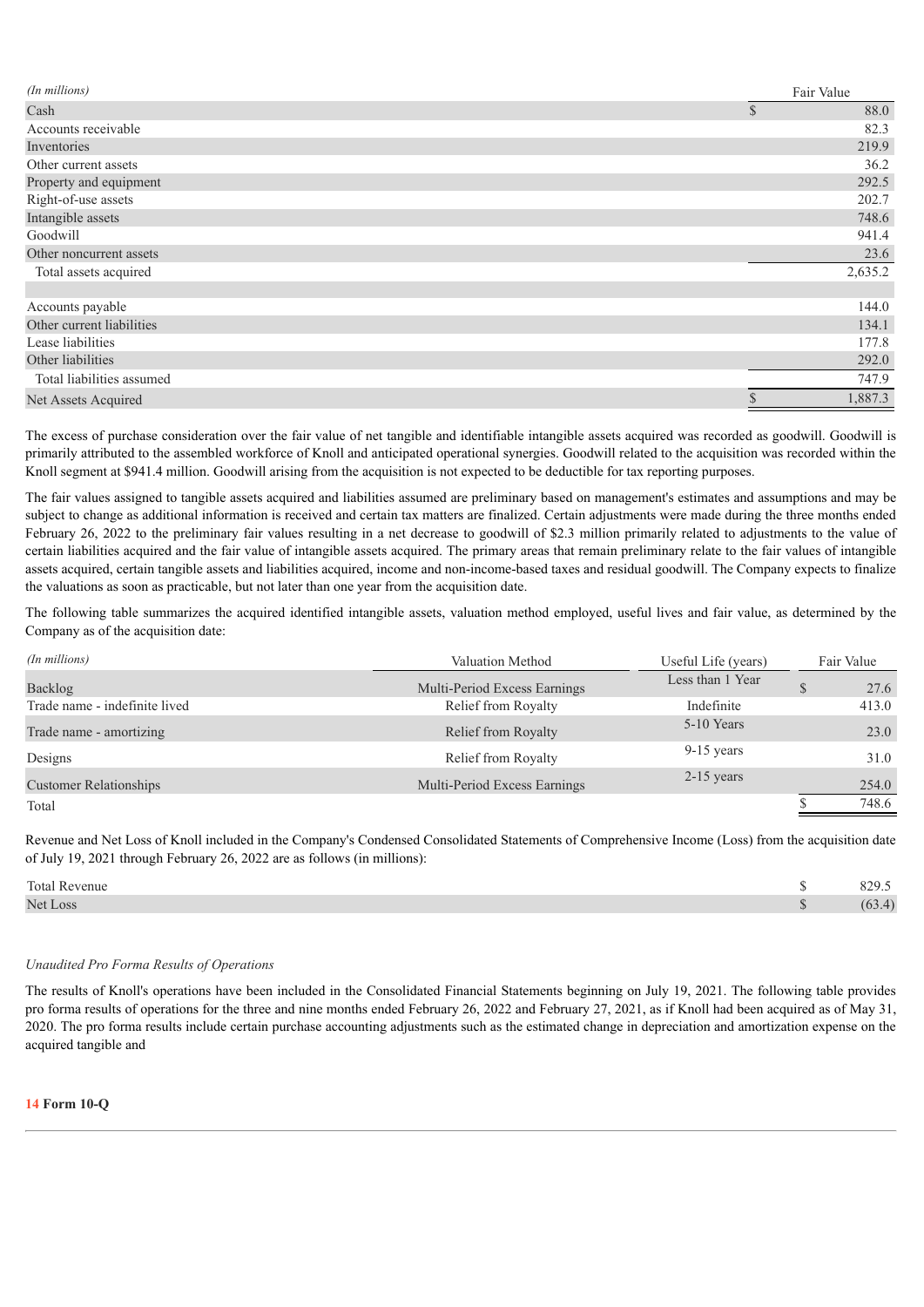| *(In millions)* | Fair Value |
|---|---|
| Cash | $ 88.0 |
| Accounts receivable | 82.3 |
| Inventories | 219.9 |
| Other current assets | 36.2 |
| Property and equipment | 292.5 |
| Right-of-use assets | 202.7 |
| Intangible assets | 748.6 |
| Goodwill | 941.4 |
| Other noncurrent assets | 23.6 |
| Total assets acquired | 2,635.2 |
| | |
| Accounts payable | 144.0 |
| Other current liabilities | 134.1 |
| Lease liabilities | 177.8 |
| Other liabilities | 292.0 |
| Total liabilities assumed | 747.9 |
| Net Assets Acquired | $ 1,887.3 |

The excess of purchase consideration over the fair value of net tangible and identifiable intangible assets acquired was recorded as goodwill. Goodwill is primarily attributed to the assembled workforce of Knoll and anticipated operational synergies. Goodwill related to the acquisition was recorded within the Knoll segment at $941.4 million. Goodwill arising from the acquisition is not expected to be deductible for tax reporting purposes.

The fair values assigned to tangible assets acquired and liabilities assumed are preliminary based on management's estimates and assumptions and may be subject to change as additional information is received and certain tax matters are finalized. Certain adjustments were made during the three months ended February 26, 2022 to the preliminary fair values resulting in a net decrease to goodwill of $2.3 million primarily related to adjustments to the value of certain liabilities acquired and the fair value of intangible assets acquired. The primary areas that remain preliminary relate to the fair values of intangible assets acquired, certain tangible assets and liabilities acquired, income and non-income-based taxes and residual goodwill. The Company expects to finalize the valuations as soon as practicable, but not later than one year from the acquisition date.

The following table summarizes the acquired identified intangible assets, valuation method employed, useful lives and fair value, as determined by the Company as of the acquisition date:

| *(In millions)* | Valuation Method | Useful Life (years) | Fair Value |
|---|---|---|---|
| Backlog | Multi-Period Excess Earnings | Less than 1 Year | $ 27.6 |
| Trade name - indefinite lived | Relief from Royalty | Indefinite | 413.0 |
| Trade name - amortizing | Relief from Royalty | 5-10 Years | 23.0 |
| Designs | Relief from Royalty | 9-15 years | 31.0 |
| Customer Relationships | Multi-Period Excess Earnings | 2-15 years | 254.0 |
| Total | | | $ 748.6 |

Revenue and Net Loss of Knoll included in the Company's Condensed Consolidated Statements of Comprehensive Income (Loss) from the acquisition date of July 19, 2021 through February 26, 2022 are as follows (in millions):

| | |
|---|---|
| Total Revenue | $ 829.5 |
| Net Loss | $ (63.4) |

*Unaudited Pro Forma Results of Operations*

The results of Knoll's operations have been included in the Consolidated Financial Statements beginning on July 19, 2021. The following table provides pro forma results of operations for the three and nine months ended February 26, 2022 and February 27, 2021, as if Knoll had been acquired as of May 31, 2020. The pro forma results include certain purchase accounting adjustments such as the estimated change in depreciation and amortization expense on the acquired tangible and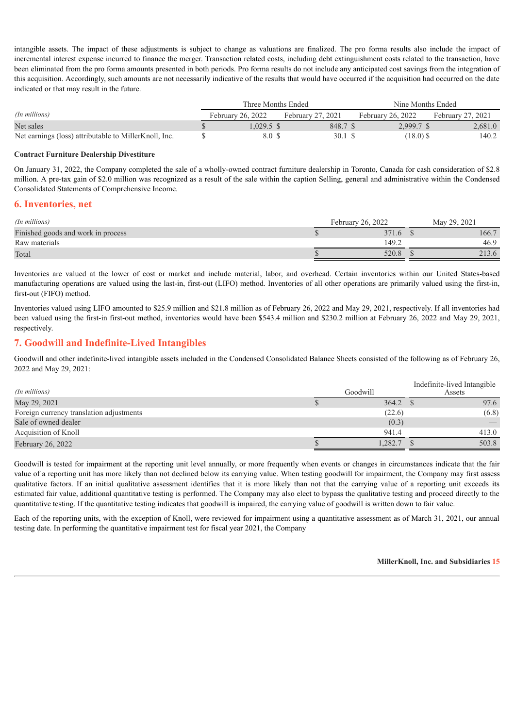intangible assets. The impact of these adjustments is subject to change as valuations are finalized. The pro forma results also include the impact of incremental interest expense incurred to finance the merger. Transaction related costs, including debt extinguishment costs related to the transaction, have been eliminated from the pro forma amounts presented in both periods. Pro forma results do not include any anticipated cost savings from the integration of this acquisition. Accordingly, such amounts are not necessarily indicative of the results that would have occurred if the acquisition had occurred on the date indicated or that may result in the future.

| | Three Months Ended | | Nine Months Ended | |
|---|---|---|---|---|
| *(In millions)* | February 26, 2022 | February 27, 2021 | February 26, 2022 | February 27, 2021 |
| Net sales | $ 1,029.5 | $ 848.7 | $ 2,999.7 | $ 2,681.0 |
| Net earnings (loss) attributable to MillerKnoll, Inc. | $ 8.0 | $ 30.1 | $ (18.0) | $ 140.2 |

**Contract Furniture Dealership Divestiture**

On January 31, 2022, the Company completed the sale of a wholly-owned contract furniture dealership in Toronto, Canada for cash consideration of $2.8 million. A pre-tax gain of $2.0 million was recognized as a result of the sale within the caption Selling, general and administrative within the Condensed Consolidated Statements of Comprehensive Income.

## 6. Inventories, net

| *(In millions)* | February 26, 2022 | May 29, 2021 |
|---|---|---|
| Finished goods and work in process | $ 371.6 | $ 166.7 |
| Raw materials | 149.2 | 46.9 |
| Total | $ 520.8 | $ 213.6 |

Inventories are valued at the lower of cost or market and include material, labor, and overhead. Certain inventories within our United States-based manufacturing operations are valued using the last-in, first-out (LIFO) method. Inventories of all other operations are primarily valued using the first-in, first-out (FIFO) method.

Inventories valued using LIFO amounted to $25.9 million and $21.8 million as of February 26, 2022 and May 29, 2021, respectively. If all inventories had been valued using the first-in first-out method, inventories would have been $543.4 million and $230.2 million at February 26, 2022 and May 29, 2021, respectively.

## 7. Goodwill and Indefinite-Lived Intangibles

Goodwill and other indefinite-lived intangible assets included in the Condensed Consolidated Balance Sheets consisted of the following as of February 26, 2022 and May 29, 2021:

| *(In millions)* | Goodwill | Indefinite-lived Intangible Assets |
|---|---|---|
| May 29, 2021 | $ 364.2 | $ 97.6 |
| Foreign currency translation adjustments | (22.6) | (6.8) |
| Sale of owned dealer | (0.3) | — |
| Acquisition of Knoll | 941.4 | 413.0 |
| February 26, 2022 | $ 1,282.7 | $ 503.8 |

Goodwill is tested for impairment at the reporting unit level annually, or more frequently when events or changes in circumstances indicate that the fair value of a reporting unit has more likely than not declined below its carrying value. When testing goodwill for impairment, the Company may first assess qualitative factors. If an initial qualitative assessment identifies that it is more likely than not that the carrying value of a reporting unit exceeds its estimated fair value, additional quantitative testing is performed. The Company may also elect to bypass the qualitative testing and proceed directly to the quantitative testing. If the quantitative testing indicates that goodwill is impaired, the carrying value of goodwill is written down to fair value.

Each of the reporting units, with the exception of Knoll, were reviewed for impairment using a quantitative assessment as of March 31, 2021, our annual testing date. In performing the quantitative impairment test for fiscal year 2021, the Company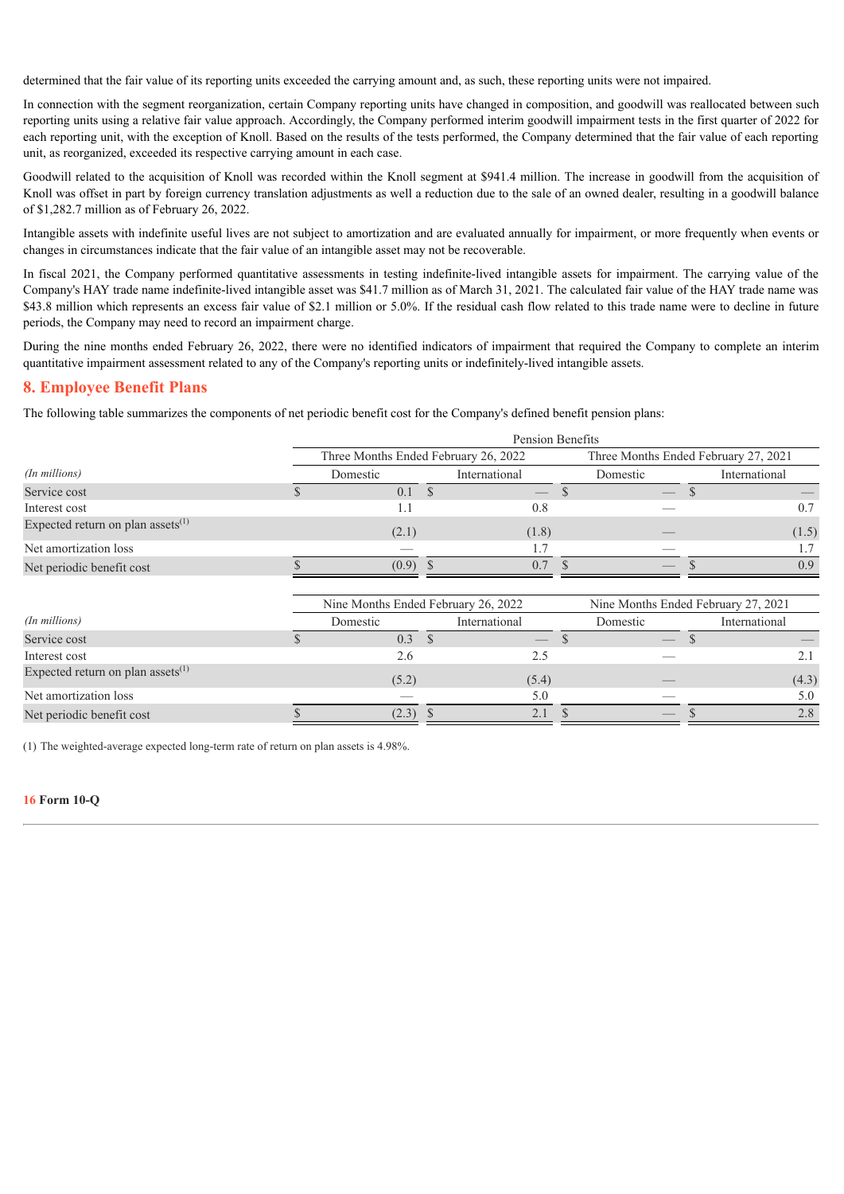determined that the fair value of its reporting units exceeded the carrying amount and, as such, these reporting units were not impaired.

In connection with the segment reorganization, certain Company reporting units have changed in composition, and goodwill was reallocated between such reporting units using a relative fair value approach. Accordingly, the Company performed interim goodwill impairment tests in the first quarter of 2022 for each reporting unit, with the exception of Knoll. Based on the results of the tests performed, the Company determined that the fair value of each reporting unit, as reorganized, exceeded its respective carrying amount in each case.

Goodwill related to the acquisition of Knoll was recorded within the Knoll segment at $941.4 million. The increase in goodwill from the acquisition of Knoll was offset in part by foreign currency translation adjustments as well a reduction due to the sale of an owned dealer, resulting in a goodwill balance of $1,282.7 million as of February 26, 2022.

Intangible assets with indefinite useful lives are not subject to amortization and are evaluated annually for impairment, or more frequently when events or changes in circumstances indicate that the fair value of an intangible asset may not be recoverable.

In fiscal 2021, the Company performed quantitative assessments in testing indefinite-lived intangible assets for impairment. The carrying value of the Company's HAY trade name indefinite-lived intangible asset was $41.7 million as of March 31, 2021. The calculated fair value of the HAY trade name was $43.8 million which represents an excess fair value of $2.1 million or 5.0%. If the residual cash flow related to this trade name were to decline in future periods, the Company may need to record an impairment charge.

During the nine months ended February 26, 2022, there were no identified indicators of impairment that required the Company to complete an interim quantitative impairment assessment related to any of the Company's reporting units or indefinitely-lived intangible assets.

## 8. Employee Benefit Plans

The following table summarizes the components of net periodic benefit cost for the Company's defined benefit pension plans:

| | Pension Benefits | | | |
|---|---|---|---|---|
| | Three Months Ended February 26, 2022 | | Three Months Ended February 27, 2021 | |
| *(In millions)* | Domestic | International | Domestic | International |
| Service cost | $ 0.1 | $ — | $ — | $ — |
| Interest cost | 1.1 | 0.8 | — | 0.7 |
| Expected return on plan assets[(1)] | (2.1) | (1.8) | — | (1.5) |
| Net amortization loss | — | 1.7 | — | 1.7 |
| Net periodic benefit cost | $ (0.9) | $ 0.7 | $ — | $ 0.9 |

| | Nine Months Ended February 26, 2022 | | Nine Months Ended February 27, 2021 | |
|---|---|---|---|---|
| *(In millions)* | Domestic | International | Domestic | International |
| Service cost | $ 0.3 | $ — | $ — | $ — |
| Interest cost | 2.6 | 2.5 | — | 2.1 |
| Expected return on plan assets[(1)] | (5.2) | (5.4) | — | (4.3) |
| Net amortization loss | — | 5.0 | — | 5.0 |
| Net periodic benefit cost | $ (2.3) | $ 2.1 | $ — | $ 2.8 |

(1) The weighted-average expected long-term rate of return on plan assets is 4.98%.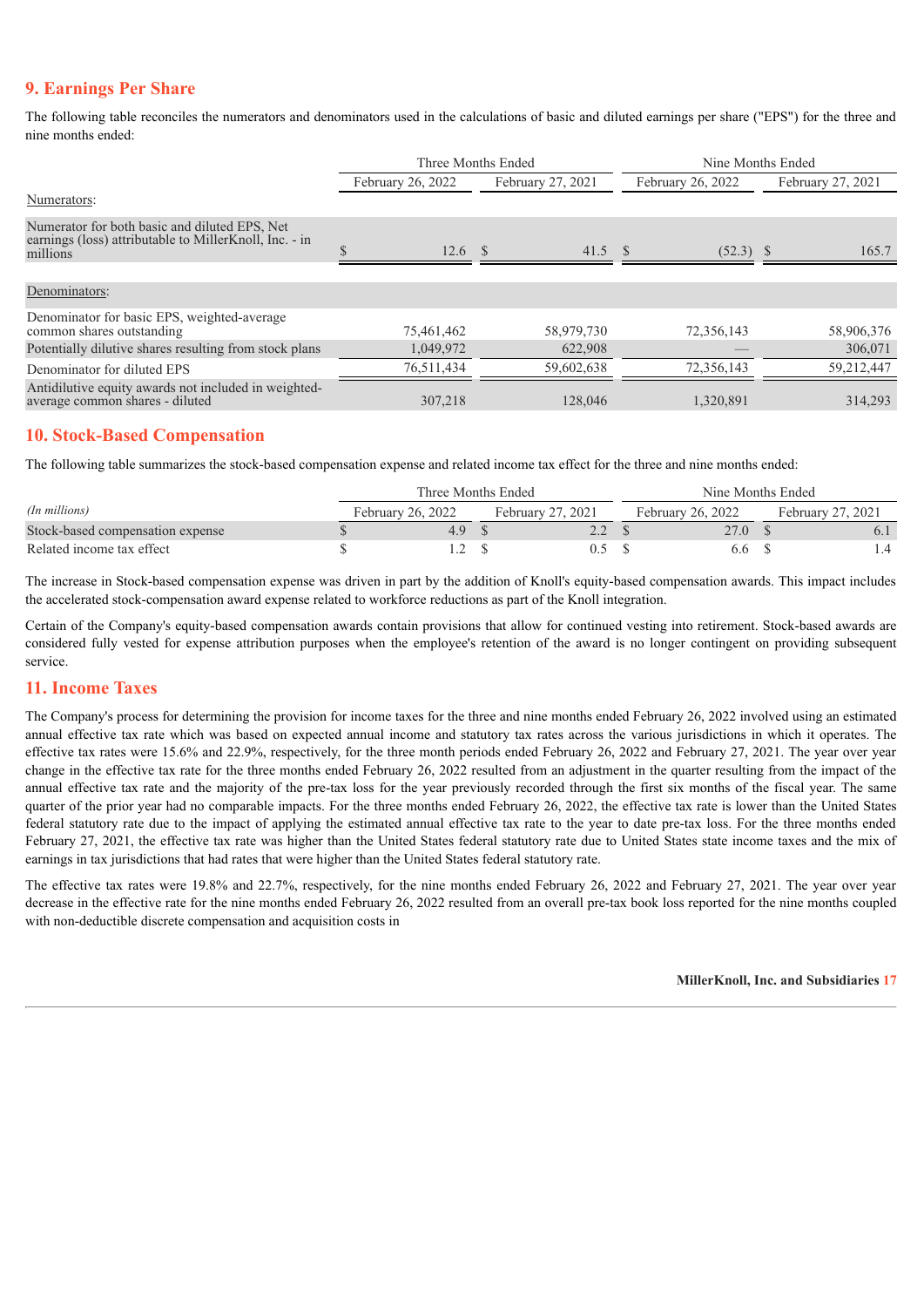## 9. Earnings Per Share

The following table reconciles the numerators and denominators used in the calculations of basic and diluted earnings per share ("EPS") for the three and nine months ended:

| | Three Months Ended | | Nine Months Ended | |
|---|---|---|---|---|
| | February 26, 2022 | February 27, 2021 | February 26, 2022 | February 27, 2021 |
| Numerators: | | | | |
| Numerator for both basic and diluted EPS, Net earnings (loss) attributable to MillerKnoll, Inc. - in millions | $ 12.6 | $ 41.5 | $ (52.3) | $ 165.7 |
| Denominators: | | | | |
| Denominator for basic EPS, weighted-average common shares outstanding | 75,461,462 | 58,979,730 | 72,356,143 | 58,906,376 |
| Potentially dilutive shares resulting from stock plans | 1,049,972 | 622,908 | — | 306,071 |
| Denominator for diluted EPS | 76,511,434 | 59,602,638 | 72,356,143 | 59,212,447 |
| Antidilutive equity awards not included in weighted-average common shares - diluted | 307,218 | 128,046 | 1,320,891 | 314,293 |

## 10. Stock-Based Compensation

The following table summarizes the stock-based compensation expense and related income tax effect for the three and nine months ended:

| | Three Months Ended | | Nine Months Ended | |
|---|---|---|---|---|
| *(In millions)* | February 26, 2022 | February 27, 2021 | February 26, 2022 | February 27, 2021 |
| Stock-based compensation expense | $ 4.9 | $ 2.2 | $ 27.0 | $ 6.1 |
| Related income tax effect | $ 1.2 | $ 0.5 | $ 6.6 | $ 1.4 |

The increase in Stock-based compensation expense was driven in part by the addition of Knoll's equity-based compensation awards. This impact includes the accelerated stock-compensation award expense related to workforce reductions as part of the Knoll integration.

Certain of the Company's equity-based compensation awards contain provisions that allow for continued vesting into retirement. Stock-based awards are considered fully vested for expense attribution purposes when the employee's retention of the award is no longer contingent on providing subsequent service.

## 11. Income Taxes

The Company's process for determining the provision for income taxes for the three and nine months ended February 26, 2022 involved using an estimated annual effective tax rate which was based on expected annual income and statutory tax rates across the various jurisdictions in which it operates. The effective tax rates were 15.6% and 22.9%, respectively, for the three month periods ended February 26, 2022 and February 27, 2021. The year over year change in the effective tax rate for the three months ended February 26, 2022 resulted from an adjustment in the quarter resulting from the impact of the annual effective tax rate and the majority of the pre-tax loss for the year previously recorded through the first six months of the fiscal year. The same quarter of the prior year had no comparable impacts. For the three months ended February 26, 2022, the effective tax rate is lower than the United States federal statutory rate due to the impact of applying the estimated annual effective tax rate to the year to date pre-tax loss. For the three months ended February 27, 2021, the effective tax rate was higher than the United States federal statutory rate due to United States state income taxes and the mix of earnings in tax jurisdictions that had rates that were higher than the United States federal statutory rate.

The effective tax rates were 19.8% and 22.7%, respectively, for the nine months ended February 26, 2022 and February 27, 2021. The year over year decrease in the effective rate for the nine months ended February 26, 2022 resulted from an overall pre-tax book loss reported for the nine months coupled with non-deductible discrete compensation and acquisition costs in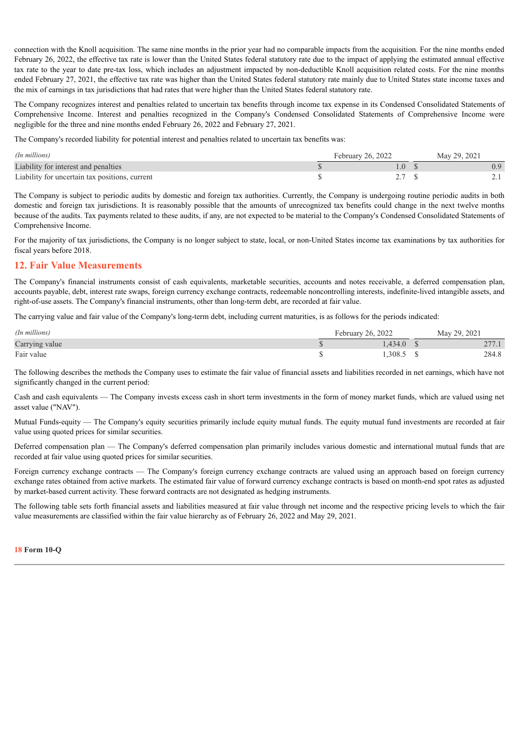connection with the Knoll acquisition. The same nine months in the prior year had no comparable impacts from the acquisition. For the nine months ended February 26, 2022, the effective tax rate is lower than the United States federal statutory rate due to the impact of applying the estimated annual effective tax rate to the year to date pre-tax loss, which includes an adjustment impacted by non-deductible Knoll acquisition related costs. For the nine months ended February 27, 2021, the effective tax rate was higher than the United States federal statutory rate mainly due to United States state income taxes and the mix of earnings in tax jurisdictions that had rates that were higher than the United States federal statutory rate.

The Company recognizes interest and penalties related to uncertain tax benefits through income tax expense in its Condensed Consolidated Statements of Comprehensive Income. Interest and penalties recognized in the Company's Condensed Consolidated Statements of Comprehensive Income were negligible for the three and nine months ended February 26, 2022 and February 27, 2021.

The Company's recorded liability for potential interest and penalties related to uncertain tax benefits was:

| *(In millions)* | February 26, 2022 | May 29, 2021 |
|---|---|---|
| Liability for interest and penalties | $ 1.0 | $ 0.9 |
| Liability for uncertain tax positions, current | $ 2.7 | $ 2.1 |

The Company is subject to periodic audits by domestic and foreign tax authorities. Currently, the Company is undergoing routine periodic audits in both domestic and foreign tax jurisdictions. It is reasonably possible that the amounts of unrecognized tax benefits could change in the next twelve months because of the audits. Tax payments related to these audits, if any, are not expected to be material to the Company's Condensed Consolidated Statements of Comprehensive Income.

For the majority of tax jurisdictions, the Company is no longer subject to state, local, or non-United States income tax examinations by tax authorities for fiscal years before 2018.

## 12. Fair Value Measurements

The Company's financial instruments consist of cash equivalents, marketable securities, accounts and notes receivable, a deferred compensation plan, accounts payable, debt, interest rate swaps, foreign currency exchange contracts, redeemable noncontrolling interests, indefinite-lived intangible assets, and right-of-use assets. The Company's financial instruments, other than long-term debt, are recorded at fair value.

The carrying value and fair value of the Company's long-term debt, including current maturities, is as follows for the periods indicated:

| *(In millions)* | February 26, 2022 | May 29, 2021 |
|---|---|---|
| Carrying value | $ 1,434.0 | $ 277.1 |
| Fair value | $ 1,308.5 | $ 284.8 |

The following describes the methods the Company uses to estimate the fair value of financial assets and liabilities recorded in net earnings, which have not significantly changed in the current period:

Cash and cash equivalents — The Company invests excess cash in short term investments in the form of money market funds, which are valued using net asset value ("NAV").

Mutual Funds-equity — The Company's equity securities primarily include equity mutual funds. The equity mutual fund investments are recorded at fair value using quoted prices for similar securities.

Deferred compensation plan — The Company's deferred compensation plan primarily includes various domestic and international mutual funds that are recorded at fair value using quoted prices for similar securities.

Foreign currency exchange contracts — The Company's foreign currency exchange contracts are valued using an approach based on foreign currency exchange rates obtained from active markets. The estimated fair value of forward currency exchange contracts is based on month-end spot rates as adjusted by market-based current activity. These forward contracts are not designated as hedging instruments.

The following table sets forth financial assets and liabilities measured at fair value through net income and the respective pricing levels to which the fair value measurements are classified within the fair value hierarchy as of February 26, 2022 and May 29, 2021.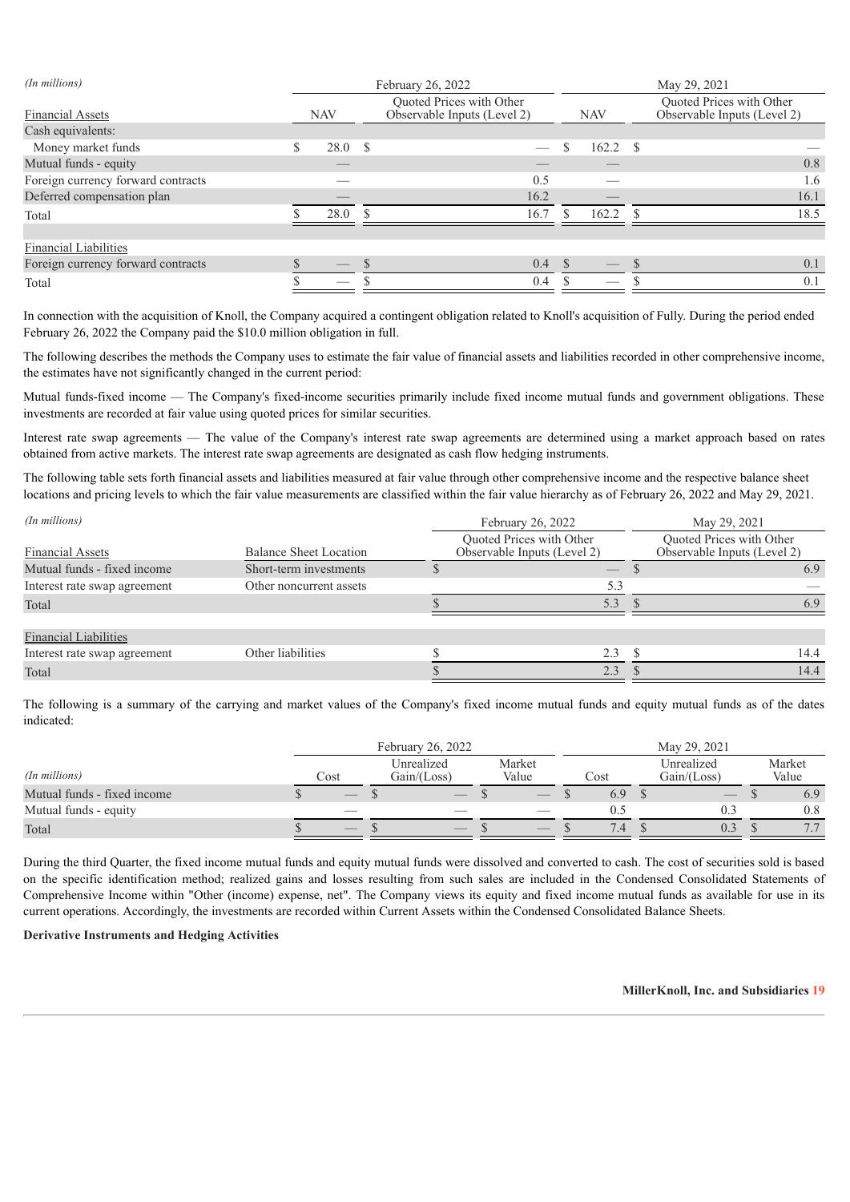| (In millions) | February 26, 2022 | | May 29, 2021 | |
|---|---|---|---|---|
| Financial Assets | NAV | Quoted Prices with Other Observable Inputs (Level 2) | NAV | Quoted Prices with Other Observable Inputs (Level 2) |
| Cash equivalents: | | | | |
| Money market funds | $ 28.0 | $ — | $ 162.2 | $ — |
| Mutual funds - equity | — | — | — | 0.8 |
| Foreign currency forward contracts | — | 0.5 | — | 1.6 |
| Deferred compensation plan | — | 16.2 | — | 16.1 |
| Total | $ 28.0 | $ 16.7 | $ 162.2 | $ 18.5 |
| | | | | |
| Financial Liabilities | | | | |
| Foreign currency forward contracts | $ — | $ 0.4 | $ — | $ 0.1 |
| Total | $ — | $ 0.4 | $ — | $ 0.1 |

In connection with the acquisition of Knoll, the Company acquired a contingent obligation related to Knoll's acquisition of Fully. During the period ended February 26, 2022 the Company paid the $10.0 million obligation in full.

The following describes the methods the Company uses to estimate the fair value of financial assets and liabilities recorded in other comprehensive income, the estimates have not significantly changed in the current period:

Mutual funds-fixed income — The Company's fixed-income securities primarily include fixed income mutual funds and government obligations. These investments are recorded at fair value using quoted prices for similar securities.

Interest rate swap agreements — The value of the Company's interest rate swap agreements are determined using a market approach based on rates obtained from active markets. The interest rate swap agreements are designated as cash flow hedging instruments.

The following table sets forth financial assets and liabilities measured at fair value through other comprehensive income and the respective balance sheet locations and pricing levels to which the fair value measurements are classified within the fair value hierarchy as of February 26, 2022 and May 29, 2021.

| (In millions) | | February 26, 2022 | May 29, 2021 |
|---|---|---|---|
| Financial Assets | Balance Sheet Location | Quoted Prices with Other Observable Inputs (Level 2) | Quoted Prices with Other Observable Inputs (Level 2) |
| Mutual funds - fixed income | Short-term investments | $ — | $ 6.9 |
| Interest rate swap agreement | Other noncurrent assets | 5.3 | — |
| Total | | $ 5.3 | $ 6.9 |
| | | | |
| Financial Liabilities | | | |
| Interest rate swap agreement | Other liabilities | $ 2.3 | $ 14.4 |
| Total | | $ 2.3 | $ 14.4 |

The following is a summary of the carrying and market values of the Company's fixed income mutual funds and equity mutual funds as of the dates indicated:

| | February 26, 2022 | | | May 29, 2021 | | |
|---|---|---|---|---|---|---|
| (In millions) | Cost | Unrealized Gain/(Loss) | Market Value | Cost | Unrealized Gain/(Loss) | Market Value |
| Mutual funds - fixed income | $ — | $ — | $ — | $ 6.9 | $ — | $ 6.9 |
| Mutual funds - equity | — | — | — | 0.5 | 0.3 | 0.8 |
| Total | $ — | $ — | $ — | $ 7.4 | $ 0.3 | $ 7.7 |

During the third Quarter, the fixed income mutual funds and equity mutual funds were dissolved and converted to cash. The cost of securities sold is based on the specific identification method; realized gains and losses resulting from such sales are included in the Condensed Consolidated Statements of Comprehensive Income within "Other (income) expense, net". The Company views its equity and fixed income mutual funds as available for use in its current operations. Accordingly, the investments are recorded within Current Assets within the Condensed Consolidated Balance Sheets.

**Derivative Instruments and Hedging Activities**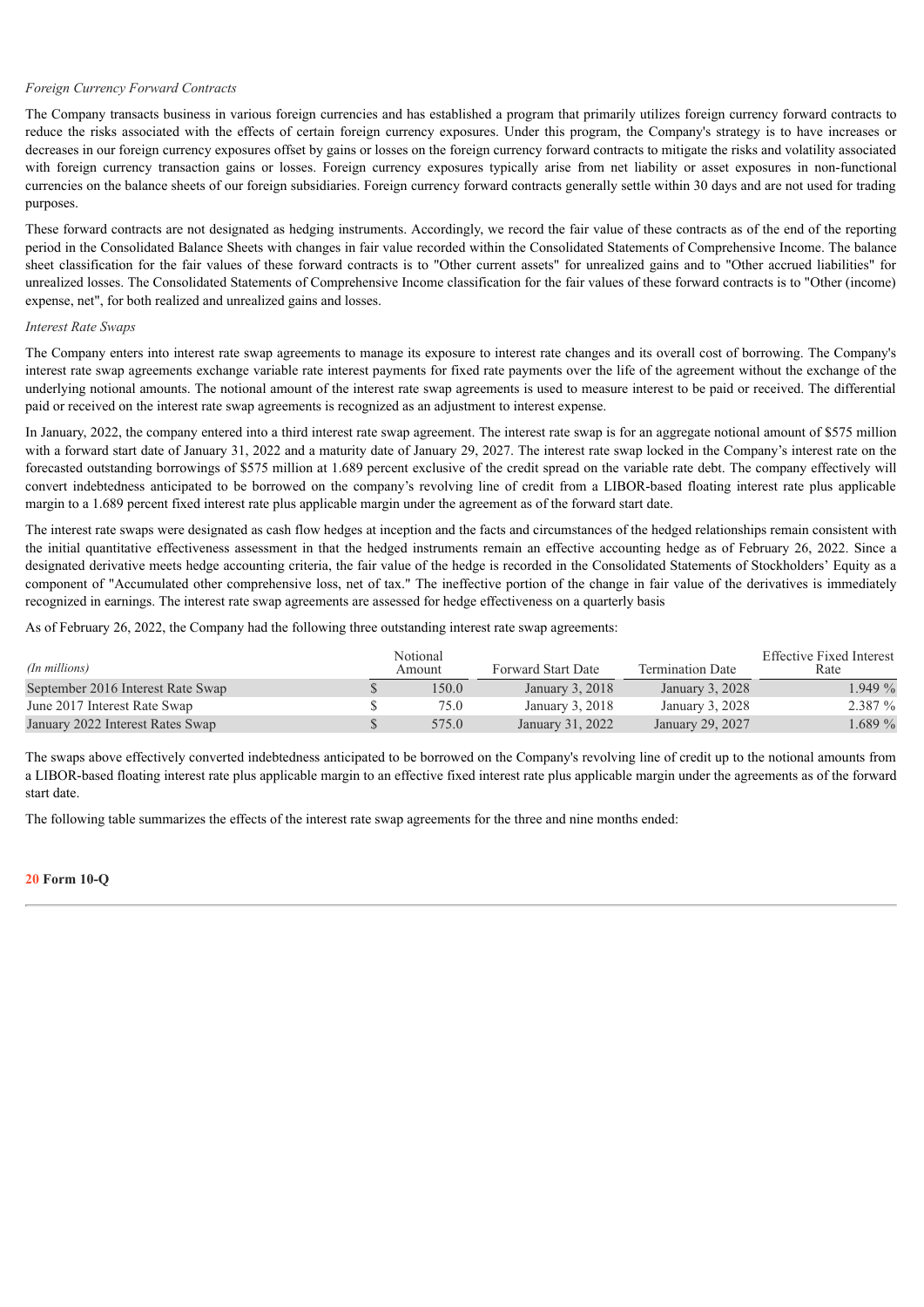*Foreign Currency Forward Contracts*

The Company transacts business in various foreign currencies and has established a program that primarily utilizes foreign currency forward contracts to reduce the risks associated with the effects of certain foreign currency exposures. Under this program, the Company's strategy is to have increases or decreases in our foreign currency exposures offset by gains or losses on the foreign currency forward contracts to mitigate the risks and volatility associated with foreign currency transaction gains or losses. Foreign currency exposures typically arise from net liability or asset exposures in non-functional currencies on the balance sheets of our foreign subsidiaries. Foreign currency forward contracts generally settle within 30 days and are not used for trading purposes.

These forward contracts are not designated as hedging instruments. Accordingly, we record the fair value of these contracts as of the end of the reporting period in the Consolidated Balance Sheets with changes in fair value recorded within the Consolidated Statements of Comprehensive Income. The balance sheet classification for the fair values of these forward contracts is to "Other current assets" for unrealized gains and to "Other accrued liabilities" for unrealized losses. The Consolidated Statements of Comprehensive Income classification for the fair values of these forward contracts is to "Other (income) expense, net", for both realized and unrealized gains and losses.

*Interest Rate Swaps*

The Company enters into interest rate swap agreements to manage its exposure to interest rate changes and its overall cost of borrowing. The Company's interest rate swap agreements exchange variable rate interest payments for fixed rate payments over the life of the agreement without the exchange of the underlying notional amounts. The notional amount of the interest rate swap agreements is used to measure interest to be paid or received. The differential paid or received on the interest rate swap agreements is recognized as an adjustment to interest expense.

In January, 2022, the company entered into a third interest rate swap agreement. The interest rate swap is for an aggregate notional amount of $575 million with a forward start date of January 31, 2022 and a maturity date of January 29, 2027. The interest rate swap locked in the Company's interest rate on the forecasted outstanding borrowings of $575 million at 1.689 percent exclusive of the credit spread on the variable rate debt. The company effectively will convert indebtedness anticipated to be borrowed on the company's revolving line of credit from a LIBOR-based floating interest rate plus applicable margin to a 1.689 percent fixed interest rate plus applicable margin under the agreement as of the forward start date.

The interest rate swaps were designated as cash flow hedges at inception and the facts and circumstances of the hedged relationships remain consistent with the initial quantitative effectiveness assessment in that the hedged instruments remain an effective accounting hedge as of February 26, 2022. Since a designated derivative meets hedge accounting criteria, the fair value of the hedge is recorded in the Consolidated Statements of Stockholders' Equity as a component of "Accumulated other comprehensive loss, net of tax." The ineffective portion of the change in fair value of the derivatives is immediately recognized in earnings. The interest rate swap agreements are assessed for hedge effectiveness on a quarterly basis

As of February 26, 2022, the Company had the following three outstanding interest rate swap agreements:

| *(In millions)* | Notional Amount | Forward Start Date | Termination Date | Effective Fixed Interest Rate |
|---|---|---|---|---|
| September 2016 Interest Rate Swap | $ 150.0 | January 3, 2018 | January 3, 2028 | 1.949 % |
| June 2017 Interest Rate Swap | $ 75.0 | January 3, 2018 | January 3, 2028 | 2.387 % |
| January 2022 Interest Rates Swap | $ 575.0 | January 31, 2022 | January 29, 2027 | 1.689 % |

The swaps above effectively converted indebtedness anticipated to be borrowed on the Company's revolving line of credit up to the notional amounts from a LIBOR-based floating interest rate plus applicable margin to an effective fixed interest rate plus applicable margin under the agreements as of the forward start date.

The following table summarizes the effects of the interest rate swap agreements for the three and nine months ended: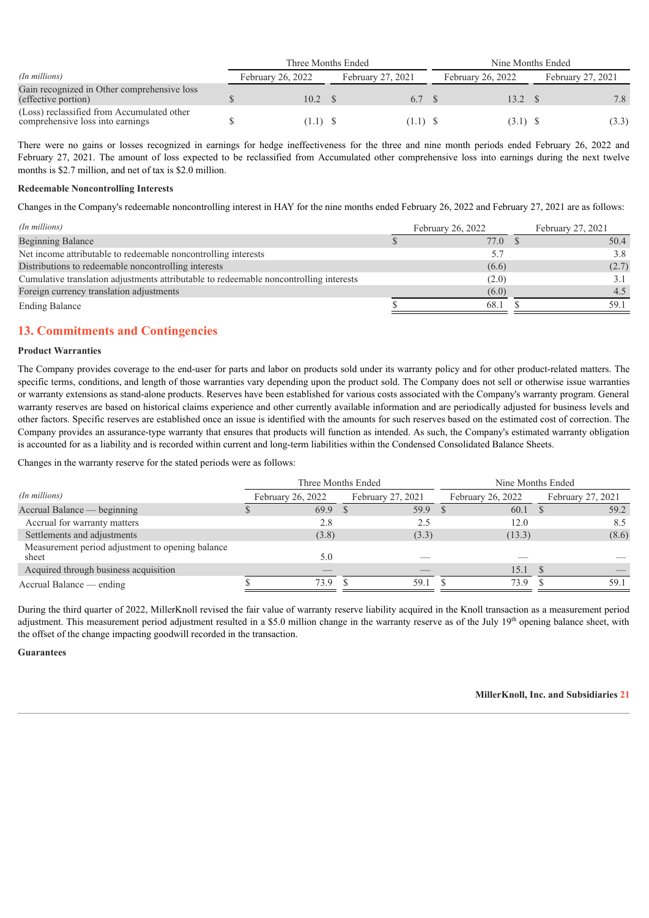| (In millions) | Three Months Ended | | Nine Months Ended | |
|---|---|---|---|---|
| | February 26, 2022 | February 27, 2021 | February 26, 2022 | February 27, 2021 |
| Gain recognized in Other comprehensive loss (effective portion) | $ 10.2 | $ 6.7 | $ 13.2 | $ 7.8 |
| (Loss) reclassified from Accumulated other comprehensive loss into earnings | $ (1.1) | $ (1.1) | $ (3.1) | $ (3.3) |

There were no gains or losses recognized in earnings for hedge ineffectiveness for the three and nine month periods ended February 26, 2022 and February 27, 2021. The amount of loss expected to be reclassified from Accumulated other comprehensive loss into earnings during the next twelve months is $2.7 million, and net of tax is $2.0 million.

**Redeemable Noncontrolling Interests**

Changes in the Company's redeemable noncontrolling interest in HAY for the nine months ended February 26, 2022 and February 27, 2021 are as follows:

| (In millions) | February 26, 2022 | February 27, 2021 |
|---|---|---|
| Beginning Balance | $ 77.0 | $ 50.4 |
| Net income attributable to redeemable noncontrolling interests | 5.7 | 3.8 |
| Distributions to redeemable noncontrolling interests | (6.6) | (2.7) |
| Cumulative translation adjustments attributable to redeemable noncontrolling interests | (2.0) | 3.1 |
| Foreign currency translation adjustments | (6.0) | 4.5 |
| Ending Balance | $ 68.1 | $ 59.1 |

## 13. Commitments and Contingencies

**Product Warranties**

The Company provides coverage to the end-user for parts and labor on products sold under its warranty policy and for other product-related matters. The specific terms, conditions, and length of those warranties vary depending upon the product sold. The Company does not sell or otherwise issue warranties or warranty extensions as stand-alone products. Reserves have been established for various costs associated with the Company's warranty program. General warranty reserves are based on historical claims experience and other currently available information and are periodically adjusted for business levels and other factors. Specific reserves are established once an issue is identified with the amounts for such reserves based on the estimated cost of correction. The Company provides an assurance-type warranty that ensures that products will function as intended. As such, the Company's estimated warranty obligation is accounted for as a liability and is recorded within current and long-term liabilities within the Condensed Consolidated Balance Sheets.

Changes in the warranty reserve for the stated periods were as follows:

| (In millions) | Three Months Ended | | Nine Months Ended | |
|---|---|---|---|---|
| | February 26, 2022 | February 27, 2021 | February 26, 2022 | February 27, 2021 |
| Accrual Balance — beginning | $ 69.9 | $ 59.9 | $ 60.1 | $ 59.2 |
| Accrual for warranty matters | 2.8 | 2.5 | 12.0 | 8.5 |
| Settlements and adjustments | (3.8) | (3.3) | (13.3) | (8.6) |
| Measurement period adjustment to opening balance sheet | 5.0 | — | — | — |
| Acquired through business acquisition | — | — | 15.1 | $ — |
| Accrual Balance — ending | $ 73.9 | $ 59.1 | $ 73.9 | $ 59.1 |

During the third quarter of 2022, MillerKnoll revised the fair value of warranty reserve liability acquired in the Knoll transaction as a measurement period adjustment. This measurement period adjustment resulted in a $5.0 million change in the warranty reserve as of the July 19th opening balance sheet, with the offset of the change impacting goodwill recorded in the transaction.

**Guarantees**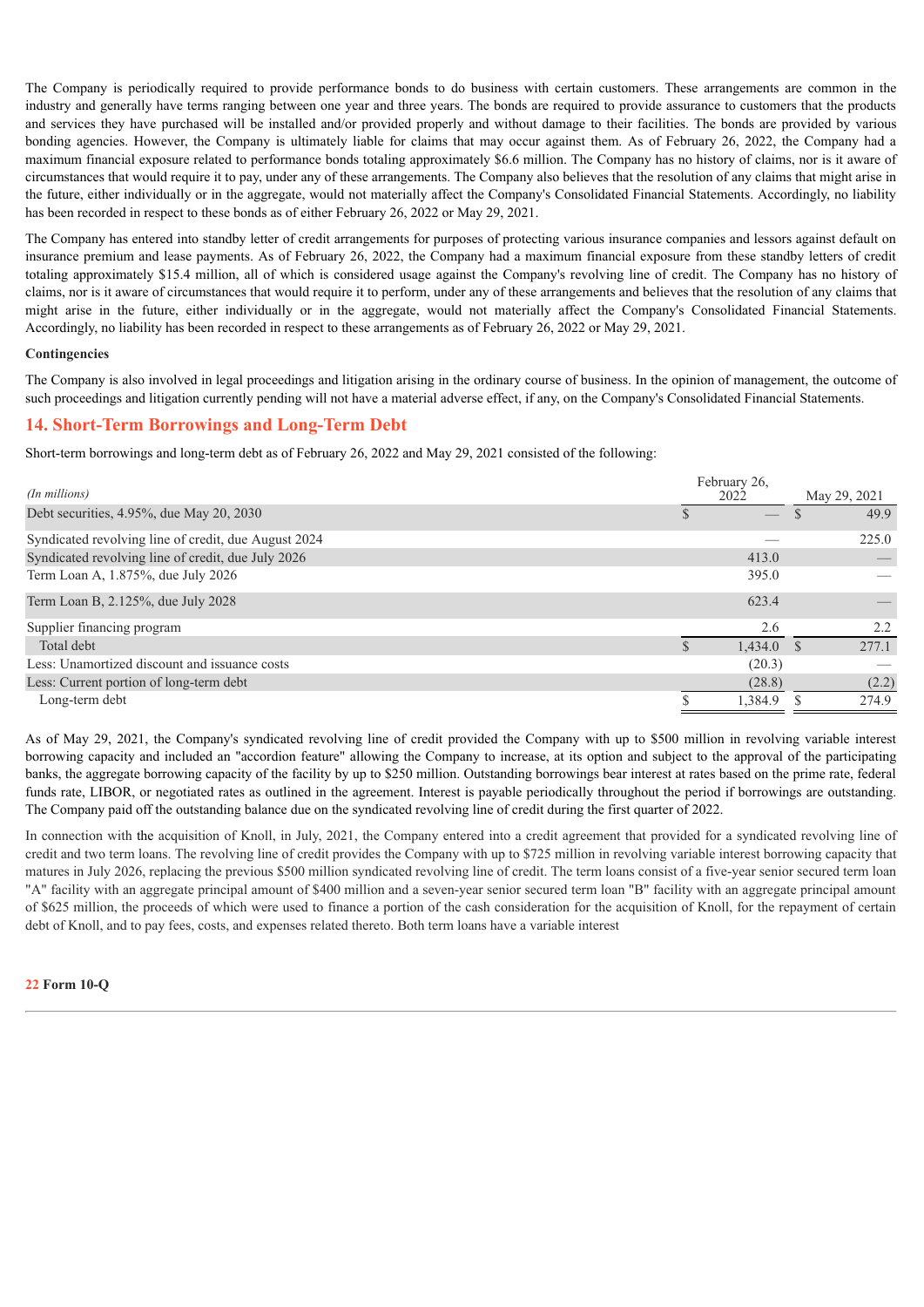The Company is periodically required to provide performance bonds to do business with certain customers. These arrangements are common in the industry and generally have terms ranging between one year and three years. The bonds are required to provide assurance to customers that the products and services they have purchased will be installed and/or provided properly and without damage to their facilities. The bonds are provided by various bonding agencies. However, the Company is ultimately liable for claims that may occur against them. As of February 26, 2022, the Company had a maximum financial exposure related to performance bonds totaling approximately $6.6 million. The Company has no history of claims, nor is it aware of circumstances that would require it to pay, under any of these arrangements. The Company also believes that the resolution of any claims that might arise in the future, either individually or in the aggregate, would not materially affect the Company's Consolidated Financial Statements. Accordingly, no liability has been recorded in respect to these bonds as of either February 26, 2022 or May 29, 2021.

The Company has entered into standby letter of credit arrangements for purposes of protecting various insurance companies and lessors against default on insurance premium and lease payments. As of February 26, 2022, the Company had a maximum financial exposure from these standby letters of credit totaling approximately $15.4 million, all of which is considered usage against the Company's revolving line of credit. The Company has no history of claims, nor is it aware of circumstances that would require it to perform, under any of these arrangements and believes that the resolution of any claims that might arise in the future, either individually or in the aggregate, would not materially affect the Company's Consolidated Financial Statements. Accordingly, no liability has been recorded in respect to these arrangements as of February 26, 2022 or May 29, 2021.

**Contingencies**

The Company is also involved in legal proceedings and litigation arising in the ordinary course of business. In the opinion of management, the outcome of such proceedings and litigation currently pending will not have a material adverse effect, if any, on the Company's Consolidated Financial Statements.

## 14. Short-Term Borrowings and Long-Term Debt

Short-term borrowings and long-term debt as of February 26, 2022 and May 29, 2021 consisted of the following:

| *(In millions)* | February 26, 2022 | May 29, 2021 |
|---|---|---|
| Debt securities, 4.95%, due May 20, 2030 | $ — | $ 49.9 |
| Syndicated revolving line of credit, due August 2024 | — | 225.0 |
| Syndicated revolving line of credit, due July 2026 | 413.0 | — |
| Term Loan A, 1.875%, due July 2026 | 395.0 | — |
| Term Loan B, 2.125%, due July 2028 | 623.4 | — |
| Supplier financing program | 2.6 | 2.2 |
| Total debt | $ 1,434.0 | $ 277.1 |
| Less: Unamortized discount and issuance costs | (20.3) | — |
| Less: Current portion of long-term debt | (28.8) | (2.2) |
| Long-term debt | $ 1,384.9 | $ 274.9 |

As of May 29, 2021, the Company's syndicated revolving line of credit provided the Company with up to $500 million in revolving variable interest borrowing capacity and included an "accordion feature" allowing the Company to increase, at its option and subject to the approval of the participating banks, the aggregate borrowing capacity of the facility by up to $250 million. Outstanding borrowings bear interest at rates based on the prime rate, federal funds rate, LIBOR, or negotiated rates as outlined in the agreement. Interest is payable periodically throughout the period if borrowings are outstanding. The Company paid off the outstanding balance due on the syndicated revolving line of credit during the first quarter of 2022.

In connection with the acquisition of Knoll, in July, 2021, the Company entered into a credit agreement that provided for a syndicated revolving line of credit and two term loans. The revolving line of credit provides the Company with up to $725 million in revolving variable interest borrowing capacity that matures in July 2026, replacing the previous $500 million syndicated revolving line of credit. The term loans consist of a five-year senior secured term loan "A" facility with an aggregate principal amount of $400 million and a seven-year senior secured term loan "B" facility with an aggregate principal amount of $625 million, the proceeds of which were used to finance a portion of the cash consideration for the acquisition of Knoll, for the repayment of certain debt of Knoll, and to pay fees, costs, and expenses related thereto. Both term loans have a variable interest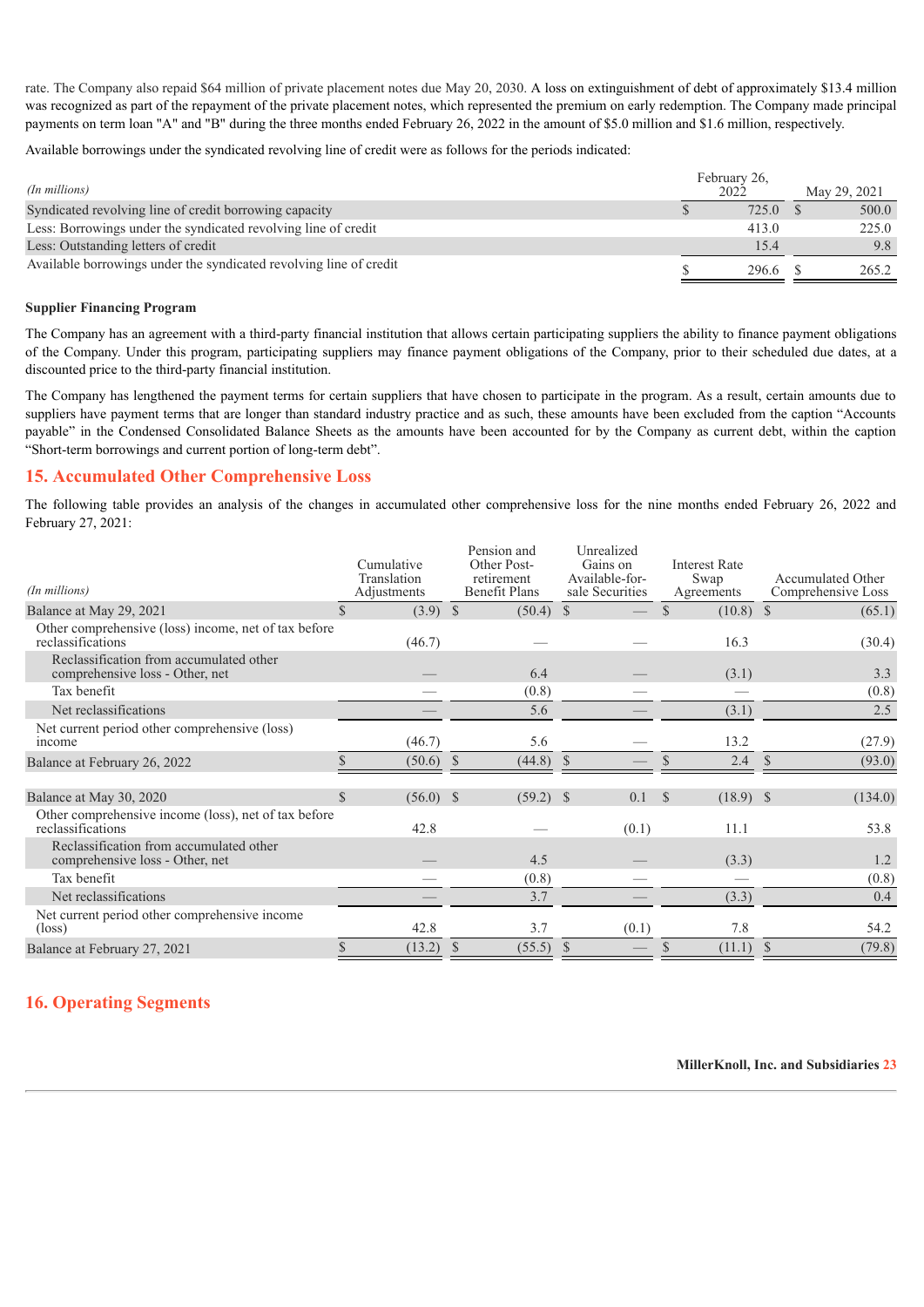rate. The Company also repaid $64 million of private placement notes due May 20, 2030. A loss on extinguishment of debt of approximately $13.4 million was recognized as part of the repayment of the private placement notes, which represented the premium on early redemption. The Company made principal payments on term loan "A" and "B" during the three months ended February 26, 2022 in the amount of $5.0 million and $1.6 million, respectively.

Available borrowings under the syndicated revolving line of credit were as follows for the periods indicated:

| *(In millions)* | February 26, 2022 | May 29, 2021 |
|---|---|---|
| Syndicated revolving line of credit borrowing capacity | $ 725.0 | $ 500.0 |
| Less: Borrowings under the syndicated revolving line of credit | 413.0 | 225.0 |
| Less: Outstanding letters of credit | 15.4 | 9.8 |
| Available borrowings under the syndicated revolving line of credit | $ 296.6 | $ 265.2 |

**Supplier Financing Program**

The Company has an agreement with a third-party financial institution that allows certain participating suppliers the ability to finance payment obligations of the Company. Under this program, participating suppliers may finance payment obligations of the Company, prior to their scheduled due dates, at a discounted price to the third-party financial institution.

The Company has lengthened the payment terms for certain suppliers that have chosen to participate in the program. As a result, certain amounts due to suppliers have payment terms that are longer than standard industry practice and as such, these amounts have been excluded from the caption "Accounts payable" in the Condensed Consolidated Balance Sheets as the amounts have been accounted for by the Company as current debt, within the caption "Short-term borrowings and current portion of long-term debt".

## 15. Accumulated Other Comprehensive Loss

The following table provides an analysis of the changes in accumulated other comprehensive loss for the nine months ended February 26, 2022 and February 27, 2021:

| *(In millions)* | Cumulative Translation Adjustments | Pension and Other Post-retirement Benefit Plans | Unrealized Gains on Available-for-sale Securities | Interest Rate Swap Agreements | Accumulated Other Comprehensive Loss |
|---|---|---|---|---|---|
| Balance at May 29, 2021 | $ (3.9) | $ (50.4) | $ — | $ (10.8) | $ (65.1) |
| Other comprehensive (loss) income, net of tax before reclassifications | (46.7) | — | — | 16.3 | (30.4) |
| Reclassification from accumulated other comprehensive loss - Other, net | — | 6.4 | — | (3.1) | 3.3 |
| Tax benefit | — | (0.8) | — | — | (0.8) |
| Net reclassifications | — | 5.6 | — | (3.1) | 2.5 |
| Net current period other comprehensive (loss) income | (46.7) | 5.6 | — | 13.2 | (27.9) |
| Balance at February 26, 2022 | $ (50.6) | $ (44.8) | $ — | $ 2.4 | $ (93.0) |
| | | | | | |
| Balance at May 30, 2020 | $ (56.0) | $ (59.2) | $ 0.1 | $ (18.9) | $ (134.0) |
| Other comprehensive income (loss), net of tax before reclassifications | 42.8 | — | (0.1) | 11.1 | 53.8 |
| Reclassification from accumulated other comprehensive loss - Other, net | — | 4.5 | — | (3.3) | 1.2 |
| Tax benefit | — | (0.8) | — | — | (0.8) |
| Net reclassifications | — | 3.7 | — | (3.3) | 0.4 |
| Net current period other comprehensive income (loss) | 42.8 | 3.7 | (0.1) | 7.8 | 54.2 |
| Balance at February 27, 2021 | $ (13.2) | $ (55.5) | $ — | $ (11.1) | $ (79.8) |

## 16. Operating Segments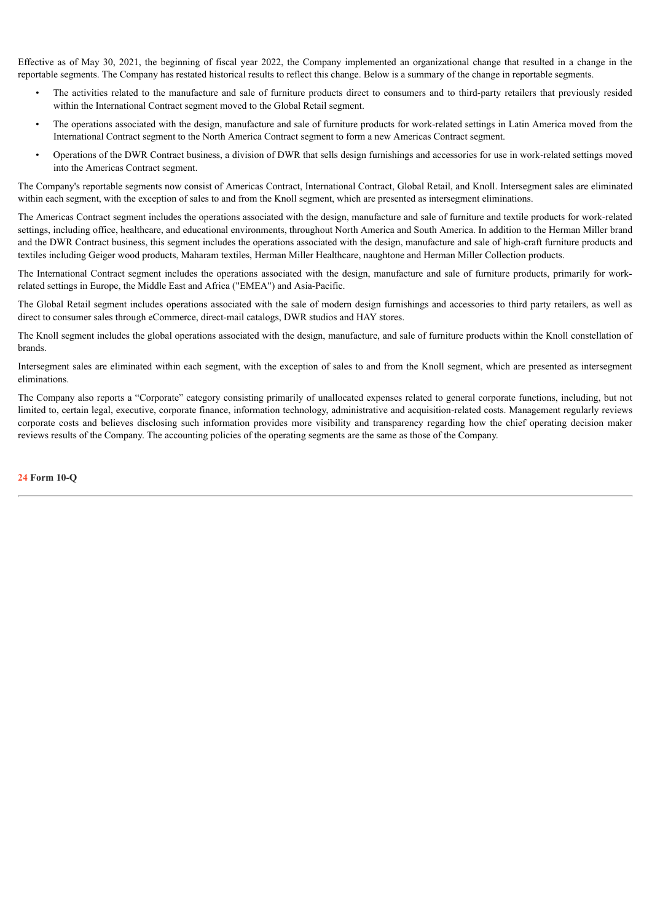Effective as of May 30, 2021, the beginning of fiscal year 2022, the Company implemented an organizational change that resulted in a change in the reportable segments. The Company has restated historical results to reflect this change. Below is a summary of the change in reportable segments.

- The activities related to the manufacture and sale of furniture products direct to consumers and to third-party retailers that previously resided within the International Contract segment moved to the Global Retail segment.
- The operations associated with the design, manufacture and sale of furniture products for work-related settings in Latin America moved from the International Contract segment to the North America Contract segment to form a new Americas Contract segment.
- Operations of the DWR Contract business, a division of DWR that sells design furnishings and accessories for use in work-related settings moved into the Americas Contract segment.

The Company's reportable segments now consist of Americas Contract, International Contract, Global Retail, and Knoll. Intersegment sales are eliminated within each segment, with the exception of sales to and from the Knoll segment, which are presented as intersegment eliminations.

The Americas Contract segment includes the operations associated with the design, manufacture and sale of furniture and textile products for work-related settings, including office, healthcare, and educational environments, throughout North America and South America. In addition to the Herman Miller brand and the DWR Contract business, this segment includes the operations associated with the design, manufacture and sale of high-craft furniture products and textiles including Geiger wood products, Maharam textiles, Herman Miller Healthcare, naughtone and Herman Miller Collection products.

The International Contract segment includes the operations associated with the design, manufacture and sale of furniture products, primarily for work-related settings in Europe, the Middle East and Africa ("EMEA") and Asia-Pacific.

The Global Retail segment includes operations associated with the sale of modern design furnishings and accessories to third party retailers, as well as direct to consumer sales through eCommerce, direct-mail catalogs, DWR studios and HAY stores.

The Knoll segment includes the global operations associated with the design, manufacture, and sale of furniture products within the Knoll constellation of brands.

Intersegment sales are eliminated within each segment, with the exception of sales to and from the Knoll segment, which are presented as intersegment eliminations.

The Company also reports a "Corporate" category consisting primarily of unallocated expenses related to general corporate functions, including, but not limited to, certain legal, executive, corporate finance, information technology, administrative and acquisition-related costs. Management regularly reviews corporate costs and believes disclosing such information provides more visibility and transparency regarding how the chief operating decision maker reviews results of the Company. The accounting policies of the operating segments are the same as those of the Company.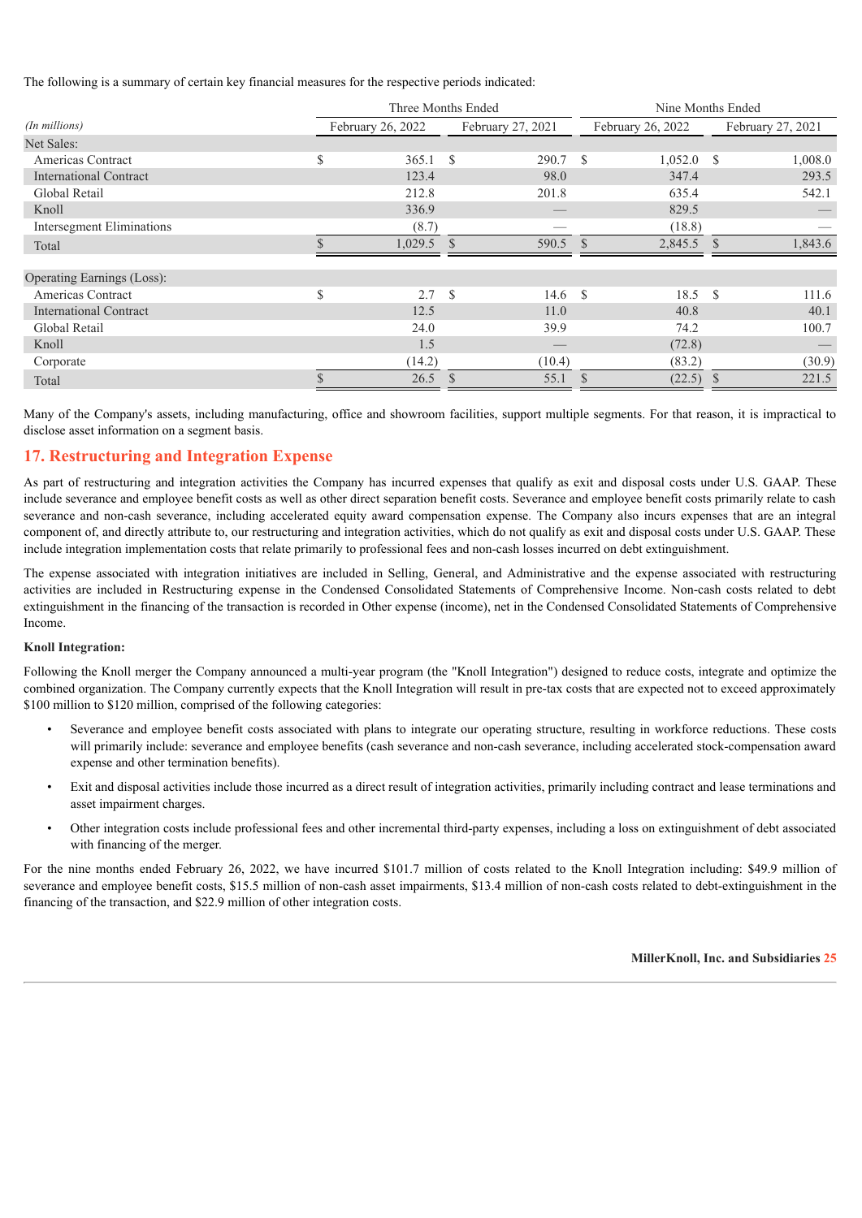The following is a summary of certain key financial measures for the respective periods indicated:

| (In millions) | Three Months Ended | | Nine Months Ended | |
|---|---|---|---|---|
| | February 26, 2022 | February 27, 2021 | February 26, 2022 | February 27, 2021 |
| Net Sales: | | | | |
| Americas Contract | $ 365.1 | $ 290.7 | $ 1,052.0 | $ 1,008.0 |
| International Contract | 123.4 | 98.0 | 347.4 | 293.5 |
| Global Retail | 212.8 | 201.8 | 635.4 | 542.1 |
| Knoll | 336.9 | — | 829.5 | — |
| Intersegment Eliminations | (8.7) | — | (18.8) | — |
| Total | $ 1,029.5 | $ 590.5 | $ 2,845.5 | $ 1,843.6 |
| | | | | |
| Operating Earnings (Loss): | | | | |
| Americas Contract | $ 2.7 | $ 14.6 | $ 18.5 | $ 111.6 |
| International Contract | 12.5 | 11.0 | 40.8 | 40.1 |
| Global Retail | 24.0 | 39.9 | 74.2 | 100.7 |
| Knoll | 1.5 | — | (72.8) | — |
| Corporate | (14.2) | (10.4) | (83.2) | (30.9) |
| Total | $ 26.5 | $ 55.1 | $ (22.5) | $ 221.5 |

Many of the Company's assets, including manufacturing, office and showroom facilities, support multiple segments. For that reason, it is impractical to disclose asset information on a segment basis.

## 17. Restructuring and Integration Expense

As part of restructuring and integration activities the Company has incurred expenses that qualify as exit and disposal costs under U.S. GAAP. These include severance and employee benefit costs as well as other direct separation benefit costs. Severance and employee benefit costs primarily relate to cash severance and non-cash severance, including accelerated equity award compensation expense. The Company also incurs expenses that are an integral component of, and directly attribute to, our restructuring and integration activities, which do not qualify as exit and disposal costs under U.S. GAAP. These include integration implementation costs that relate primarily to professional fees and non-cash losses incurred on debt extinguishment.

The expense associated with integration initiatives are included in Selling, General, and Administrative and the expense associated with restructuring activities are included in Restructuring expense in the Condensed Consolidated Statements of Comprehensive Income. Non-cash costs related to debt extinguishment in the financing of the transaction is recorded in Other expense (income), net in the Condensed Consolidated Statements of Comprehensive Income.

**Knoll Integration:**

Following the Knoll merger the Company announced a multi-year program (the "Knoll Integration") designed to reduce costs, integrate and optimize the combined organization. The Company currently expects that the Knoll Integration will result in pre-tax costs that are expected not to exceed approximately $100 million to $120 million, comprised of the following categories:

- Severance and employee benefit costs associated with plans to integrate our operating structure, resulting in workforce reductions. These costs will primarily include: severance and employee benefits (cash severance and non-cash severance, including accelerated stock-compensation award expense and other termination benefits).
- Exit and disposal activities include those incurred as a direct result of integration activities, primarily including contract and lease terminations and asset impairment charges.
- Other integration costs include professional fees and other incremental third-party expenses, including a loss on extinguishment of debt associated with financing of the merger.

For the nine months ended February 26, 2022, we have incurred $101.7 million of costs related to the Knoll Integration including: $49.9 million of severance and employee benefit costs, $15.5 million of non-cash asset impairments, $13.4 million of non-cash costs related to debt-extinguishment in the financing of the transaction, and $22.9 million of other integration costs.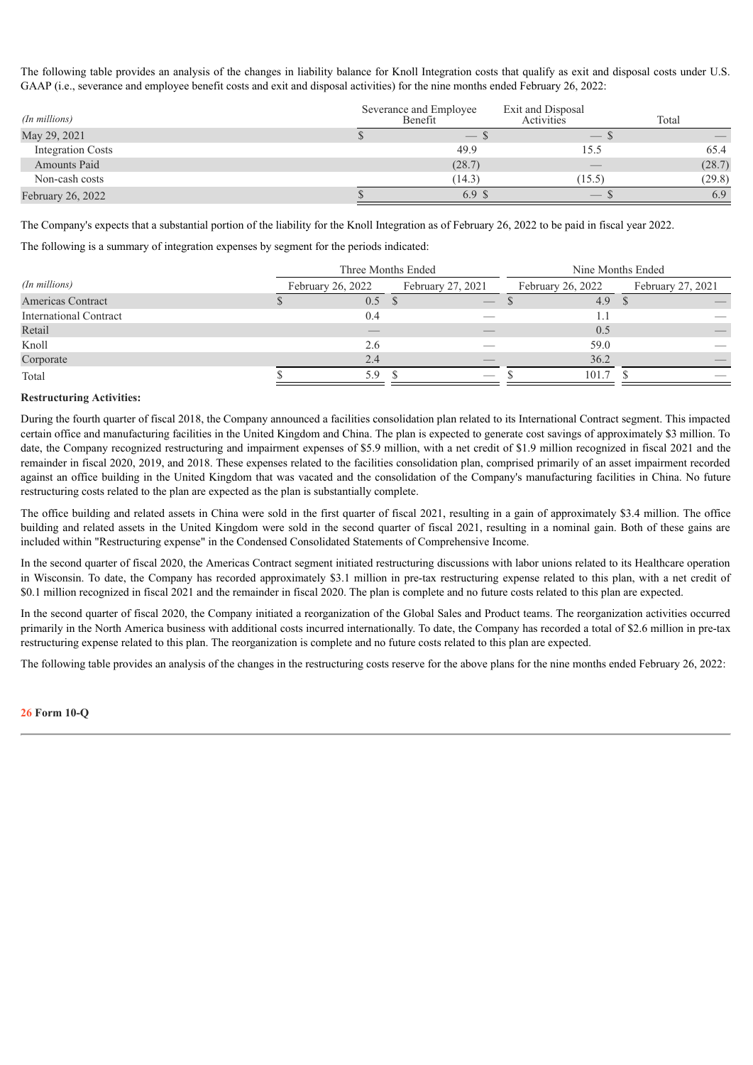The following table provides an analysis of the changes in liability balance for Knoll Integration costs that qualify as exit and disposal costs under U.S. GAAP (i.e., severance and employee benefit costs and exit and disposal activities) for the nine months ended February 26, 2022:

| *(In millions)* | Severance and Employee Benefit | Exit and Disposal Activities | Total |
|---|---|---|---|
| May 29, 2021 | $ — | $ — | $ — |
| Integration Costs | 49.9 | 15.5 | 65.4 |
| Amounts Paid | (28.7) | — | (28.7) |
| Non-cash costs | (14.3) | (15.5) | (29.8) |
| February 26, 2022 | $ 6.9 | $ — | $ 6.9 |

The Company's expects that a substantial portion of the liability for the Knoll Integration as of February 26, 2022 to be paid in fiscal year 2022.

The following is a summary of integration expenses by segment for the periods indicated:

| | Three Months Ended | | Nine Months Ended | |
|---|---|---|---|---|
| *(In millions)* | February 26, 2022 | February 27, 2021 | February 26, 2022 | February 27, 2021 |
| Americas Contract | $ 0.5 | $ — | $ 4.9 | $ — |
| International Contract | 0.4 | — | 1.1 | — |
| Retail | — | — | 0.5 | — |
| Knoll | 2.6 | — | 59.0 | — |
| Corporate | 2.4 | — | 36.2 | — |
| Total | $ 5.9 | $ — | $ 101.7 | $ — |

**Restructuring Activities:**

During the fourth quarter of fiscal 2018, the Company announced a facilities consolidation plan related to its International Contract segment. This impacted certain office and manufacturing facilities in the United Kingdom and China. The plan is expected to generate cost savings of approximately $3 million. To date, the Company recognized restructuring and impairment expenses of $5.9 million, with a net credit of $1.9 million recognized in fiscal 2021 and the remainder in fiscal 2020, 2019, and 2018. These expenses related to the facilities consolidation plan, comprised primarily of an asset impairment recorded against an office building in the United Kingdom that was vacated and the consolidation of the Company's manufacturing facilities in China. No future restructuring costs related to the plan are expected as the plan is substantially complete.

The office building and related assets in China were sold in the first quarter of fiscal 2021, resulting in a gain of approximately $3.4 million. The office building and related assets in the United Kingdom were sold in the second quarter of fiscal 2021, resulting in a nominal gain. Both of these gains are included within "Restructuring expense" in the Condensed Consolidated Statements of Comprehensive Income.

In the second quarter of fiscal 2020, the Americas Contract segment initiated restructuring discussions with labor unions related to its Healthcare operation in Wisconsin. To date, the Company has recorded approximately $3.1 million in pre-tax restructuring expense related to this plan, with a net credit of $0.1 million recognized in fiscal 2021 and the remainder in fiscal 2020. The plan is complete and no future costs related to this plan are expected.

In the second quarter of fiscal 2020, the Company initiated a reorganization of the Global Sales and Product teams. The reorganization activities occurred primarily in the North America business with additional costs incurred internationally. To date, the Company has recorded a total of $2.6 million in pre-tax restructuring expense related to this plan. The reorganization is complete and no future costs related to this plan are expected.

The following table provides an analysis of the changes in the restructuring costs reserve for the above plans for the nine months ended February 26, 2022: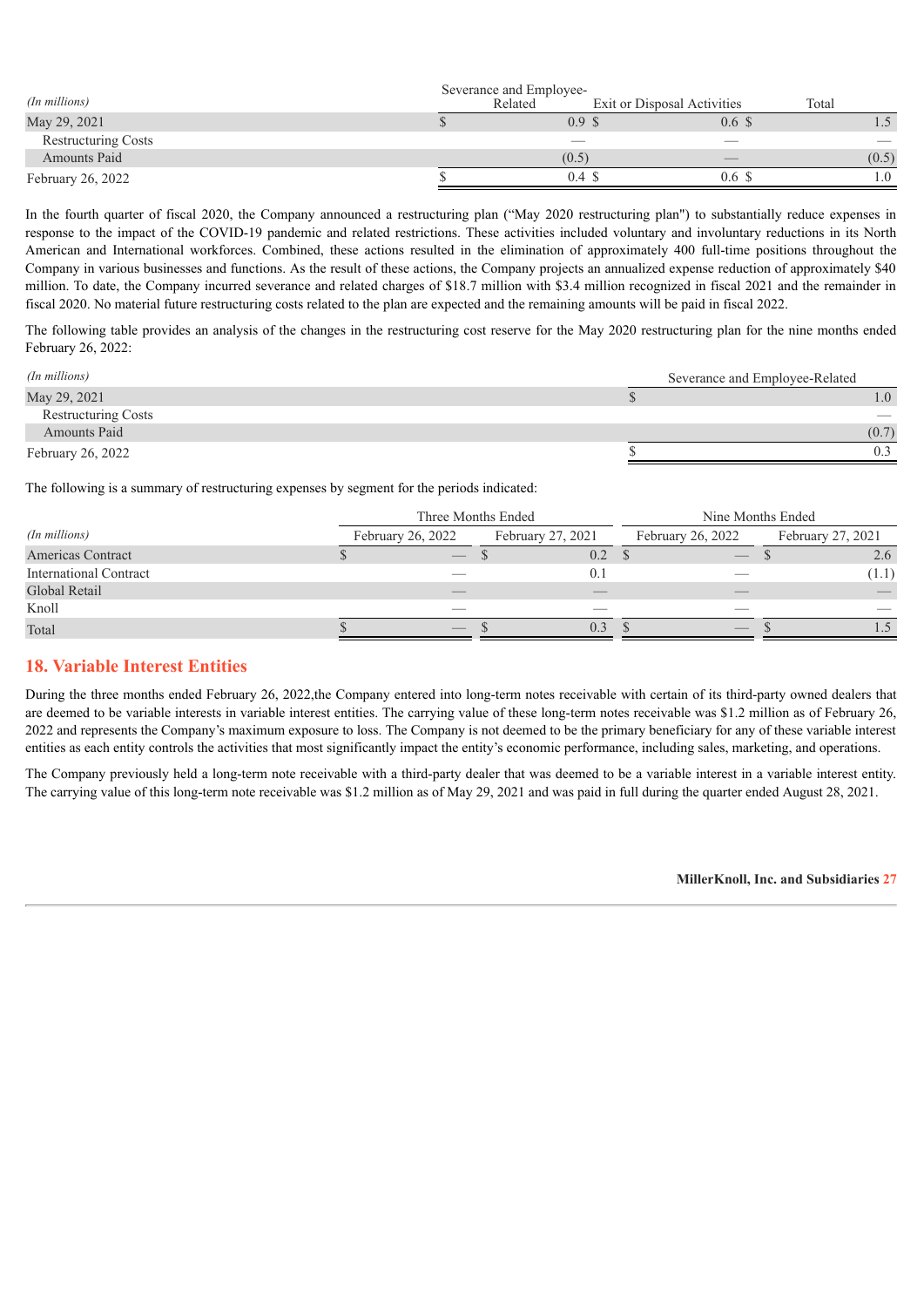| *(In millions)* | Severance and Employee-Related | Exit or Disposal Activities | Total |
|---|---|---|---|
| May 29, 2021 | $ 0.9 | $ 0.6 | $ 1.5 |
| Restructuring Costs | — | — | — |
| Amounts Paid | (0.5) | — | (0.5) |
| February 26, 2022 | $ 0.4 | $ 0.6 | $ 1.0 |

In the fourth quarter of fiscal 2020, the Company announced a restructuring plan ("May 2020 restructuring plan") to substantially reduce expenses in response to the impact of the COVID-19 pandemic and related restrictions. These activities included voluntary and involuntary reductions in its North American and International workforces. Combined, these actions resulted in the elimination of approximately 400 full-time positions throughout the Company in various businesses and functions. As the result of these actions, the Company projects an annualized expense reduction of approximately $40 million. To date, the Company incurred severance and related charges of $18.7 million with $3.4 million recognized in fiscal 2021 and the remainder in fiscal 2020. No material future restructuring costs related to the plan are expected and the remaining amounts will be paid in fiscal 2022.

The following table provides an analysis of the changes in the restructuring cost reserve for the May 2020 restructuring plan for the nine months ended February 26, 2022:

| *(In millions)* | Severance and Employee-Related |
|---|---|
| May 29, 2021 | $ 1.0 |
| Restructuring Costs | — |
| Amounts Paid | (0.7) |
| February 26, 2022 | $ 0.3 |

The following is a summary of restructuring expenses by segment for the periods indicated:

| | Three Months Ended | | Nine Months Ended | |
|---|---|---|---|---|
| *(In millions)* | February 26, 2022 | February 27, 2021 | February 26, 2022 | February 27, 2021 |
| Americas Contract | $ — | $ 0.2 | $ — | $ 2.6 |
| International Contract | — | 0.1 | — | (1.1) |
| Global Retail | — | — | — | — |
| Knoll | — | — | — | — |
| Total | $ — | $ 0.3 | $ — | $ 1.5 |

## 18. Variable Interest Entities

During the three months ended February 26, 2022,the Company entered into long-term notes receivable with certain of its third-party owned dealers that are deemed to be variable interests in variable interest entities. The carrying value of these long-term notes receivable was $1.2 million as of February 26, 2022 and represents the Company's maximum exposure to loss. The Company is not deemed to be the primary beneficiary for any of these variable interest entities as each entity controls the activities that most significantly impact the entity's economic performance, including sales, marketing, and operations.

The Company previously held a long-term note receivable with a third-party dealer that was deemed to be a variable interest in a variable interest entity. The carrying value of this long-term note receivable was $1.2 million as of May 29, 2021 and was paid in full during the quarter ended August 28, 2021.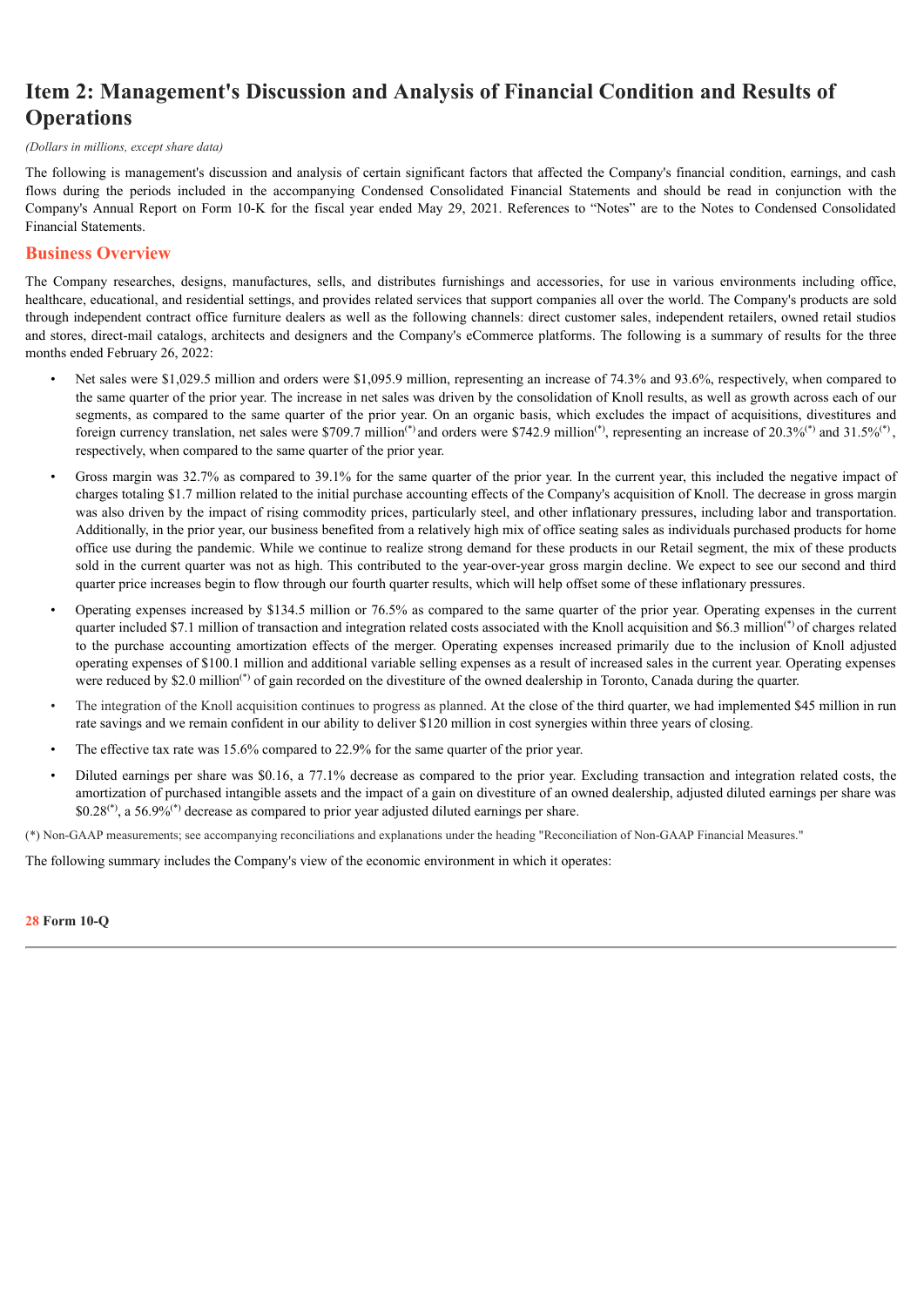# Item 2: Management's Discussion and Analysis of Financial Condition and Results of Operations

*(Dollars in millions, except share data)*

The following is management's discussion and analysis of certain significant factors that affected the Company's financial condition, earnings, and cash flows during the periods included in the accompanying Condensed Consolidated Financial Statements and should be read in conjunction with the Company's Annual Report on Form 10-K for the fiscal year ended May 29, 2021. References to "Notes" are to the Notes to Condensed Consolidated Financial Statements.

## Business Overview

The Company researches, designs, manufactures, sells, and distributes furnishings and accessories, for use in various environments including office, healthcare, educational, and residential settings, and provides related services that support companies all over the world. The Company's products are sold through independent contract office furniture dealers as well as the following channels: direct customer sales, independent retailers, owned retail studios and stores, direct-mail catalogs, architects and designers and the Company's eCommerce platforms. The following is a summary of results for the three months ended February 26, 2022:

- Net sales were $1,029.5 million and orders were $1,095.9 million, representing an increase of 74.3% and 93.6%, respectively, when compared to the same quarter of the prior year. The increase in net sales was driven by the consolidation of Knoll results, as well as growth across each of our segments, as compared to the same quarter of the prior year. On an organic basis, which excludes the impact of acquisitions, divestitures and foreign currency translation, net sales were $709.7 million(*) and orders were $742.9 million(*), representing an increase of 20.3%(*) and 31.5%(*), respectively, when compared to the same quarter of the prior year.
- Gross margin was 32.7% as compared to 39.1% for the same quarter of the prior year. In the current year, this included the negative impact of charges totaling $1.7 million related to the initial purchase accounting effects of the Company's acquisition of Knoll. The decrease in gross margin was also driven by the impact of rising commodity prices, particularly steel, and other inflationary pressures, including labor and transportation. Additionally, in the prior year, our business benefited from a relatively high mix of office seating sales as individuals purchased products for home office use during the pandemic. While we continue to realize strong demand for these products in our Retail segment, the mix of these products sold in the current quarter was not as high. This contributed to the year-over-year gross margin decline. We expect to see our second and third quarter price increases begin to flow through our fourth quarter results, which will help offset some of these inflationary pressures.
- Operating expenses increased by $134.5 million or 76.5% as compared to the same quarter of the prior year. Operating expenses in the current quarter included $7.1 million of transaction and integration related costs associated with the Knoll acquisition and $6.3 million(*) of charges related to the purchase accounting amortization effects of the merger. Operating expenses increased primarily due to the inclusion of Knoll adjusted operating expenses of $100.1 million and additional variable selling expenses as a result of increased sales in the current year. Operating expenses were reduced by $2.0 million(*) of gain recorded on the divestiture of the owned dealership in Toronto, Canada during the quarter.
- The integration of the Knoll acquisition continues to progress as planned. At the close of the third quarter, we had implemented $45 million in run rate savings and we remain confident in our ability to deliver $120 million in cost synergies within three years of closing.
- The effective tax rate was 15.6% compared to 22.9% for the same quarter of the prior year.
- Diluted earnings per share was $0.16, a 77.1% decrease as compared to the prior year. Excluding transaction and integration related costs, the amortization of purchased intangible assets and the impact of a gain on divestiture of an owned dealership, adjusted diluted earnings per share was $0.28(*), a 56.9%(*) decrease as compared to prior year adjusted diluted earnings per share.

(*) Non-GAAP measurements; see accompanying reconciliations and explanations under the heading "Reconciliation of Non-GAAP Financial Measures."

The following summary includes the Company's view of the economic environment in which it operates: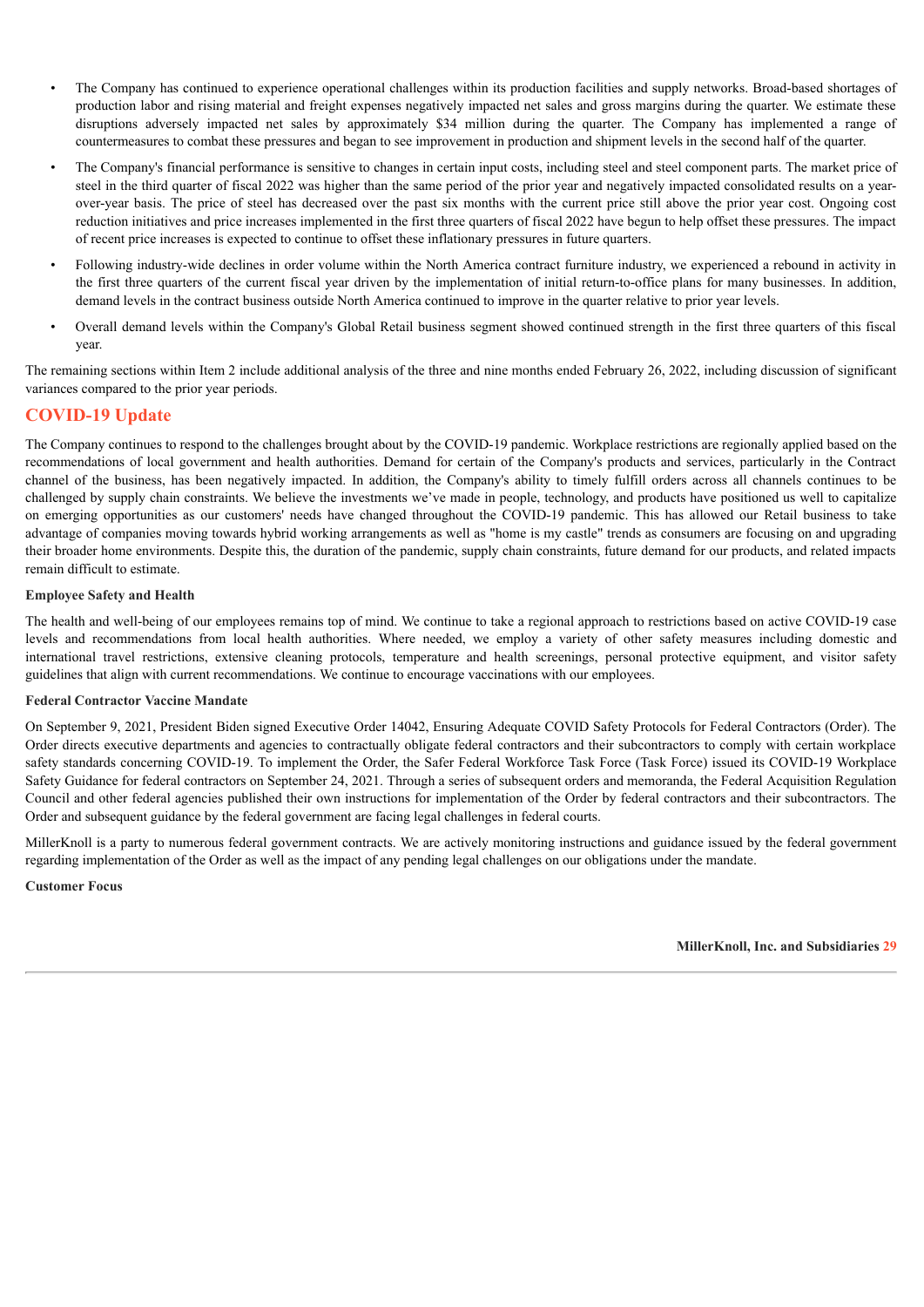- The Company has continued to experience operational challenges within its production facilities and supply networks. Broad-based shortages of production labor and rising material and freight expenses negatively impacted net sales and gross margins during the quarter. We estimate these disruptions adversely impacted net sales by approximately $34 million during the quarter. The Company has implemented a range of countermeasures to combat these pressures and began to see improvement in production and shipment levels in the second half of the quarter.
- The Company's financial performance is sensitive to changes in certain input costs, including steel and steel component parts. The market price of steel in the third quarter of fiscal 2022 was higher than the same period of the prior year and negatively impacted consolidated results on a year-over-year basis. The price of steel has decreased over the past six months with the current price still above the prior year cost. Ongoing cost reduction initiatives and price increases implemented in the first three quarters of fiscal 2022 have begun to help offset these pressures. The impact of recent price increases is expected to continue to offset these inflationary pressures in future quarters.
- Following industry-wide declines in order volume within the North America contract furniture industry, we experienced a rebound in activity in the first three quarters of the current fiscal year driven by the implementation of initial return-to-office plans for many businesses. In addition, demand levels in the contract business outside North America continued to improve in the quarter relative to prior year levels.
- Overall demand levels within the Company's Global Retail business segment showed continued strength in the first three quarters of this fiscal year.

The remaining sections within Item 2 include additional analysis of the three and nine months ended February 26, 2022, including discussion of significant variances compared to the prior year periods.

## COVID-19 Update

The Company continues to respond to the challenges brought about by the COVID-19 pandemic. Workplace restrictions are regionally applied based on the recommendations of local government and health authorities. Demand for certain of the Company's products and services, particularly in the Contract channel of the business, has been negatively impacted. In addition, the Company's ability to timely fulfill orders across all channels continues to be challenged by supply chain constraints. We believe the investments we've made in people, technology, and products have positioned us well to capitalize on emerging opportunities as our customers' needs have changed throughout the COVID-19 pandemic. This has allowed our Retail business to take advantage of companies moving towards hybrid working arrangements as well as "home is my castle" trends as consumers are focusing on and upgrading their broader home environments. Despite this, the duration of the pandemic, supply chain constraints, future demand for our products, and related impacts remain difficult to estimate.

**Employee Safety and Health**

The health and well-being of our employees remains top of mind. We continue to take a regional approach to restrictions based on active COVID-19 case levels and recommendations from local health authorities. Where needed, we employ a variety of other safety measures including domestic and international travel restrictions, extensive cleaning protocols, temperature and health screenings, personal protective equipment, and visitor safety guidelines that align with current recommendations. We continue to encourage vaccinations with our employees.

**Federal Contractor Vaccine Mandate**

On September 9, 2021, President Biden signed Executive Order 14042, Ensuring Adequate COVID Safety Protocols for Federal Contractors (Order). The Order directs executive departments and agencies to contractually obligate federal contractors and their subcontractors to comply with certain workplace safety standards concerning COVID-19. To implement the Order, the Safer Federal Workforce Task Force (Task Force) issued its COVID-19 Workplace Safety Guidance for federal contractors on September 24, 2021. Through a series of subsequent orders and memoranda, the Federal Acquisition Regulation Council and other federal agencies published their own instructions for implementation of the Order by federal contractors and their subcontractors. The Order and subsequent guidance by the federal government are facing legal challenges in federal courts.

MillerKnoll is a party to numerous federal government contracts. We are actively monitoring instructions and guidance issued by the federal government regarding implementation of the Order as well as the impact of any pending legal challenges on our obligations under the mandate.

**Customer Focus**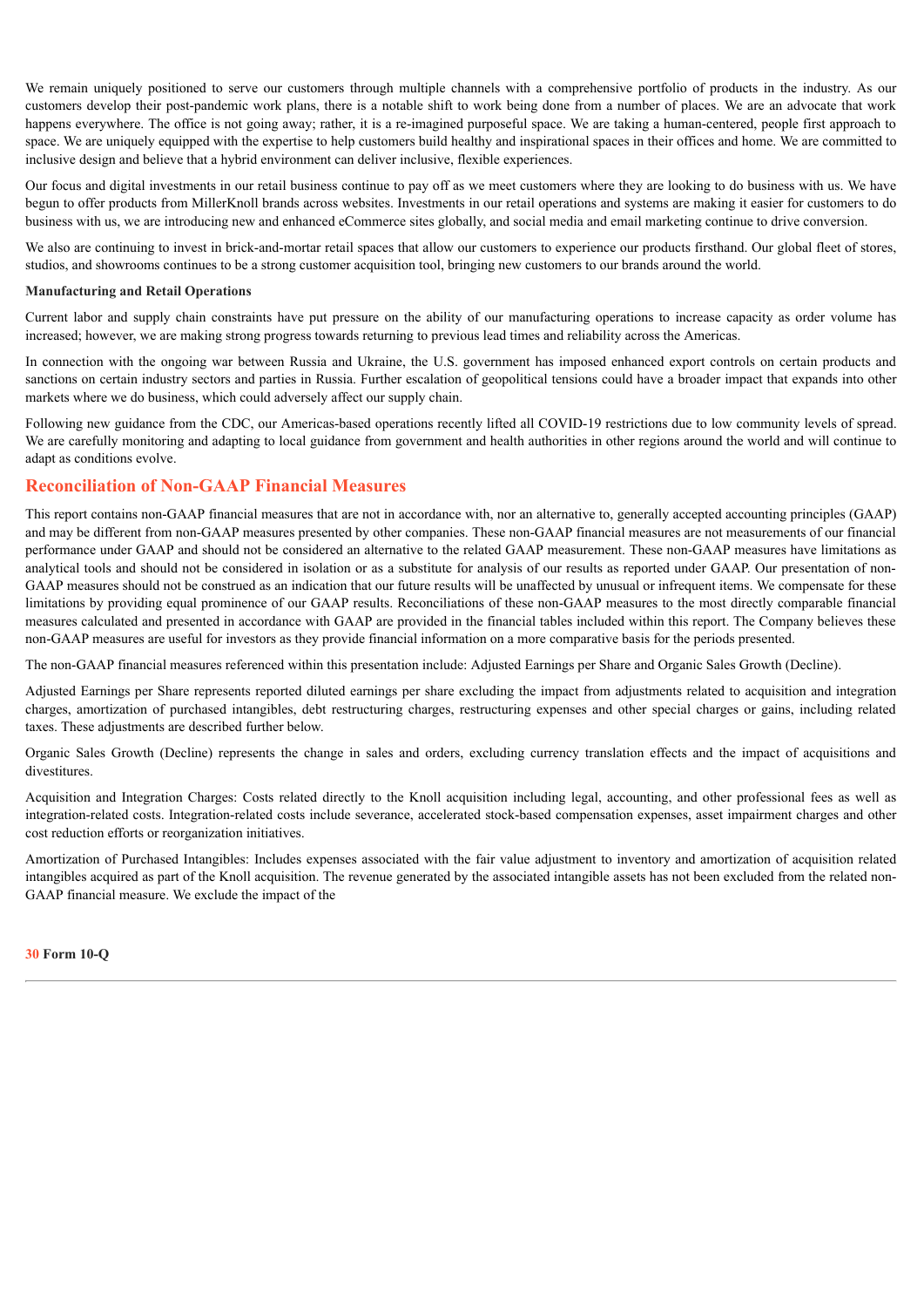We remain uniquely positioned to serve our customers through multiple channels with a comprehensive portfolio of products in the industry. As our customers develop their post-pandemic work plans, there is a notable shift to work being done from a number of places. We are an advocate that work happens everywhere. The office is not going away; rather, it is a re-imagined purposeful space. We are taking a human-centered, people first approach to space. We are uniquely equipped with the expertise to help customers build healthy and inspirational spaces in their offices and home. We are committed to inclusive design and believe that a hybrid environment can deliver inclusive, flexible experiences.

Our focus and digital investments in our retail business continue to pay off as we meet customers where they are looking to do business with us. We have begun to offer products from MillerKnoll brands across websites. Investments in our retail operations and systems are making it easier for customers to do business with us, we are introducing new and enhanced eCommerce sites globally, and social media and email marketing continue to drive conversion.

We also are continuing to invest in brick-and-mortar retail spaces that allow our customers to experience our products firsthand. Our global fleet of stores, studios, and showrooms continues to be a strong customer acquisition tool, bringing new customers to our brands around the world.

**Manufacturing and Retail Operations**

Current labor and supply chain constraints have put pressure on the ability of our manufacturing operations to increase capacity as order volume has increased; however, we are making strong progress towards returning to previous lead times and reliability across the Americas.

In connection with the ongoing war between Russia and Ukraine, the U.S. government has imposed enhanced export controls on certain products and sanctions on certain industry sectors and parties in Russia. Further escalation of geopolitical tensions could have a broader impact that expands into other markets where we do business, which could adversely affect our supply chain.

Following new guidance from the CDC, our Americas-based operations recently lifted all COVID-19 restrictions due to low community levels of spread. We are carefully monitoring and adapting to local guidance from government and health authorities in other regions around the world and will continue to adapt as conditions evolve.

## Reconciliation of Non-GAAP Financial Measures

This report contains non-GAAP financial measures that are not in accordance with, nor an alternative to, generally accepted accounting principles (GAAP) and may be different from non-GAAP measures presented by other companies. These non-GAAP financial measures are not measurements of our financial performance under GAAP and should not be considered an alternative to the related GAAP measurement. These non-GAAP measures have limitations as analytical tools and should not be considered in isolation or as a substitute for analysis of our results as reported under GAAP. Our presentation of non-GAAP measures should not be construed as an indication that our future results will be unaffected by unusual or infrequent items. We compensate for these limitations by providing equal prominence of our GAAP results. Reconciliations of these non-GAAP measures to the most directly comparable financial measures calculated and presented in accordance with GAAP are provided in the financial tables included within this report. The Company believes these non-GAAP measures are useful for investors as they provide financial information on a more comparative basis for the periods presented.

The non-GAAP financial measures referenced within this presentation include: Adjusted Earnings per Share and Organic Sales Growth (Decline).

Adjusted Earnings per Share represents reported diluted earnings per share excluding the impact from adjustments related to acquisition and integration charges, amortization of purchased intangibles, debt restructuring charges, restructuring expenses and other special charges or gains, including related taxes. These adjustments are described further below.

Organic Sales Growth (Decline) represents the change in sales and orders, excluding currency translation effects and the impact of acquisitions and divestitures.

Acquisition and Integration Charges: Costs related directly to the Knoll acquisition including legal, accounting, and other professional fees as well as integration-related costs. Integration-related costs include severance, accelerated stock-based compensation expenses, asset impairment charges and other cost reduction efforts or reorganization initiatives.

Amortization of Purchased Intangibles: Includes expenses associated with the fair value adjustment to inventory and amortization of acquisition related intangibles acquired as part of the Knoll acquisition. The revenue generated by the associated intangible assets has not been excluded from the related non-GAAP financial measure. We exclude the impact of the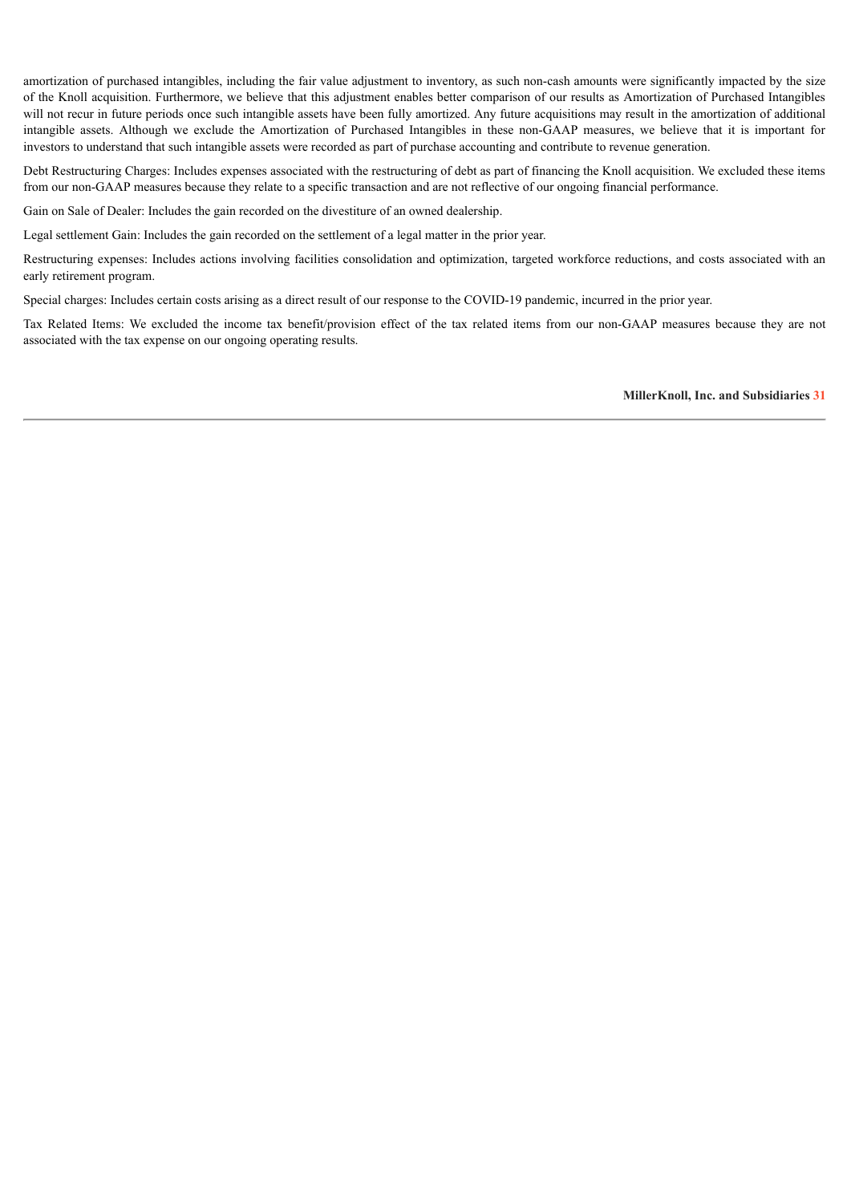amortization of purchased intangibles, including the fair value adjustment to inventory, as such non-cash amounts were significantly impacted by the size of the Knoll acquisition. Furthermore, we believe that this adjustment enables better comparison of our results as Amortization of Purchased Intangibles will not recur in future periods once such intangible assets have been fully amortized. Any future acquisitions may result in the amortization of additional intangible assets. Although we exclude the Amortization of Purchased Intangibles in these non-GAAP measures, we believe that it is important for investors to understand that such intangible assets were recorded as part of purchase accounting and contribute to revenue generation.

Debt Restructuring Charges: Includes expenses associated with the restructuring of debt as part of financing the Knoll acquisition. We excluded these items from our non-GAAP measures because they relate to a specific transaction and are not reflective of our ongoing financial performance.

Gain on Sale of Dealer: Includes the gain recorded on the divestiture of an owned dealership.

Legal settlement Gain: Includes the gain recorded on the settlement of a legal matter in the prior year.

Restructuring expenses: Includes actions involving facilities consolidation and optimization, targeted workforce reductions, and costs associated with an early retirement program.

Special charges: Includes certain costs arising as a direct result of our response to the COVID-19 pandemic, incurred in the prior year.

Tax Related Items: We excluded the income tax benefit/provision effect of the tax related items from our non-GAAP measures because they are not associated with the tax expense on our ongoing operating results.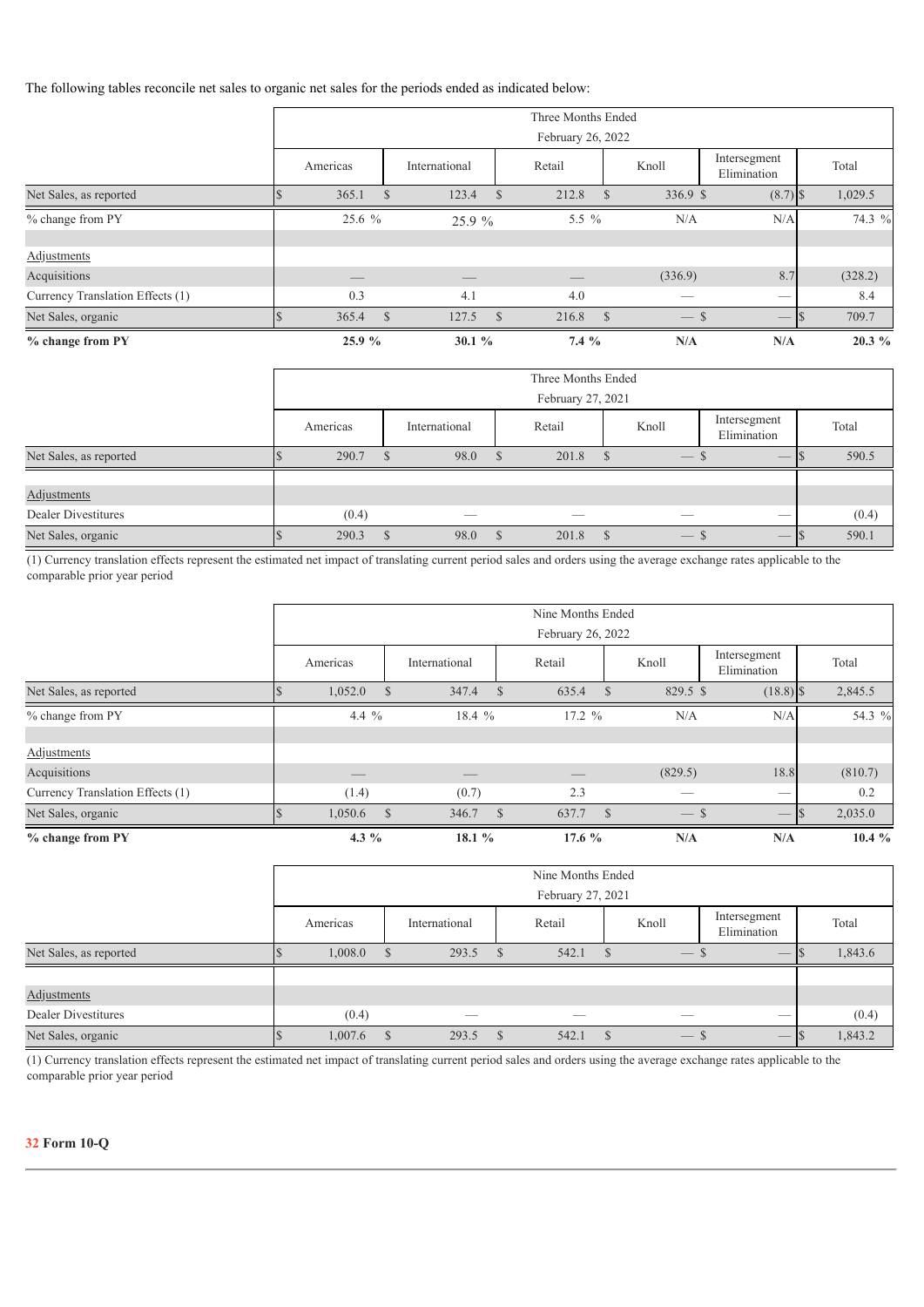The following tables reconcile net sales to organic net sales for the periods ended as indicated below:

| | Three Months Ended February 26, 2022 | | | | | |
|---|---|---|---|---|---|---|
| | Americas | International | Retail | Knoll | Intersegment Elimination | Total |
| Net Sales, as reported | $ 365.1 | $ 123.4 | $ 212.8 | $ 336.9 | $ (8.7) | $ 1,029.5 |
| % change from PY | 25.6 % | 25.9 % | 5.5 % | N/A | N/A | 74.3 % |
| | | | | | | |
| Adjustments | | | | | | |
| Acquisitions | — | — | — | (336.9) | 8.7 | (328.2) |
| Currency Translation Effects (1) | 0.3 | 4.1 | 4.0 | — | — | 8.4 |
| Net Sales, organic | $ 365.4 | $ 127.5 | $ 216.8 | $ — | $ — | $ 709.7 |
| **% change from PY** | **25.9 %** | **30.1 %** | **7.4 %** | **N/A** | **N/A** | **20.3 %** |

| | Three Months Ended February 27, 2021 | | | | | |
|---|---|---|---|---|---|---|
| | Americas | International | Retail | Knoll | Intersegment Elimination | Total |
| Net Sales, as reported | $ 290.7 | $ 98.0 | $ 201.8 | $ — | $ — | $ 590.5 |
| | | | | | | |
| Adjustments | | | | | | |
| Dealer Divestitures | (0.4) | — | — | — | — | (0.4) |
| Net Sales, organic | $ 290.3 | $ 98.0 | $ 201.8 | $ — | $ — | $ 590.1 |

(1) Currency translation effects represent the estimated net impact of translating current period sales and orders using the average exchange rates applicable to the comparable prior year period

| | Nine Months Ended February 26, 2022 | | | | | |
|---|---|---|---|---|---|---|
| | Americas | International | Retail | Knoll | Intersegment Elimination | Total |
| Net Sales, as reported | $ 1,052.0 | $ 347.4 | $ 635.4 | $ 829.5 | $ (18.8) | $ 2,845.5 |
| % change from PY | 4.4 % | 18.4 % | 17.2 % | N/A | N/A | 54.3 % |
| | | | | | | |
| Adjustments | | | | | | |
| Acquisitions | — | — | — | (829.5) | 18.8 | (810.7) |
| Currency Translation Effects (1) | (1.4) | (0.7) | 2.3 | — | — | 0.2 |
| Net Sales, organic | $ 1,050.6 | $ 346.7 | $ 637.7 | $ — | $ — | $ 2,035.0 |
| **% change from PY** | **4.3 %** | **18.1 %** | **17.6 %** | **N/A** | **N/A** | **10.4 %** |

| | Nine Months Ended February 27, 2021 | | | | | |
|---|---|---|---|---|---|---|
| | Americas | International | Retail | Knoll | Intersegment Elimination | Total |
| Net Sales, as reported | $ 1,008.0 | $ 293.5 | $ 542.1 | $ — | $ — | $ 1,843.6 |
| | | | | | | |
| Adjustments | | | | | | |
| Dealer Divestitures | (0.4) | — | — | — | — | (0.4) |
| Net Sales, organic | $ 1,007.6 | $ 293.5 | $ 542.1 | $ — | $ — | $ 1,843.2 |

(1) Currency translation effects represent the estimated net impact of translating current period sales and orders using the average exchange rates applicable to the comparable prior year period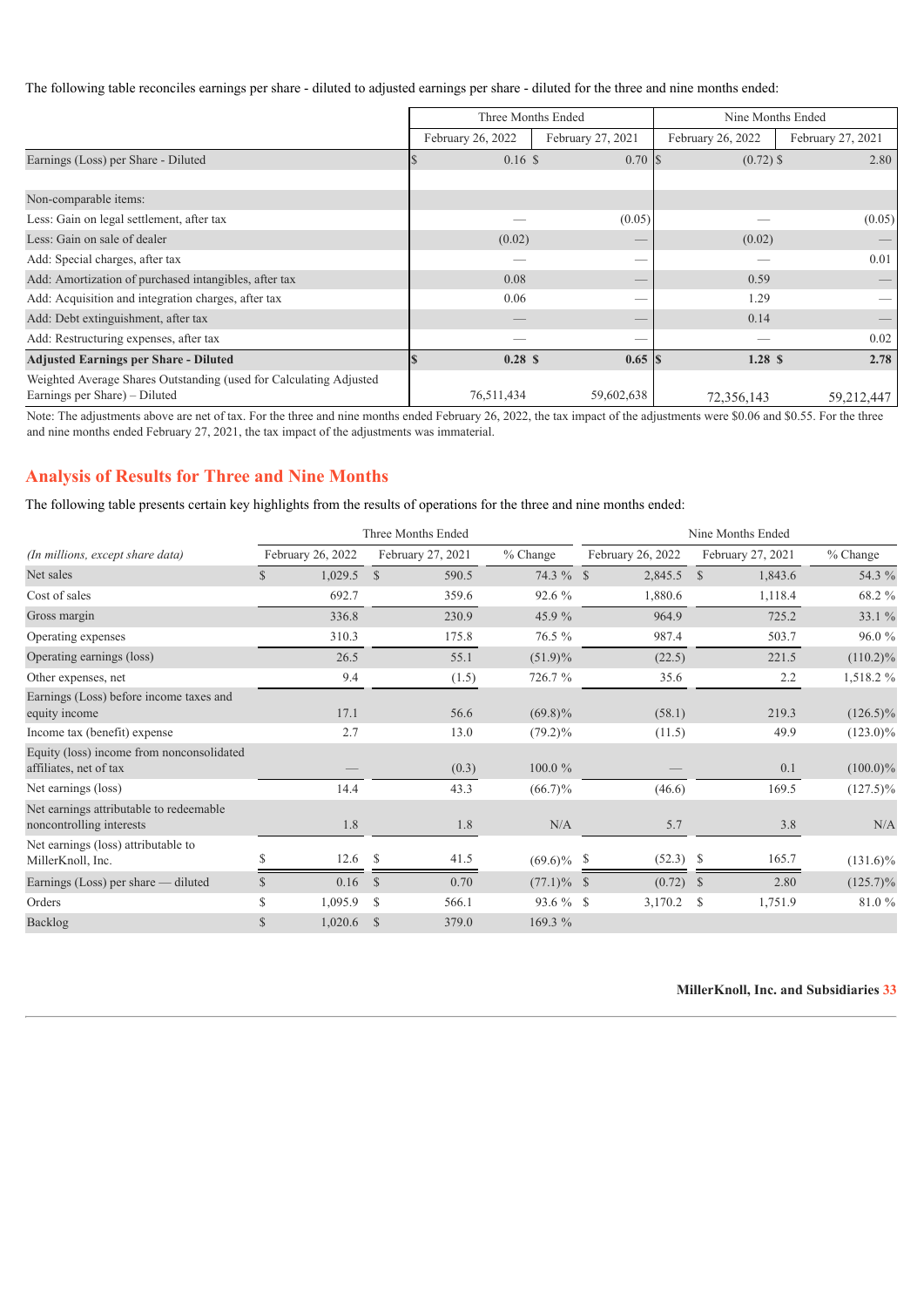The following table reconciles earnings per share - diluted to adjusted earnings per share - diluted for the three and nine months ended:

| | Three Months Ended | | Nine Months Ended | |
|---|---|---|---|---|
| | February 26, 2022 | February 27, 2021 | February 26, 2022 | February 27, 2021 |
| Earnings (Loss) per Share - Diluted | $ 0.16 | $ 0.70 | $ (0.72) | $ 2.80 |
| | | | | |
| Non-comparable items: | | | | |
| Less: Gain on legal settlement, after tax | — | (0.05) | — | (0.05) |
| Less: Gain on sale of dealer | (0.02) | — | (0.02) | — |
| Add: Special charges, after tax | — | — | — | 0.01 |
| Add: Amortization of purchased intangibles, after tax | 0.08 | — | 0.59 | — |
| Add: Acquisition and integration charges, after tax | 0.06 | — | 1.29 | — |
| Add: Debt extinguishment, after tax | — | — | 0.14 | — |
| Add: Restructuring expenses, after tax | — | — | — | 0.02 |
| **Adjusted Earnings per Share - Diluted** | **$ 0.28** | **$ 0.65** | **$ 1.28** | **$ 2.78** |
| Weighted Average Shares Outstanding (used for Calculating Adjusted Earnings per Share) – Diluted | 76,511,434 | 59,602,638 | 72,356,143 | 59,212,447 |

Note: The adjustments above are net of tax. For the three and nine months ended February 26, 2022, the tax impact of the adjustments were $0.06 and $0.55. For the three and nine months ended February 27, 2021, the tax impact of the adjustments was immaterial.

## Analysis of Results for Three and Nine Months

The following table presents certain key highlights from the results of operations for the three and nine months ended:

| | Three Months Ended | | | Nine Months Ended | | |
|---|---|---|---|---|---|---|
| *(In millions, except share data)* | February 26, 2022 | February 27, 2021 | % Change | February 26, 2022 | February 27, 2021 | % Change |
| Net sales | $ 1,029.5 | $ 590.5 | 74.3 % | $ 2,845.5 | $ 1,843.6 | 54.3 % |
| Cost of sales | 692.7 | 359.6 | 92.6 % | 1,880.6 | 1,118.4 | 68.2 % |
| Gross margin | 336.8 | 230.9 | 45.9 % | 964.9 | 725.2 | 33.1 % |
| Operating expenses | 310.3 | 175.8 | 76.5 % | 987.4 | 503.7 | 96.0 % |
| Operating earnings (loss) | 26.5 | 55.1 | (51.9)% | (22.5) | 221.5 | (110.2)% |
| Other expenses, net | 9.4 | (1.5) | 726.7 % | 35.6 | 2.2 | 1,518.2 % |
| Earnings (Loss) before income taxes and equity income | 17.1 | 56.6 | (69.8)% | (58.1) | 219.3 | (126.5)% |
| Income tax (benefit) expense | 2.7 | 13.0 | (79.2)% | (11.5) | 49.9 | (123.0)% |
| Equity (loss) income from nonconsolidated affiliates, net of tax | — | (0.3) | 100.0 % | — | 0.1 | (100.0)% |
| Net earnings (loss) | 14.4 | 43.3 | (66.7)% | (46.6) | 169.5 | (127.5)% |
| Net earnings attributable to redeemable noncontrolling interests | 1.8 | 1.8 | N/A | 5.7 | 3.8 | N/A |
| Net earnings (loss) attributable to MillerKnoll, Inc. | $ 12.6 | $ 41.5 | (69.6)% | $ (52.3) | $ 165.7 | (131.6)% |
| Earnings (Loss) per share — diluted | $ 0.16 | $ 0.70 | (77.1)% | $ (0.72) | $ 2.80 | (125.7)% |
| Orders | $ 1,095.9 | $ 566.1 | 93.6 % | $ 3,170.2 | $ 1,751.9 | 81.0 % |
| Backlog | $ 1,020.6 | $ 379.0 | 169.3 % | | | |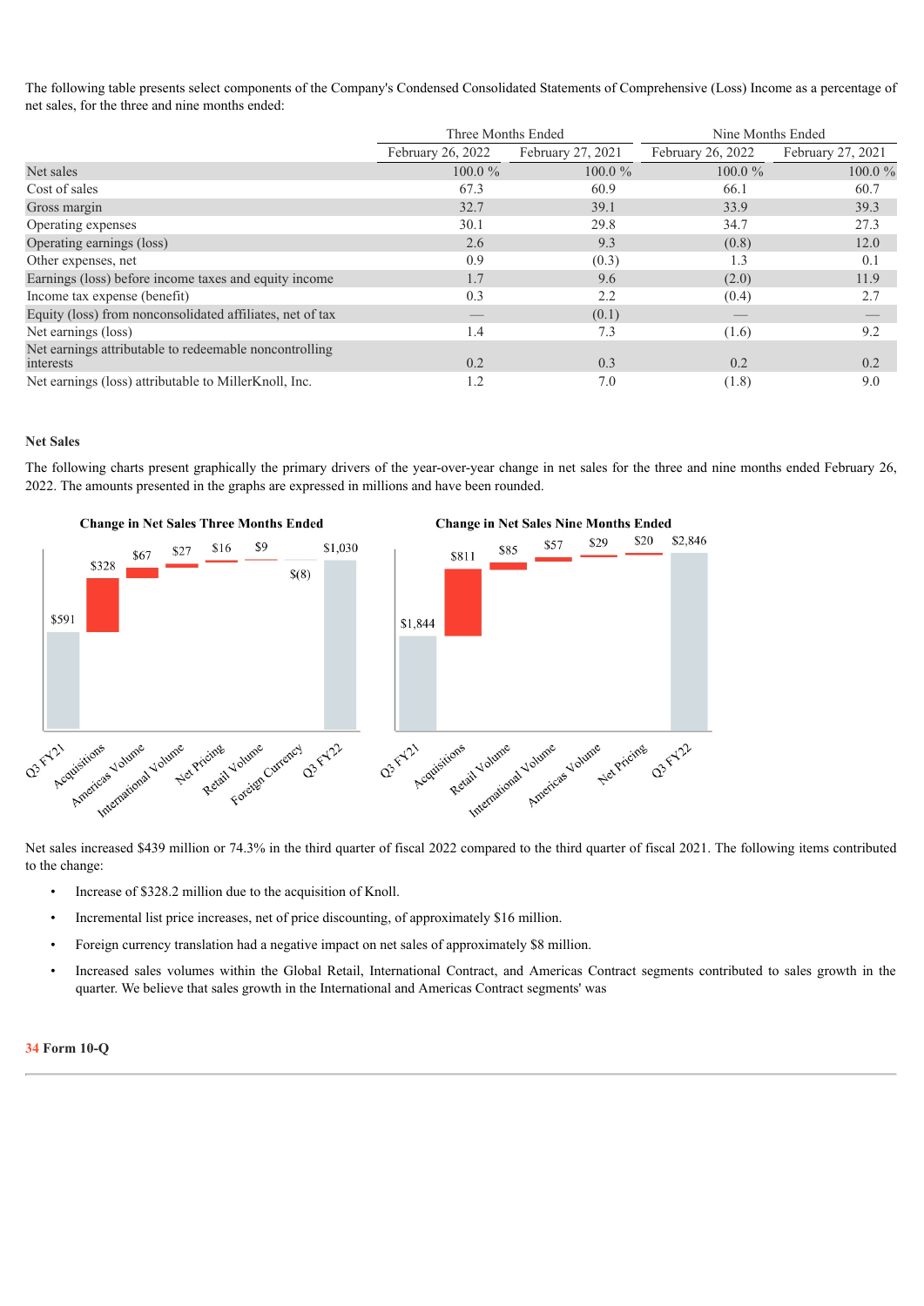The following table presents select components of the Company's Condensed Consolidated Statements of Comprehensive (Loss) Income as a percentage of net sales, for the three and nine months ended:

| | Three Months Ended | | Nine Months Ended | |
|---|---|---|---|---|
| | February 26, 2022 | February 27, 2021 | February 26, 2022 | February 27, 2021 |
| Net sales | 100.0 % | 100.0 % | 100.0 % | 100.0 % |
| Cost of sales | 67.3 | 60.9 | 66.1 | 60.7 |
| Gross margin | 32.7 | 39.1 | 33.9 | 39.3 |
| Operating expenses | 30.1 | 29.8 | 34.7 | 27.3 |
| Operating earnings (loss) | 2.6 | 9.3 | (0.8) | 12.0 |
| Other expenses, net | 0.9 | (0.3) | 1.3 | 0.1 |
| Earnings (loss) before income taxes and equity income | 1.7 | 9.6 | (2.0) | 11.9 |
| Income tax expense (benefit) | 0.3 | 2.2 | (0.4) | 2.7 |
| Equity (loss) from nonconsolidated affiliates, net of tax | — | (0.1) | — | — |
| Net earnings (loss) | 1.4 | 7.3 | (1.6) | 9.2 |
| Net earnings attributable to redeemable noncontrolling interests | 0.2 | 0.3 | 0.2 | 0.2 |
| Net earnings (loss) attributable to MillerKnoll, Inc. | 1.2 | 7.0 | (1.8) | 9.0 |

**Net Sales**

The following charts present graphically the primary drivers of the year-over-year change in net sales for the three and nine months ended February 26, 2022. The amounts presented in the graphs are expressed in millions and have been rounded.

**Change in Net Sales Three Months Ended**

| Q3 FY21 | Acquisitions | Americas Volume | International Volume | Net Pricing | Retail Volume | Foreign Currency | Q3 FY22 |
|---|---|---|---|---|---|---|---|
| $591 | $328 | $67 | $27 | $16 | $9 | $(8) | $1,030 |

**Change in Net Sales Nine Months Ended**

| Q3 FY21 | Acquisitions | Retail Volume | International Volume | Americas Volume | Net Pricing | Q3 FY22 |
|---|---|---|---|---|---|---|
| $1,844 | $811 | $85 | $57 | $29 | $20 | $2,846 |

Net sales increased $439 million or 74.3% in the third quarter of fiscal 2022 compared to the third quarter of fiscal 2021. The following items contributed to the change:

- Increase of $328.2 million due to the acquisition of Knoll.
- Incremental list price increases, net of price discounting, of approximately $16 million.
- Foreign currency translation had a negative impact on net sales of approximately $8 million.
- Increased sales volumes within the Global Retail, International Contract, and Americas Contract segments contributed to sales growth in the quarter. We believe that sales growth in the International and Americas Contract segments' was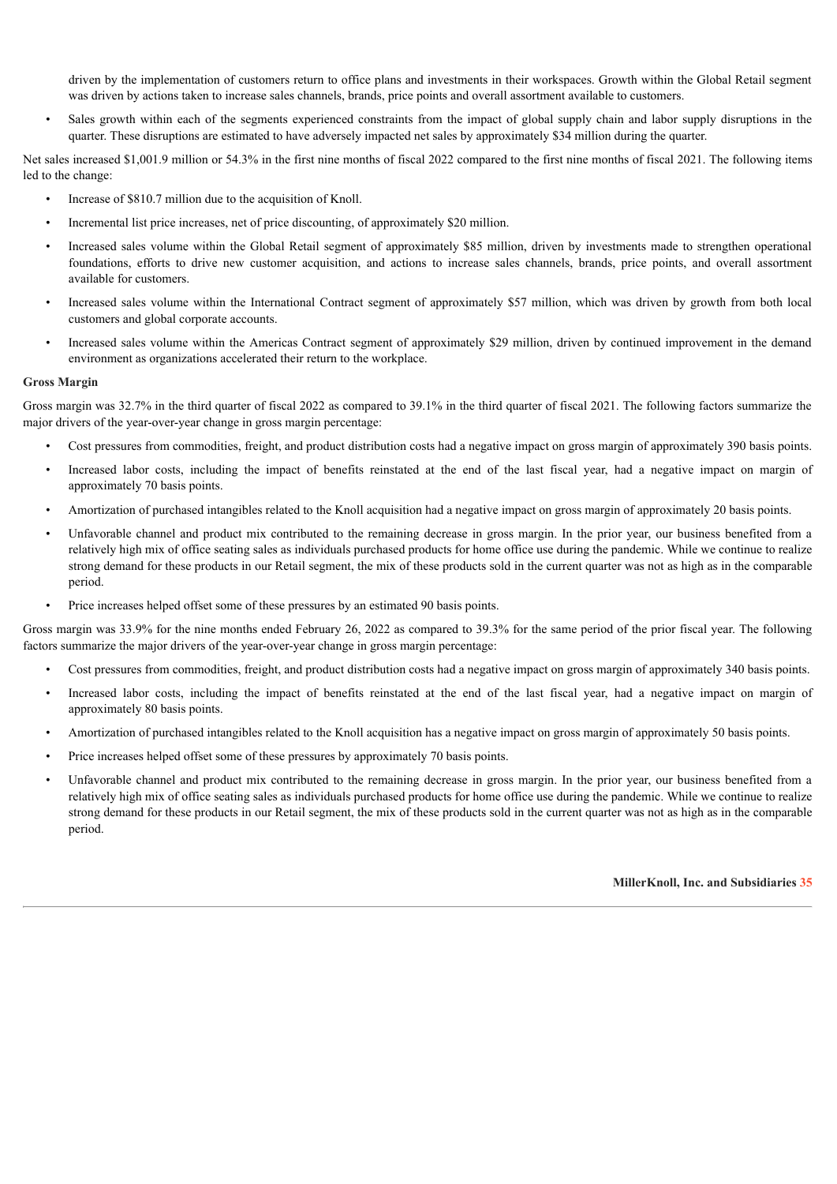driven by the implementation of customers return to office plans and investments in their workspaces. Growth within the Global Retail segment was driven by actions taken to increase sales channels, brands, price points and overall assortment available to customers.

- Sales growth within each of the segments experienced constraints from the impact of global supply chain and labor supply disruptions in the quarter. These disruptions are estimated to have adversely impacted net sales by approximately $34 million during the quarter.

Net sales increased $1,001.9 million or 54.3% in the first nine months of fiscal 2022 compared to the first nine months of fiscal 2021. The following items led to the change:

- Increase of $810.7 million due to the acquisition of Knoll.
- Incremental list price increases, net of price discounting, of approximately $20 million.
- Increased sales volume within the Global Retail segment of approximately $85 million, driven by investments made to strengthen operational foundations, efforts to drive new customer acquisition, and actions to increase sales channels, brands, price points, and overall assortment available for customers.
- Increased sales volume within the International Contract segment of approximately $57 million, which was driven by growth from both local customers and global corporate accounts.
- Increased sales volume within the Americas Contract segment of approximately $29 million, driven by continued improvement in the demand environment as organizations accelerated their return to the workplace.

**Gross Margin**

Gross margin was 32.7% in the third quarter of fiscal 2022 as compared to 39.1% in the third quarter of fiscal 2021. The following factors summarize the major drivers of the year-over-year change in gross margin percentage:

- Cost pressures from commodities, freight, and product distribution costs had a negative impact on gross margin of approximately 390 basis points.
- Increased labor costs, including the impact of benefits reinstated at the end of the last fiscal year, had a negative impact on margin of approximately 70 basis points.
- Amortization of purchased intangibles related to the Knoll acquisition had a negative impact on gross margin of approximately 20 basis points.
- Unfavorable channel and product mix contributed to the remaining decrease in gross margin. In the prior year, our business benefited from a relatively high mix of office seating sales as individuals purchased products for home office use during the pandemic. While we continue to realize strong demand for these products in our Retail segment, the mix of these products sold in the current quarter was not as high as in the comparable period.
- Price increases helped offset some of these pressures by an estimated 90 basis points.

Gross margin was 33.9% for the nine months ended February 26, 2022 as compared to 39.3% for the same period of the prior fiscal year. The following factors summarize the major drivers of the year-over-year change in gross margin percentage:

- Cost pressures from commodities, freight, and product distribution costs had a negative impact on gross margin of approximately 340 basis points.
- Increased labor costs, including the impact of benefits reinstated at the end of the last fiscal year, had a negative impact on margin of approximately 80 basis points.
- Amortization of purchased intangibles related to the Knoll acquisition has a negative impact on gross margin of approximately 50 basis points.
- Price increases helped offset some of these pressures by approximately 70 basis points.
- Unfavorable channel and product mix contributed to the remaining decrease in gross margin. In the prior year, our business benefited from a relatively high mix of office seating sales as individuals purchased products for home office use during the pandemic. While we continue to realize strong demand for these products in our Retail segment, the mix of these products sold in the current quarter was not as high as in the comparable period.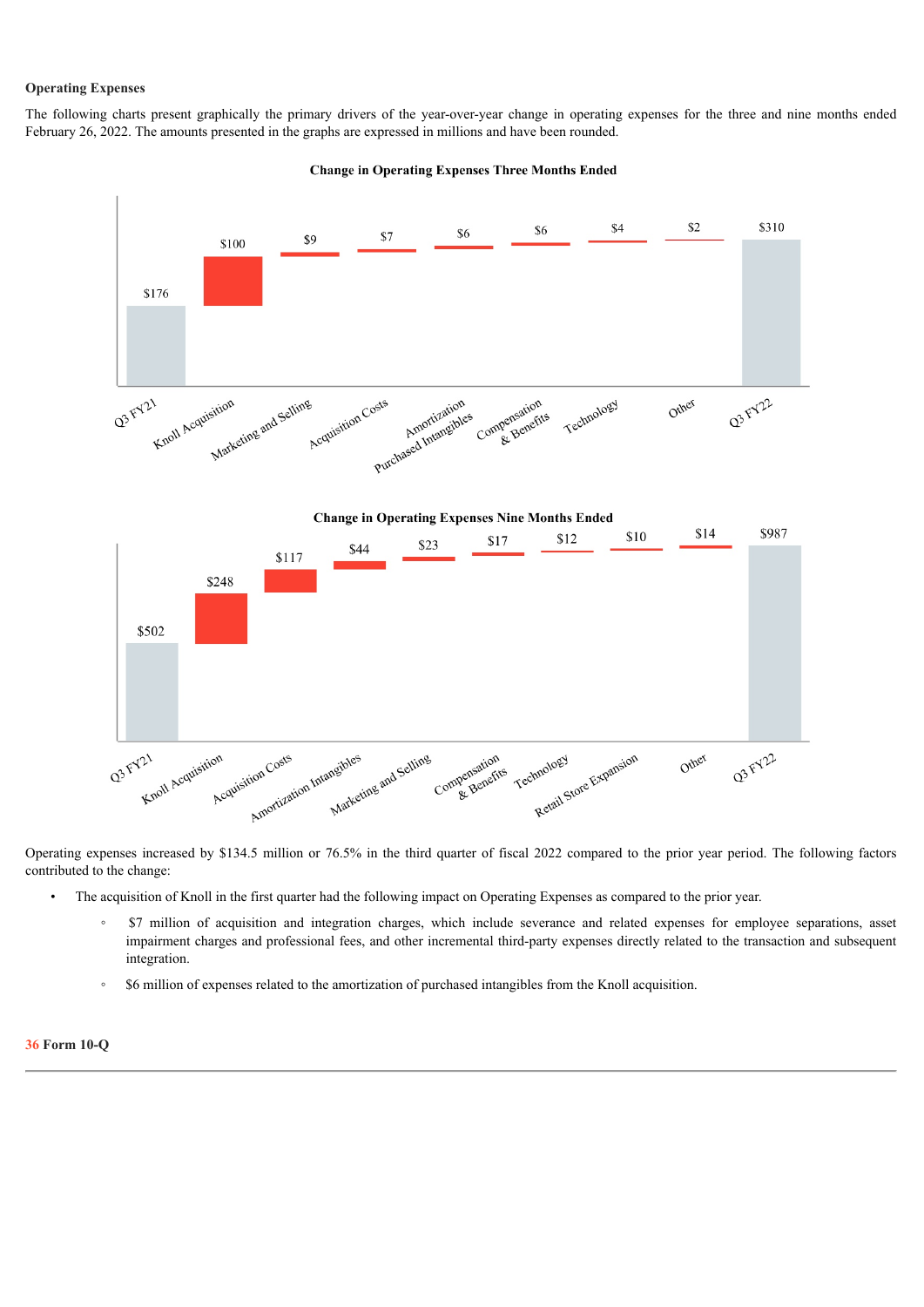**Operating Expenses**

The following charts present graphically the primary drivers of the year-over-year change in operating expenses for the three and nine months ended February 26, 2022. The amounts presented in the graphs are expressed in millions and have been rounded.

**Change in Operating Expenses Three Months Ended**

| Q3 FY21 | Knoll Acquisition | Marketing and Selling | Acquisition Costs | Amortization Purchased Intangibles | Compensation & Benefits | Technology | Other | Q3 FY22 |
|---|---|---|---|---|---|---|---|---|
| $176 | $100 | $9 | $7 | $6 | $6 | $4 | $2 | $310 |

**Change in Operating Expenses Nine Months Ended**

| Q3 FY21 | Knoll Acquisition | Acquisition Costs | Amortization Intangibles | Marketing and Selling | Compensation & Benefits | Technology | Retail Store Expansion | Other | Q3 FY22 |
|---|---|---|---|---|---|---|---|---|---|
| $502 | $248 | $117 | $44 | $23 | $17 | $12 | $10 | $14 | $987 |

Operating expenses increased by $134.5 million or 76.5% in the third quarter of fiscal 2022 compared to the prior year period. The following factors contributed to the change:

- The acquisition of Knoll in the first quarter had the following impact on Operating Expenses as compared to the prior year.
  - $7 million of acquisition and integration charges, which include severance and related expenses for employee separations, asset impairment charges and professional fees, and other incremental third-party expenses directly related to the transaction and subsequent integration.
  - $6 million of expenses related to the amortization of purchased intangibles from the Knoll acquisition.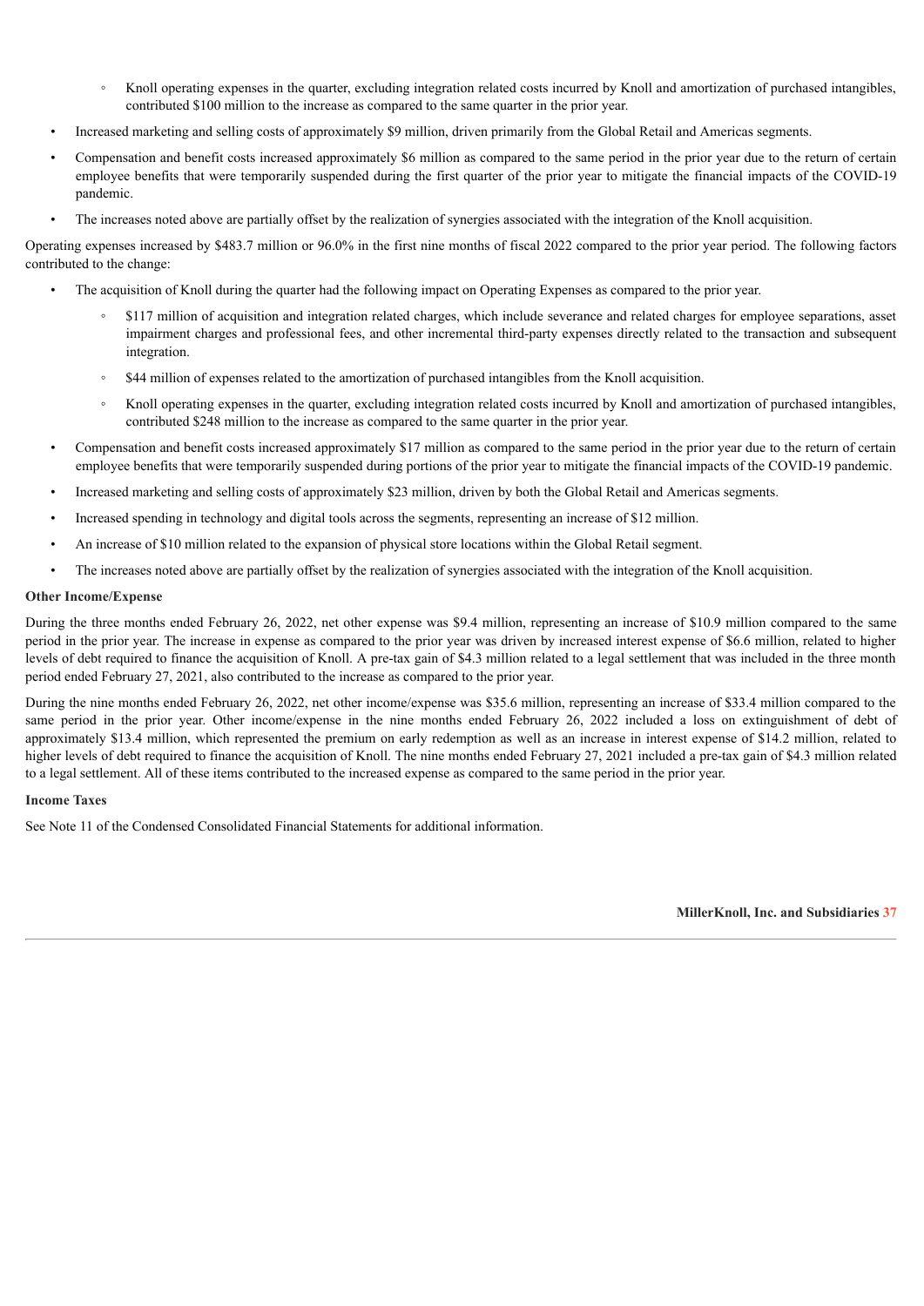- Knoll operating expenses in the quarter, excluding integration related costs incurred by Knoll and amortization of purchased intangibles, contributed $100 million to the increase as compared to the same quarter in the prior year.

- Increased marketing and selling costs of approximately $9 million, driven primarily from the Global Retail and Americas segments.
- Compensation and benefit costs increased approximately $6 million as compared to the same period in the prior year due to the return of certain employee benefits that were temporarily suspended during the first quarter of the prior year to mitigate the financial impacts of the COVID-19 pandemic.
- The increases noted above are partially offset by the realization of synergies associated with the integration of the Knoll acquisition.

Operating expenses increased by $483.7 million or 96.0% in the first nine months of fiscal 2022 compared to the prior year period. The following factors contributed to the change:

- The acquisition of Knoll during the quarter had the following impact on Operating Expenses as compared to the prior year.
    - $117 million of acquisition and integration related charges, which include severance and related charges for employee separations, asset impairment charges and professional fees, and other incremental third-party expenses directly related to the transaction and subsequent integration.
    - $44 million of expenses related to the amortization of purchased intangibles from the Knoll acquisition.
    - Knoll operating expenses in the quarter, excluding integration related costs incurred by Knoll and amortization of purchased intangibles, contributed $248 million to the increase as compared to the same quarter in the prior year.
- Compensation and benefit costs increased approximately $17 million as compared to the same period in the prior year due to the return of certain employee benefits that were temporarily suspended during portions of the prior year to mitigate the financial impacts of the COVID-19 pandemic.
- Increased marketing and selling costs of approximately $23 million, driven by both the Global Retail and Americas segments.
- Increased spending in technology and digital tools across the segments, representing an increase of $12 million.
- An increase of $10 million related to the expansion of physical store locations within the Global Retail segment.
- The increases noted above are partially offset by the realization of synergies associated with the integration of the Knoll acquisition.

**Other Income/Expense**

During the three months ended February 26, 2022, net other expense was $9.4 million, representing an increase of $10.9 million compared to the same period in the prior year. The increase in expense as compared to the prior year was driven by increased interest expense of $6.6 million, related to higher levels of debt required to finance the acquisition of Knoll. A pre-tax gain of $4.3 million related to a legal settlement that was included in the three month period ended February 27, 2021, also contributed to the increase as compared to the prior year.

During the nine months ended February 26, 2022, net other income/expense was $35.6 million, representing an increase of $33.4 million compared to the same period in the prior year. Other income/expense in the nine months ended February 26, 2022 included a loss on extinguishment of debt of approximately $13.4 million, which represented the premium on early redemption as well as an increase in interest expense of $14.2 million, related to higher levels of debt required to finance the acquisition of Knoll. The nine months ended February 27, 2021 included a pre-tax gain of $4.3 million related to a legal settlement. All of these items contributed to the increased expense as compared to the same period in the prior year.

**Income Taxes**

See Note 11 of the Condensed Consolidated Financial Statements for additional information.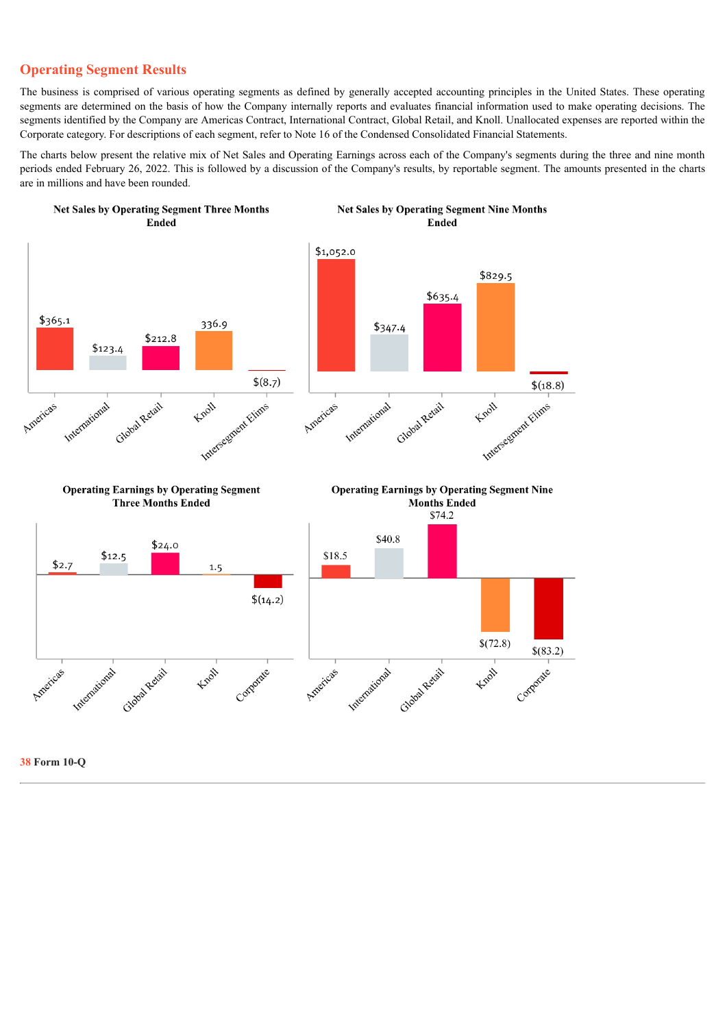## Operating Segment Results

The business is comprised of various operating segments as defined by generally accepted accounting principles in the United States. These operating segments are determined on the basis of how the Company internally reports and evaluates financial information used to make operating decisions. The segments identified by the Company are Americas Contract, International Contract, Global Retail, and Knoll. Unallocated expenses are reported within the Corporate category. For descriptions of each segment, refer to Note 16 of the Condensed Consolidated Financial Statements.

The charts below present the relative mix of Net Sales and Operating Earnings across each of the Company's segments during the three and nine month periods ended February 26, 2022. This is followed by a discussion of the Company's results, by reportable segment. The amounts presented in the charts are in millions and have been rounded.

**Net Sales by Operating Segment Three Months Ended**

| Segment | Net Sales |
|---|---|
| Americas | $365.1 |
| International | $123.4 |
| Global Retail | $212.8 |
| Knoll | 336.9 |
| Intersegment Elims | $(8.7) |

**Net Sales by Operating Segment Nine Months Ended**

| Segment | Net Sales |
|---|---|
| Americas | $1,052.0 |
| International | $347.4 |
| Global Retail | $635.4 |
| Knoll | $829.5 |
| Intersegment Elims | $(18.8) |

**Operating Earnings by Operating Segment Three Months Ended**

| Segment | Operating Earnings |
|---|---|
| Americas | $2.7 |
| International | $12.5 |
| Global Retail | $24.0 |
| Knoll | 1.5 |
| Corporate | $(14.2) |

**Operating Earnings by Operating Segment Nine Months Ended**

| Segment | Operating Earnings |
|---|---|
| Americas | $18.5 |
| International | $40.8 |
| Global Retail | $74.2 |
| Knoll | $(72.8) |
| Corporate | $(83.2) |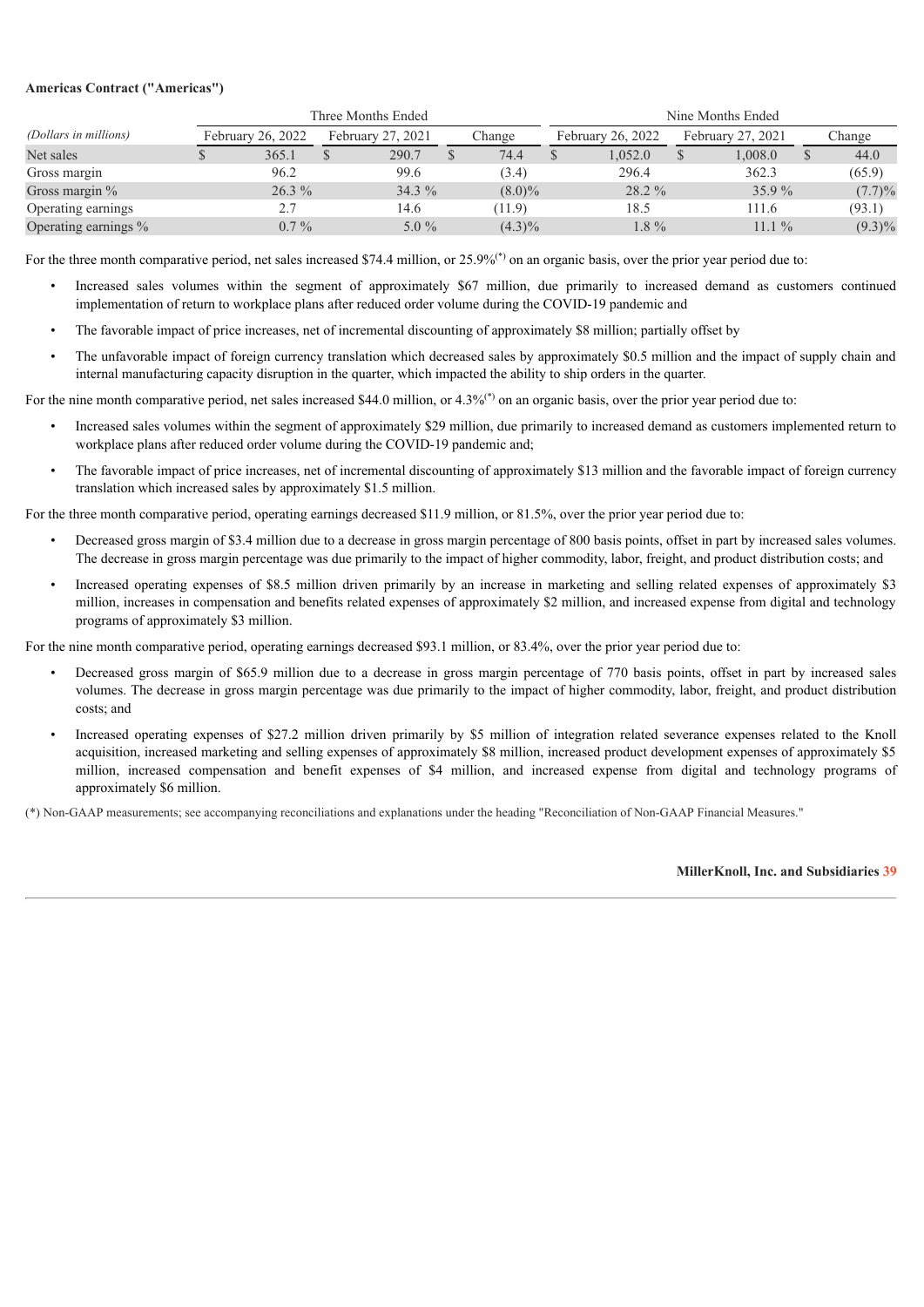**Americas Contract ("Americas")**

| *(Dollars in millions)* | Three Months Ended | | | Nine Months Ended | | |
|---|---|---|---|---|---|---|
| | February 26, 2022 | February 27, 2021 | Change | February 26, 2022 | February 27, 2021 | Change |
| Net sales | $ 365.1 | $ 290.7 | $ 74.4 | $ 1,052.0 | $ 1,008.0 | $ 44.0 |
| Gross margin | 96.2 | 99.6 | (3.4) | 296.4 | 362.3 | (65.9) |
| Gross margin % | 26.3 % | 34.3 % | (8.0)% | 28.2 % | 35.9 % | (7.7)% |
| Operating earnings | 2.7 | 14.6 | (11.9) | 18.5 | 111.6 | (93.1) |
| Operating earnings % | 0.7 % | 5.0 % | (4.3)% | 1.8 % | 11.1 % | (9.3)% |

For the three month comparative period, net sales increased $74.4 million, or 25.9%(*) on an organic basis, over the prior year period due to:

- Increased sales volumes within the segment of approximately $67 million, due primarily to increased demand as customers continued implementation of return to workplace plans after reduced order volume during the COVID-19 pandemic and
- The favorable impact of price increases, net of incremental discounting of approximately $8 million; partially offset by
- The unfavorable impact of foreign currency translation which decreased sales by approximately $0.5 million and the impact of supply chain and internal manufacturing capacity disruption in the quarter, which impacted the ability to ship orders in the quarter.

For the nine month comparative period, net sales increased $44.0 million, or 4.3%(*) on an organic basis, over the prior year period due to:

- Increased sales volumes within the segment of approximately $29 million, due primarily to increased demand as customers implemented return to workplace plans after reduced order volume during the COVID-19 pandemic and;
- The favorable impact of price increases, net of incremental discounting of approximately $13 million and the favorable impact of foreign currency translation which increased sales by approximately $1.5 million.

For the three month comparative period, operating earnings decreased $11.9 million, or 81.5%, over the prior year period due to:

- Decreased gross margin of $3.4 million due to a decrease in gross margin percentage of 800 basis points, offset in part by increased sales volumes. The decrease in gross margin percentage was due primarily to the impact of higher commodity, labor, freight, and product distribution costs; and
- Increased operating expenses of $8.5 million driven primarily by an increase in marketing and selling related expenses of approximately $3 million, increases in compensation and benefits related expenses of approximately $2 million, and increased expense from digital and technology programs of approximately $3 million.

For the nine month comparative period, operating earnings decreased $93.1 million, or 83.4%, over the prior year period due to:

- Decreased gross margin of $65.9 million due to a decrease in gross margin percentage of 770 basis points, offset in part by increased sales volumes. The decrease in gross margin percentage was due primarily to the impact of higher commodity, labor, freight, and product distribution costs; and
- Increased operating expenses of $27.2 million driven primarily by $5 million of integration related severance expenses related to the Knoll acquisition, increased marketing and selling expenses of approximately $8 million, increased product development expenses of approximately $5 million, increased compensation and benefit expenses of $4 million, and increased expense from digital and technology programs of approximately $6 million.

(*) Non-GAAP measurements; see accompanying reconciliations and explanations under the heading "Reconciliation of Non-GAAP Financial Measures."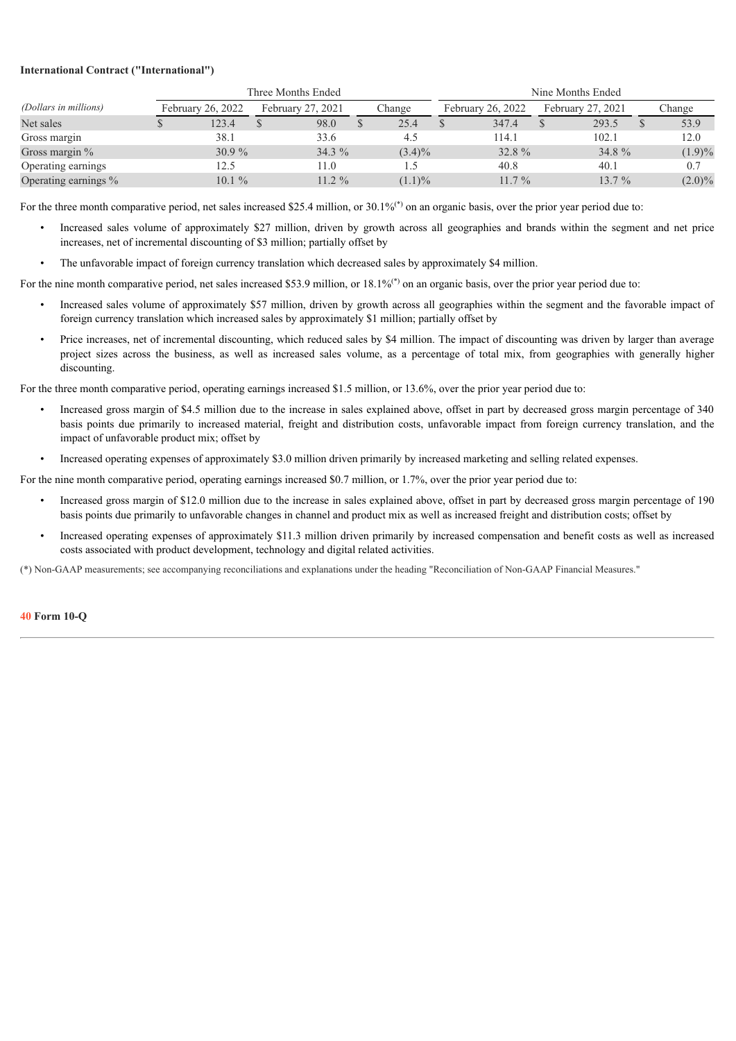**International Contract ("International")**

| *(Dollars in millions)* | Three Months Ended | | | Nine Months Ended | | |
|---|---|---|---|---|---|---|
| | February 26, 2022 | February 27, 2021 | Change | February 26, 2022 | February 27, 2021 | Change |
| Net sales | $ 123.4 | $ 98.0 | $ 25.4 | $ 347.4 | $ 293.5 | $ 53.9 |
| Gross margin | 38.1 | 33.6 | 4.5 | 114.1 | 102.1 | 12.0 |
| Gross margin % | 30.9 % | 34.3 % | (3.4)% | 32.8 % | 34.8 % | (1.9)% |
| Operating earnings | 12.5 | 11.0 | 1.5 | 40.8 | 40.1 | 0.7 |
| Operating earnings % | 10.1 % | 11.2 % | (1.1)% | 11.7 % | 13.7 % | (2.0)% |

For the three month comparative period, net sales increased $25.4 million, or 30.1%(*) on an organic basis, over the prior year period due to:

- Increased sales volume of approximately $27 million, driven by growth across all geographies and brands within the segment and net price increases, net of incremental discounting of $3 million; partially offset by
- The unfavorable impact of foreign currency translation which decreased sales by approximately $4 million.

For the nine month comparative period, net sales increased $53.9 million, or 18.1%(*) on an organic basis, over the prior year period due to:

- Increased sales volume of approximately $57 million, driven by growth across all geographies within the segment and the favorable impact of foreign currency translation which increased sales by approximately $1 million; partially offset by
- Price increases, net of incremental discounting, which reduced sales by $4 million. The impact of discounting was driven by larger than average project sizes across the business, as well as increased sales volume, as a percentage of total mix, from geographies with generally higher discounting.

For the three month comparative period, operating earnings increased $1.5 million, or 13.6%, over the prior year period due to:

- Increased gross margin of $4.5 million due to the increase in sales explained above, offset in part by decreased gross margin percentage of 340 basis points due primarily to increased material, freight and distribution costs, unfavorable impact from foreign currency translation, and the impact of unfavorable product mix; offset by
- Increased operating expenses of approximately $3.0 million driven primarily by increased marketing and selling related expenses.

For the nine month comparative period, operating earnings increased $0.7 million, or 1.7%, over the prior year period due to:

- Increased gross margin of $12.0 million due to the increase in sales explained above, offset in part by decreased gross margin percentage of 190 basis points due primarily to unfavorable changes in channel and product mix as well as increased freight and distribution costs; offset by
- Increased operating expenses of approximately $11.3 million driven primarily by increased compensation and benefit costs as well as increased costs associated with product development, technology and digital related activities.

(*) Non-GAAP measurements; see accompanying reconciliations and explanations under the heading "Reconciliation of Non-GAAP Financial Measures."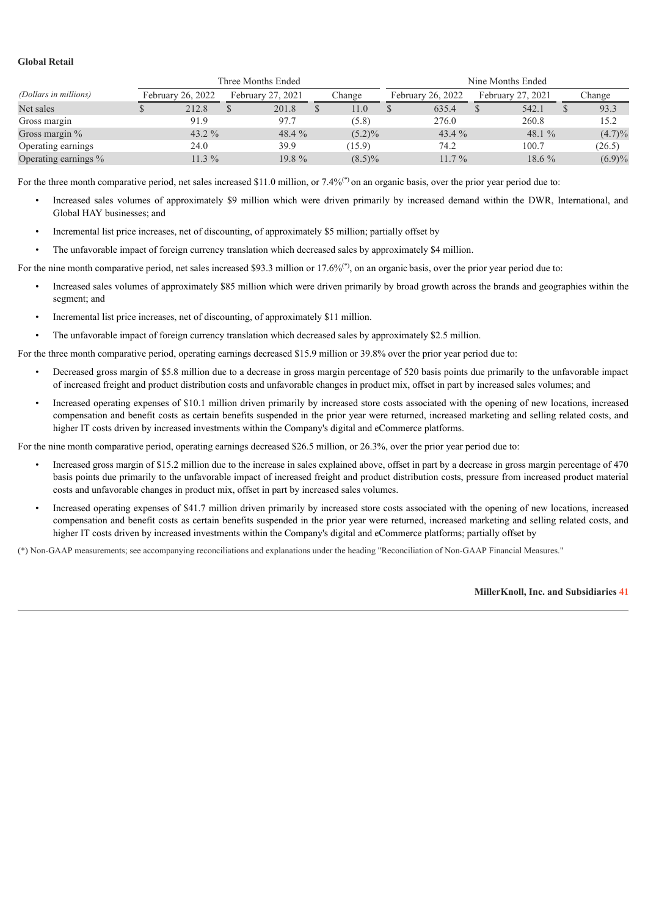**Global Retail**

| (Dollars in millions) | Three Months Ended | | | Nine Months Ended | | |
|---|---|---|---|---|---|---|
| | February 26, 2022 | February 27, 2021 | Change | February 26, 2022 | February 27, 2021 | Change |
| Net sales | $ 212.8 | $ 201.8 | $ 11.0 | $ 635.4 | $ 542.1 | $ 93.3 |
| Gross margin | 91.9 | 97.7 | (5.8) | 276.0 | 260.8 | 15.2 |
| Gross margin % | 43.2 % | 48.4 % | (5.2)% | 43.4 % | 48.1 % | (4.7)% |
| Operating earnings | 24.0 | 39.9 | (15.9) | 74.2 | 100.7 | (26.5) |
| Operating earnings % | 11.3 % | 19.8 % | (8.5)% | 11.7 % | 18.6 % | (6.9)% |

For the three month comparative period, net sales increased $11.0 million, or 7.4%(*) on an organic basis, over the prior year period due to:

- Increased sales volumes of approximately $9 million which were driven primarily by increased demand within the DWR, International, and Global HAY businesses; and
- Incremental list price increases, net of discounting, of approximately $5 million; partially offset by
- The unfavorable impact of foreign currency translation which decreased sales by approximately $4 million.

For the nine month comparative period, net sales increased $93.3 million or 17.6%(*), on an organic basis, over the prior year period due to:

- Increased sales volumes of approximately $85 million which were driven primarily by broad growth across the brands and geographies within the segment; and
- Incremental list price increases, net of discounting, of approximately $11 million.
- The unfavorable impact of foreign currency translation which decreased sales by approximately $2.5 million.

For the three month comparative period, operating earnings decreased $15.9 million or 39.8% over the prior year period due to:

- Decreased gross margin of $5.8 million due to a decrease in gross margin percentage of 520 basis points due primarily to the unfavorable impact of increased freight and product distribution costs and unfavorable changes in product mix, offset in part by increased sales volumes; and
- Increased operating expenses of $10.1 million driven primarily by increased store costs associated with the opening of new locations, increased compensation and benefit costs as certain benefits suspended in the prior year were returned, increased marketing and selling related costs, and higher IT costs driven by increased investments within the Company's digital and eCommerce platforms.

For the nine month comparative period, operating earnings decreased $26.5 million, or 26.3%, over the prior year period due to:

- Increased gross margin of $15.2 million due to the increase in sales explained above, offset in part by a decrease in gross margin percentage of 470 basis points due primarily to the unfavorable impact of increased freight and product distribution costs, pressure from increased product material costs and unfavorable changes in product mix, offset in part by increased sales volumes.
- Increased operating expenses of $41.7 million driven primarily by increased store costs associated with the opening of new locations, increased compensation and benefit costs as certain benefits suspended in the prior year were returned, increased marketing and selling related costs, and higher IT costs driven by increased investments within the Company's digital and eCommerce platforms; partially offset by

(*) Non-GAAP measurements; see accompanying reconciliations and explanations under the heading "Reconciliation of Non-GAAP Financial Measures."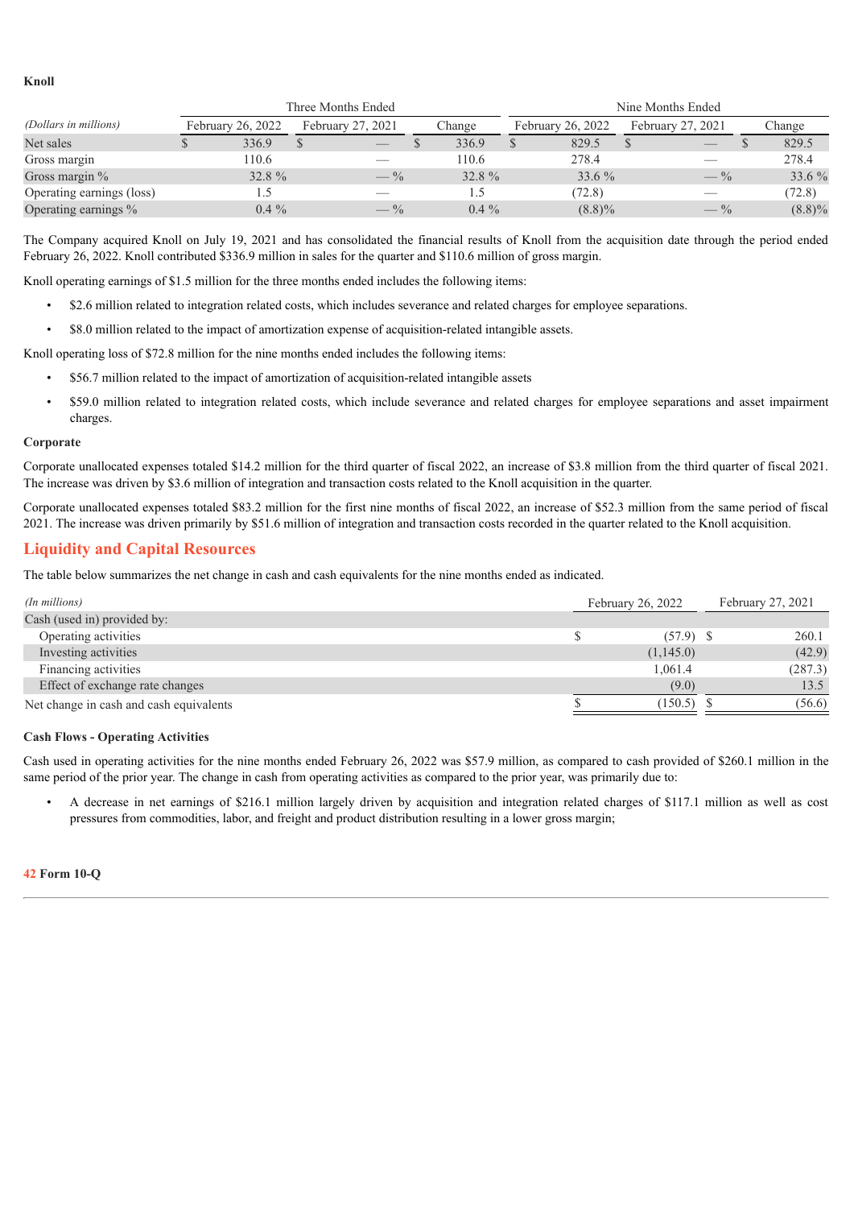**Knoll**

| *(Dollars in millions)* | Three Months Ended | | | Nine Months Ended | | |
|---|---|---|---|---|---|---|
| | February 26, 2022 | February 27, 2021 | Change | February 26, 2022 | February 27, 2021 | Change |
| Net sales | $ 336.9 | $ — | $ 336.9 | $ 829.5 | $ — | $ 829.5 |
| Gross margin | 110.6 | — | 110.6 | 278.4 | — | 278.4 |
| Gross margin % | 32.8 % | — % | 32.8 % | 33.6 % | — % | 33.6 % |
| Operating earnings (loss) | 1.5 | — | 1.5 | (72.8) | — | (72.8) |
| Operating earnings % | 0.4 % | — % | 0.4 % | (8.8)% | — % | (8.8)% |

The Company acquired Knoll on July 19, 2021 and has consolidated the financial results of Knoll from the acquisition date through the period ended February 26, 2022. Knoll contributed $336.9 million in sales for the quarter and $110.6 million of gross margin.

Knoll operating earnings of $1.5 million for the three months ended includes the following items:

- $2.6 million related to integration related costs, which includes severance and related charges for employee separations.
- $8.0 million related to the impact of amortization expense of acquisition-related intangible assets.

Knoll operating loss of $72.8 million for the nine months ended includes the following items:

- $56.7 million related to the impact of amortization of acquisition-related intangible assets
- $59.0 million related to integration related costs, which include severance and related charges for employee separations and asset impairment charges.

**Corporate**

Corporate unallocated expenses totaled $14.2 million for the third quarter of fiscal 2022, an increase of $3.8 million from the third quarter of fiscal 2021. The increase was driven by $3.6 million of integration and transaction costs related to the Knoll acquisition in the quarter.

Corporate unallocated expenses totaled $83.2 million for the first nine months of fiscal 2022, an increase of $52.3 million from the same period of fiscal 2021. The increase was driven primarily by $51.6 million of integration and transaction costs recorded in the quarter related to the Knoll acquisition.

## Liquidity and Capital Resources

The table below summarizes the net change in cash and cash equivalents for the nine months ended as indicated.

| *(In millions)* | February 26, 2022 | February 27, 2021 |
|---|---|---|
| Cash (used in) provided by: | | |
| Operating activities | $ (57.9) | $ 260.1 |
| Investing activities | (1,145.0) | (42.9) |
| Financing activities | 1,061.4 | (287.3) |
| Effect of exchange rate changes | (9.0) | 13.5 |
| Net change in cash and cash equivalents | $ (150.5) | $ (56.6) |

**Cash Flows - Operating Activities**

Cash used in operating activities for the nine months ended February 26, 2022 was $57.9 million, as compared to cash provided of $260.1 million in the same period of the prior year. The change in cash from operating activities as compared to the prior year, was primarily due to:

- A decrease in net earnings of $216.1 million largely driven by acquisition and integration related charges of $117.1 million as well as cost pressures from commodities, labor, and freight and product distribution resulting in a lower gross margin;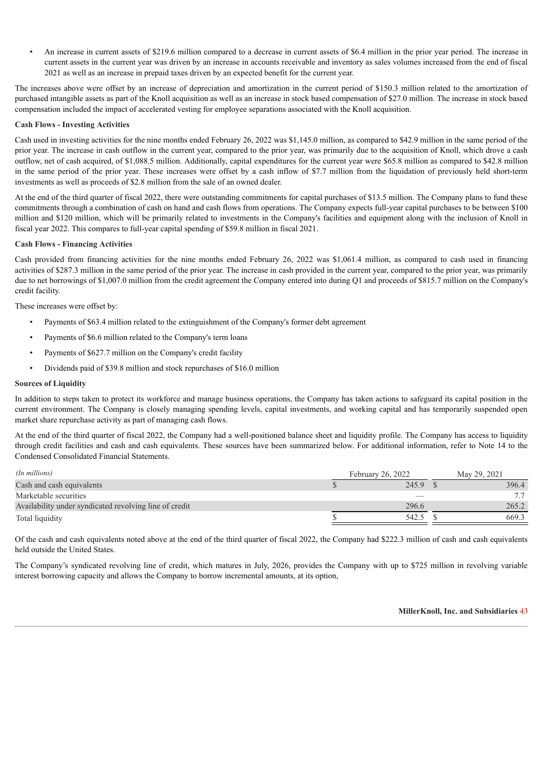- An increase in current assets of $219.6 million compared to a decrease in current assets of $6.4 million in the prior year period. The increase in current assets in the current year was driven by an increase in accounts receivable and inventory as sales volumes increased from the end of fiscal 2021 as well as an increase in prepaid taxes driven by an expected benefit for the current year.

The increases above were offset by an increase of depreciation and amortization in the current period of $150.3 million related to the amortization of purchased intangible assets as part of the Knoll acquisition as well as an increase in stock based compensation of $27.0 million. The increase in stock based compensation included the impact of accelerated vesting for employee separations associated with the Knoll acquisition.

**Cash Flows - Investing Activities**

Cash used in investing activities for the nine months ended February 26, 2022 was $1,145.0 million, as compared to $42.9 million in the same period of the prior year. The increase in cash outflow in the current year, compared to the prior year, was primarily due to the acquisition of Knoll, which drove a cash outflow, net of cash acquired, of $1,088.5 million. Additionally, capital expenditures for the current year were $65.8 million as compared to $42.8 million in the same period of the prior year. These increases were offset by a cash inflow of $7.7 million from the liquidation of previously held short-term investments as well as proceeds of $2.8 million from the sale of an owned dealer.

At the end of the third quarter of fiscal 2022, there were outstanding commitments for capital purchases of $13.5 million. The Company plans to fund these commitments through a combination of cash on hand and cash flows from operations. The Company expects full-year capital purchases to be between $100 million and $120 million, which will be primarily related to investments in the Company's facilities and equipment along with the inclusion of Knoll in fiscal year 2022. This compares to full-year capital spending of $59.8 million in fiscal 2021.

**Cash Flows - Financing Activities**

Cash provided from financing activities for the nine months ended February 26, 2022 was $1,061.4 million, as compared to cash used in financing activities of $287.3 million in the same period of the prior year. The increase in cash provided in the current year, compared to the prior year, was primarily due to net borrowings of $1,007.0 million from the credit agreement the Company entered into during Q1 and proceeds of $815.7 million on the Company's credit facility.

These increases were offset by:

- Payments of $63.4 million related to the extinguishment of the Company's former debt agreement
- Payments of $6.6 million related to the Company's term loans
- Payments of $627.7 million on the Company's credit facility
- Dividends paid of $39.8 million and stock repurchases of $16.0 million

**Sources of Liquidity**

In addition to steps taken to protect its workforce and manage business operations, the Company has taken actions to safeguard its capital position in the current environment. The Company is closely managing spending levels, capital investments, and working capital and has temporarily suspended open market share repurchase activity as part of managing cash flows.

At the end of the third quarter of fiscal 2022, the Company had a well-positioned balance sheet and liquidity profile. The Company has access to liquidity through credit facilities and cash and cash equivalents. These sources have been summarized below. For additional information, refer to Note 14 to the Condensed Consolidated Financial Statements.

| *(In millions)* | February 26, 2022 | May 29, 2021 |
|---|---|---|
| Cash and cash equivalents | $ 245.9 | $ 396.4 |
| Marketable securities | — | 7.7 |
| Availability under syndicated revolving line of credit | 296.6 | 265.2 |
| Total liquidity | $ 542.5 | $ 669.3 |

Of the cash and cash equivalents noted above at the end of the third quarter of fiscal 2022, the Company had $222.3 million of cash and cash equivalents held outside the United States.

The Company's syndicated revolving line of credit, which matures in July, 2026, provides the Company with up to $725 million in revolving variable interest borrowing capacity and allows the Company to borrow incremental amounts, at its option,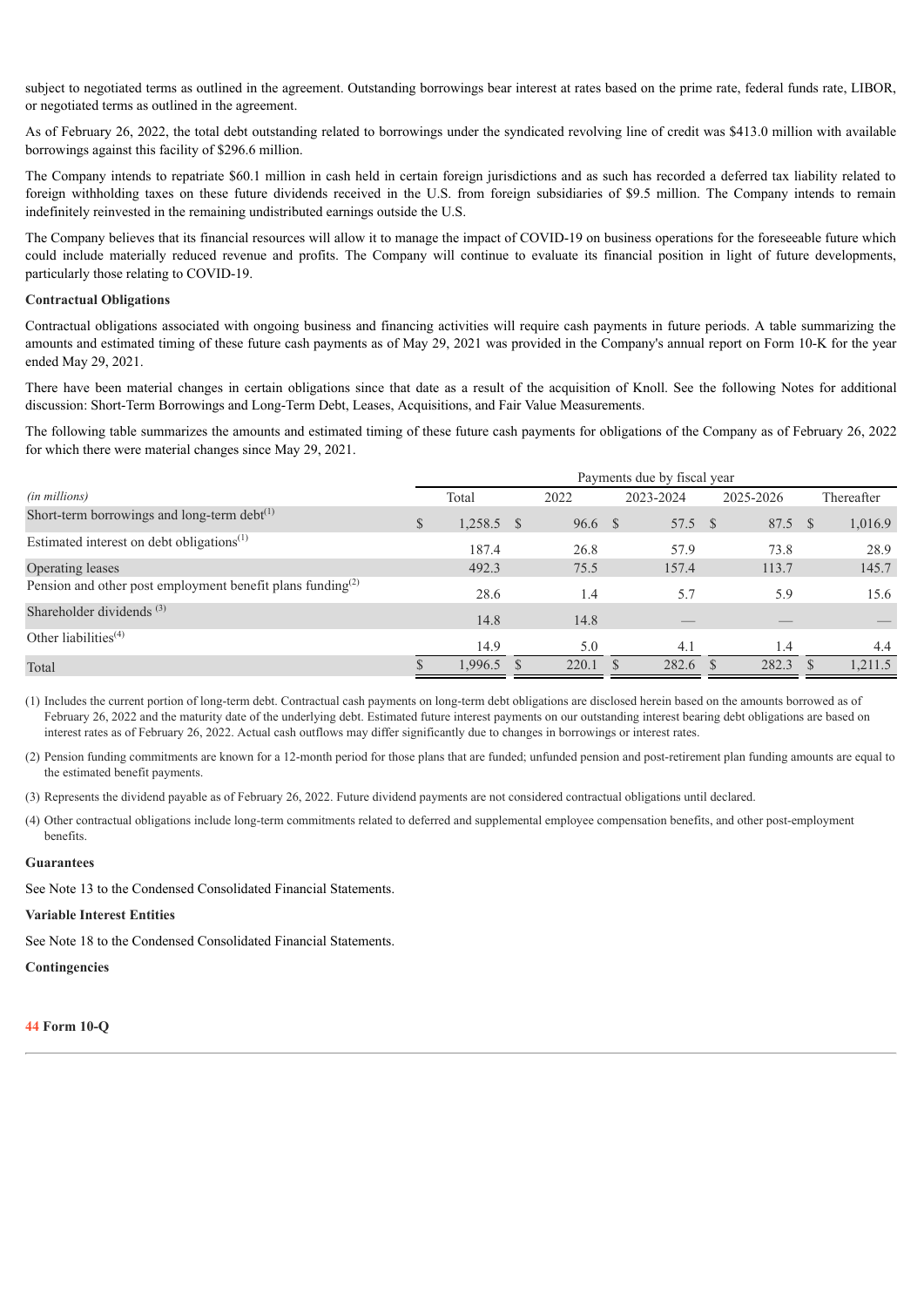subject to negotiated terms as outlined in the agreement. Outstanding borrowings bear interest at rates based on the prime rate, federal funds rate, LIBOR, or negotiated terms as outlined in the agreement.

As of February 26, 2022, the total debt outstanding related to borrowings under the syndicated revolving line of credit was $413.0 million with available borrowings against this facility of $296.6 million.

The Company intends to repatriate $60.1 million in cash held in certain foreign jurisdictions and as such has recorded a deferred tax liability related to foreign withholding taxes on these future dividends received in the U.S. from foreign subsidiaries of $9.5 million. The Company intends to remain indefinitely reinvested in the remaining undistributed earnings outside the U.S.

The Company believes that its financial resources will allow it to manage the impact of COVID-19 on business operations for the foreseeable future which could include materially reduced revenue and profits. The Company will continue to evaluate its financial position in light of future developments, particularly those relating to COVID-19.

**Contractual Obligations**

Contractual obligations associated with ongoing business and financing activities will require cash payments in future periods. A table summarizing the amounts and estimated timing of these future cash payments as of May 29, 2021 was provided in the Company's annual report on Form 10-K for the year ended May 29, 2021.

There have been material changes in certain obligations since that date as a result of the acquisition of Knoll. See the following Notes for additional discussion: Short-Term Borrowings and Long-Term Debt, Leases, Acquisitions, and Fair Value Measurements.

The following table summarizes the amounts and estimated timing of these future cash payments for obligations of the Company as of February 26, 2022 for which there were material changes since May 29, 2021.

| | Payments due by fiscal year | | | | |
|---|---|---|---|---|---|
| *(in millions)* | Total | 2022 | 2023-2024 | 2025-2026 | Thereafter |
| Short-term borrowings and long-term debt[1] | $ 1,258.5 | $ 96.6 | $ 57.5 | $ 87.5 | $ 1,016.9 |
| Estimated interest on debt obligations[1] | 187.4 | 26.8 | 57.9 | 73.8 | 28.9 |
| Operating leases | 492.3 | 75.5 | 157.4 | 113.7 | 145.7 |
| Pension and other post employment benefit plans funding[2] | 28.6 | 1.4 | 5.7 | 5.9 | 15.6 |
| Shareholder dividends [3] | 14.8 | 14.8 | — | — | — |
| Other liabilities[4] | 14.9 | 5.0 | 4.1 | 1.4 | 4.4 |
| Total | $ 1,996.5 | $ 220.1 | $ 282.6 | $ 282.3 | $ 1,211.5 |

(1) Includes the current portion of long-term debt. Contractual cash payments on long-term debt obligations are disclosed herein based on the amounts borrowed as of February 26, 2022 and the maturity date of the underlying debt. Estimated future interest payments on our outstanding interest bearing debt obligations are based on interest rates as of February 26, 2022. Actual cash outflows may differ significantly due to changes in borrowings or interest rates.

(2) Pension funding commitments are known for a 12-month period for those plans that are funded; unfunded pension and post-retirement plan funding amounts are equal to the estimated benefit payments.

(3) Represents the dividend payable as of February 26, 2022. Future dividend payments are not considered contractual obligations until declared.

(4) Other contractual obligations include long-term commitments related to deferred and supplemental employee compensation benefits, and other post-employment benefits.

**Guarantees**

See Note 13 to the Condensed Consolidated Financial Statements.

**Variable Interest Entities**

See Note 18 to the Condensed Consolidated Financial Statements.

**Contingencies**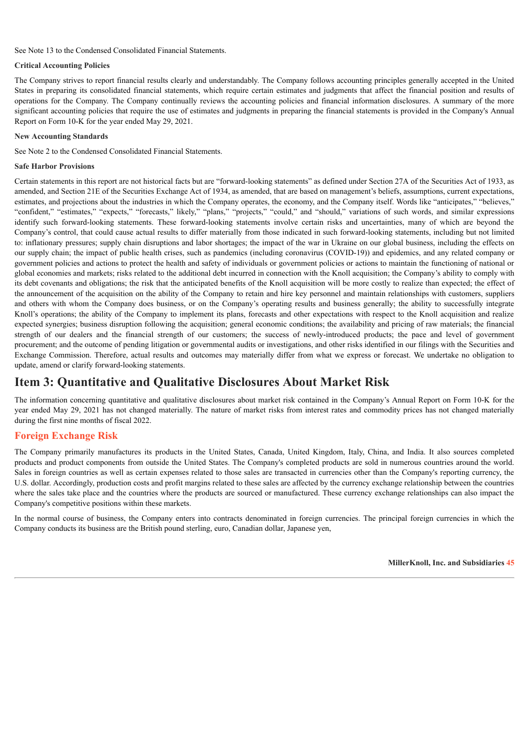See Note 13 to the Condensed Consolidated Financial Statements.

**Critical Accounting Policies**

The Company strives to report financial results clearly and understandably. The Company follows accounting principles generally accepted in the United States in preparing its consolidated financial statements, which require certain estimates and judgments that affect the financial position and results of operations for the Company. The Company continually reviews the accounting policies and financial information disclosures. A summary of the more significant accounting policies that require the use of estimates and judgments in preparing the financial statements is provided in the Company's Annual Report on Form 10-K for the year ended May 29, 2021.

**New Accounting Standards**

See Note 2 to the Condensed Consolidated Financial Statements.

**Safe Harbor Provisions**

Certain statements in this report are not historical facts but are "forward-looking statements" as defined under Section 27A of the Securities Act of 1933, as amended, and Section 21E of the Securities Exchange Act of 1934, as amended, that are based on management's beliefs, assumptions, current expectations, estimates, and projections about the industries in which the Company operates, the economy, and the Company itself. Words like "anticipates," "believes," "confident," "estimates," "expects," "forecasts," likely," "plans," "projects," "could," and "should," variations of such words, and similar expressions identify such forward-looking statements. These forward-looking statements involve certain risks and uncertainties, many of which are beyond the Company's control, that could cause actual results to differ materially from those indicated in such forward-looking statements, including but not limited to: inflationary pressures; supply chain disruptions and labor shortages; the impact of the war in Ukraine on our global business, including the effects on our supply chain; the impact of public health crises, such as pandemics (including coronavirus (COVID-19)) and epidemics, and any related company or government policies and actions to protect the health and safety of individuals or government policies or actions to maintain the functioning of national or global economies and markets; risks related to the additional debt incurred in connection with the Knoll acquisition; the Company's ability to comply with its debt covenants and obligations; the risk that the anticipated benefits of the Knoll acquisition will be more costly to realize than expected; the effect of the announcement of the acquisition on the ability of the Company to retain and hire key personnel and maintain relationships with customers, suppliers and others with whom the Company does business, or on the Company's operating results and business generally; the ability to successfully integrate Knoll's operations; the ability of the Company to implement its plans, forecasts and other expectations with respect to the Knoll acquisition and realize expected synergies; business disruption following the acquisition; general economic conditions; the availability and pricing of raw materials; the financial strength of our dealers and the financial strength of our customers; the success of newly-introduced products; the pace and level of government procurement; and the outcome of pending litigation or governmental audits or investigations, and other risks identified in our filings with the Securities and Exchange Commission. Therefore, actual results and outcomes may materially differ from what we express or forecast. We undertake no obligation to update, amend or clarify forward-looking statements.

# Item 3: Quantitative and Qualitative Disclosures About Market Risk

The information concerning quantitative and qualitative disclosures about market risk contained in the Company's Annual Report on Form 10-K for the year ended May 29, 2021 has not changed materially. The nature of market risks from interest rates and commodity prices has not changed materially during the first nine months of fiscal 2022.

## Foreign Exchange Risk

The Company primarily manufactures its products in the United States, Canada, United Kingdom, Italy, China, and India. It also sources completed products and product components from outside the United States. The Company's completed products are sold in numerous countries around the world. Sales in foreign countries as well as certain expenses related to those sales are transacted in currencies other than the Company's reporting currency, the U.S. dollar. Accordingly, production costs and profit margins related to these sales are affected by the currency exchange relationship between the countries where the sales take place and the countries where the products are sourced or manufactured. These currency exchange relationships can also impact the Company's competitive positions within these markets.

In the normal course of business, the Company enters into contracts denominated in foreign currencies. The principal foreign currencies in which the Company conducts its business are the British pound sterling, euro, Canadian dollar, Japanese yen,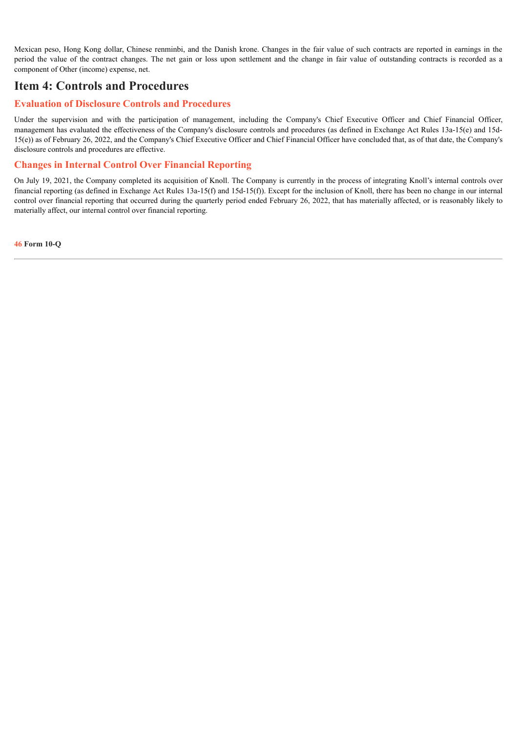Mexican peso, Hong Kong dollar, Chinese renminbi, and the Danish krone. Changes in the fair value of such contracts are reported in earnings in the period the value of the contract changes. The net gain or loss upon settlement and the change in fair value of outstanding contracts is recorded as a component of Other (income) expense, net.

# Item 4: Controls and Procedures

## Evaluation of Disclosure Controls and Procedures

Under the supervision and with the participation of management, including the Company's Chief Executive Officer and Chief Financial Officer, management has evaluated the effectiveness of the Company's disclosure controls and procedures (as defined in Exchange Act Rules 13a-15(e) and 15d-15(e)) as of February 26, 2022, and the Company's Chief Executive Officer and Chief Financial Officer have concluded that, as of that date, the Company's disclosure controls and procedures are effective.

## Changes in Internal Control Over Financial Reporting

On July 19, 2021, the Company completed its acquisition of Knoll. The Company is currently in the process of integrating Knoll's internal controls over financial reporting (as defined in Exchange Act Rules 13a-15(f) and 15d-15(f)). Except for the inclusion of Knoll, there has been no change in our internal control over financial reporting that occurred during the quarterly period ended February 26, 2022, that has materially affected, or is reasonably likely to materially affect, our internal control over financial reporting.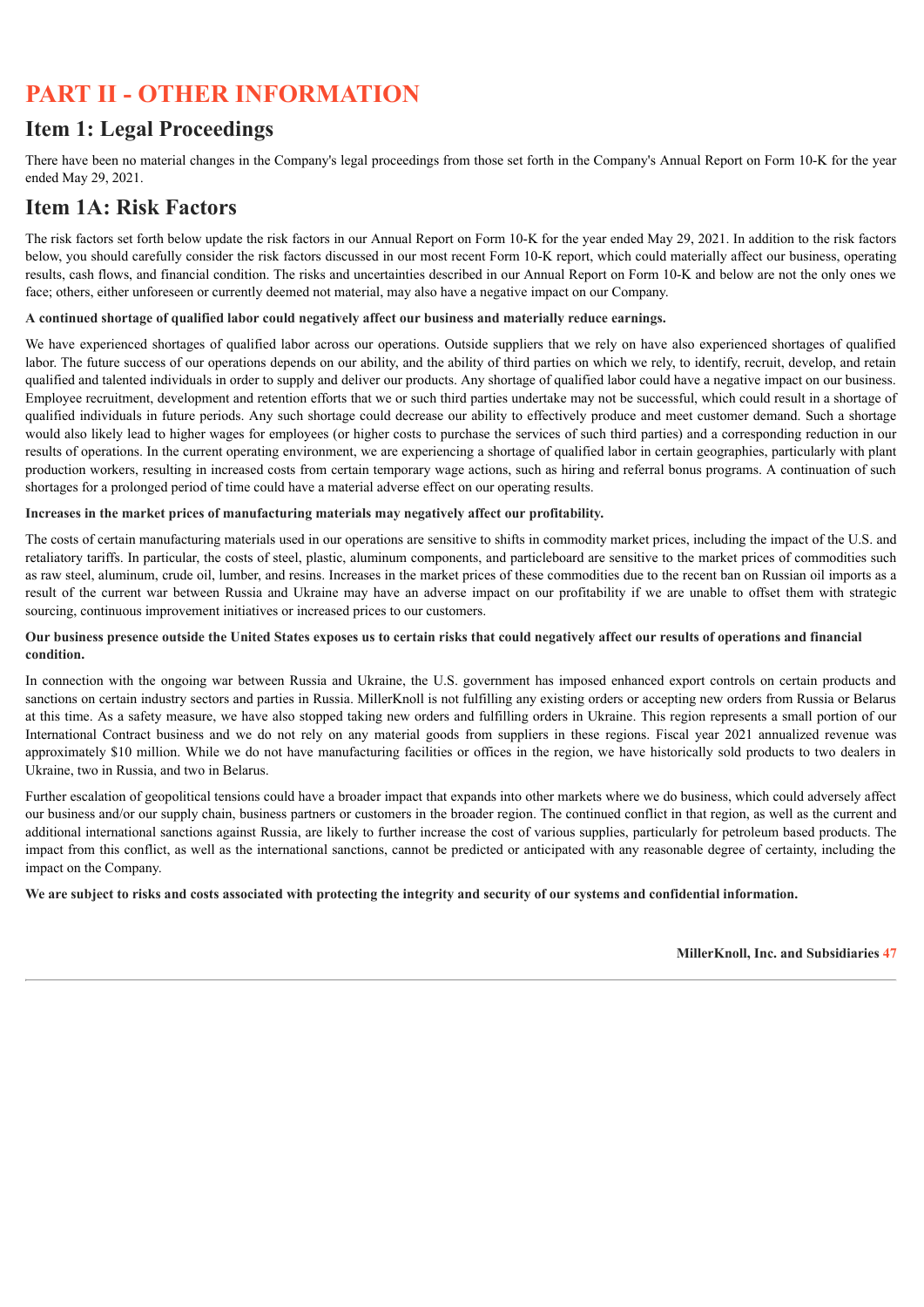# PART II - OTHER INFORMATION

## Item 1: Legal Proceedings

There have been no material changes in the Company's legal proceedings from those set forth in the Company's Annual Report on Form 10-K for the year ended May 29, 2021.

## Item 1A: Risk Factors

The risk factors set forth below update the risk factors in our Annual Report on Form 10-K for the year ended May 29, 2021. In addition to the risk factors below, you should carefully consider the risk factors discussed in our most recent Form 10-K report, which could materially affect our business, operating results, cash flows, and financial condition. The risks and uncertainties described in our Annual Report on Form 10-K and below are not the only ones we face; others, either unforeseen or currently deemed not material, may also have a negative impact on our Company.

**A continued shortage of qualified labor could negatively affect our business and materially reduce earnings.**

We have experienced shortages of qualified labor across our operations. Outside suppliers that we rely on have also experienced shortages of qualified labor. The future success of our operations depends on our ability, and the ability of third parties on which we rely, to identify, recruit, develop, and retain qualified and talented individuals in order to supply and deliver our products. Any shortage of qualified labor could have a negative impact on our business. Employee recruitment, development and retention efforts that we or such third parties undertake may not be successful, which could result in a shortage of qualified individuals in future periods. Any such shortage could decrease our ability to effectively produce and meet customer demand. Such a shortage would also likely lead to higher wages for employees (or higher costs to purchase the services of such third parties) and a corresponding reduction in our results of operations. In the current operating environment, we are experiencing a shortage of qualified labor in certain geographies, particularly with plant production workers, resulting in increased costs from certain temporary wage actions, such as hiring and referral bonus programs. A continuation of such shortages for a prolonged period of time could have a material adverse effect on our operating results.

**Increases in the market prices of manufacturing materials may negatively affect our profitability.**

The costs of certain manufacturing materials used in our operations are sensitive to shifts in commodity market prices, including the impact of the U.S. and retaliatory tariffs. In particular, the costs of steel, plastic, aluminum components, and particleboard are sensitive to the market prices of commodities such as raw steel, aluminum, crude oil, lumber, and resins. Increases in the market prices of these commodities due to the recent ban on Russian oil imports as a result of the current war between Russia and Ukraine may have an adverse impact on our profitability if we are unable to offset them with strategic sourcing, continuous improvement initiatives or increased prices to our customers.

**Our business presence outside the United States exposes us to certain risks that could negatively affect our results of operations and financial condition.**

In connection with the ongoing war between Russia and Ukraine, the U.S. government has imposed enhanced export controls on certain products and sanctions on certain industry sectors and parties in Russia. MillerKnoll is not fulfilling any existing orders or accepting new orders from Russia or Belarus at this time. As a safety measure, we have also stopped taking new orders and fulfilling orders in Ukraine. This region represents a small portion of our International Contract business and we do not rely on any material goods from suppliers in these regions. Fiscal year 2021 annualized revenue was approximately $10 million. While we do not have manufacturing facilities or offices in the region, we have historically sold products to two dealers in Ukraine, two in Russia, and two in Belarus.

Further escalation of geopolitical tensions could have a broader impact that expands into other markets where we do business, which could adversely affect our business and/or our supply chain, business partners or customers in the broader region. The continued conflict in that region, as well as the current and additional international sanctions against Russia, are likely to further increase the cost of various supplies, particularly for petroleum based products. The impact from this conflict, as well as the international sanctions, cannot be predicted or anticipated with any reasonable degree of certainty, including the impact on the Company.

**We are subject to risks and costs associated with protecting the integrity and security of our systems and confidential information.**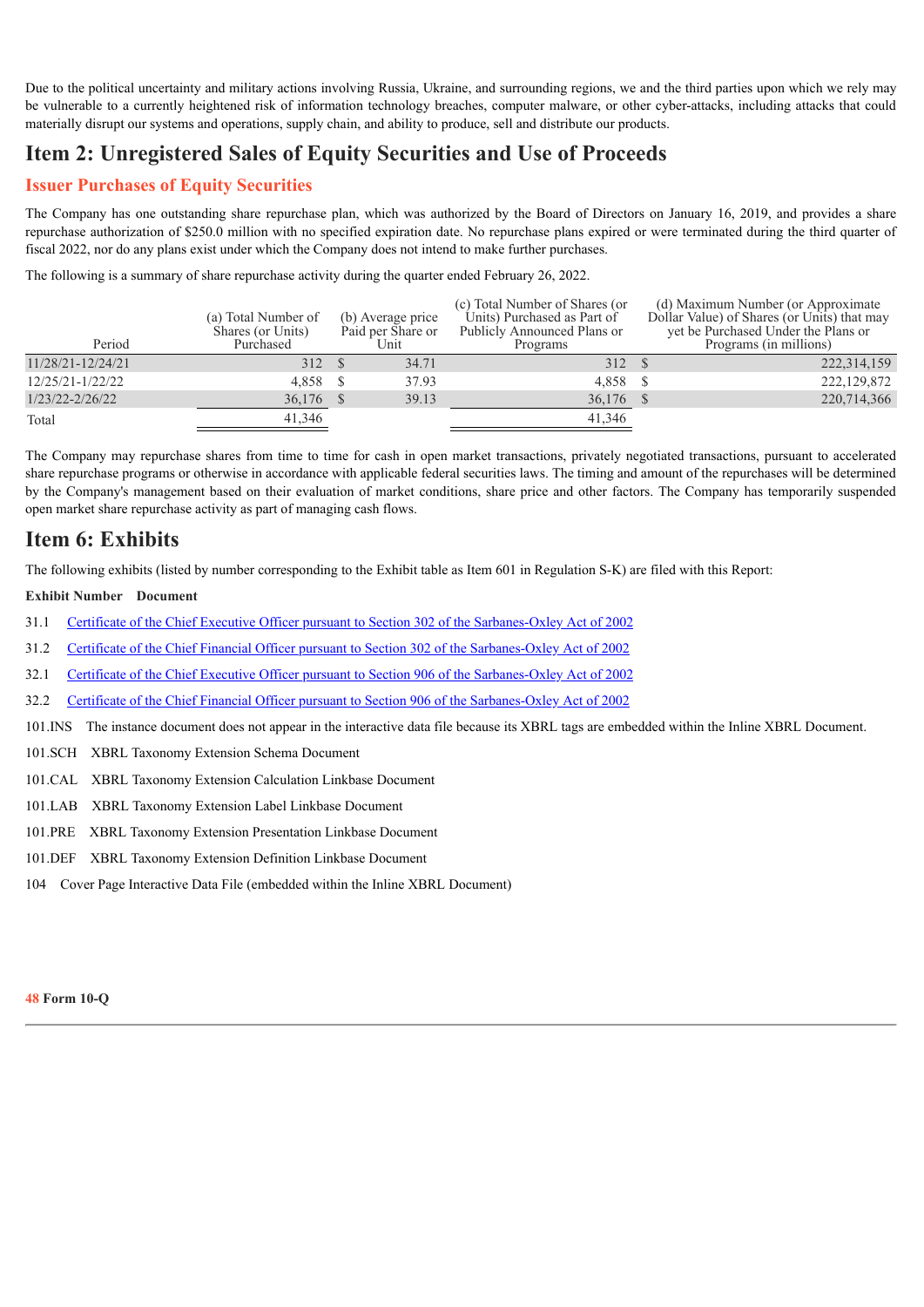Due to the political uncertainty and military actions involving Russia, Ukraine, and surrounding regions, we and the third parties upon which we rely may be vulnerable to a currently heightened risk of information technology breaches, computer malware, or other cyber-attacks, including attacks that could materially disrupt our systems and operations, supply chain, and ability to produce, sell and distribute our products.

# Item 2: Unregistered Sales of Equity Securities and Use of Proceeds

## Issuer Purchases of Equity Securities

The Company has one outstanding share repurchase plan, which was authorized by the Board of Directors on January 16, 2019, and provides a share repurchase authorization of $250.0 million with no specified expiration date. No repurchase plans expired or were terminated during the third quarter of fiscal 2022, nor do any plans exist under which the Company does not intend to make further purchases.

The following is a summary of share repurchase activity during the quarter ended February 26, 2022.

| Period | (a) Total Number of Shares (or Units) Purchased | (b) Average price Paid per Share or Unit | (c) Total Number of Shares (or Units) Purchased as Part of Publicly Announced Plans or Programs | (d) Maximum Number (or Approximate Dollar Value) of Shares (or Units) that may yet be Purchased Under the Plans or Programs (in millions) |
|---|---|---|---|---|
| 11/28/21-12/24/21 | 312 | $ 34.71 | 312 | $ 222,314,159 |
| 12/25/21-1/22/22 | 4,858 | $ 37.93 | 4,858 | $ 222,129,872 |
| 1/23/22-2/26/22 | 36,176 | $ 39.13 | 36,176 | $ 220,714,366 |
| Total | 41,346 | | 41,346 | |

The Company may repurchase shares from time to time for cash in open market transactions, privately negotiated transactions, pursuant to accelerated share repurchase programs or otherwise in accordance with applicable federal securities laws. The timing and amount of the repurchases will be determined by the Company's management based on their evaluation of market conditions, share price and other factors. The Company has temporarily suspended open market share repurchase activity as part of managing cash flows.

# Item 6: Exhibits

The following exhibits (listed by number corresponding to the Exhibit table as Item 601 in Regulation S-K) are filed with this Report:

**Exhibit Number Document**

31.1 Certificate of the Chief Executive Officer pursuant to Section 302 of the Sarbanes-Oxley Act of 2002

31.2 Certificate of the Chief Financial Officer pursuant to Section 302 of the Sarbanes-Oxley Act of 2002

32.1 Certificate of the Chief Executive Officer pursuant to Section 906 of the Sarbanes-Oxley Act of 2002

32.2 Certificate of the Chief Financial Officer pursuant to Section 906 of the Sarbanes-Oxley Act of 2002

101.INS The instance document does not appear in the interactive data file because its XBRL tags are embedded within the Inline XBRL Document.

101.SCH XBRL Taxonomy Extension Schema Document

101.CAL XBRL Taxonomy Extension Calculation Linkbase Document

101.LAB XBRL Taxonomy Extension Label Linkbase Document

101.PRE XBRL Taxonomy Extension Presentation Linkbase Document

101.DEF XBRL Taxonomy Extension Definition Linkbase Document

104 Cover Page Interactive Data File (embedded within the Inline XBRL Document)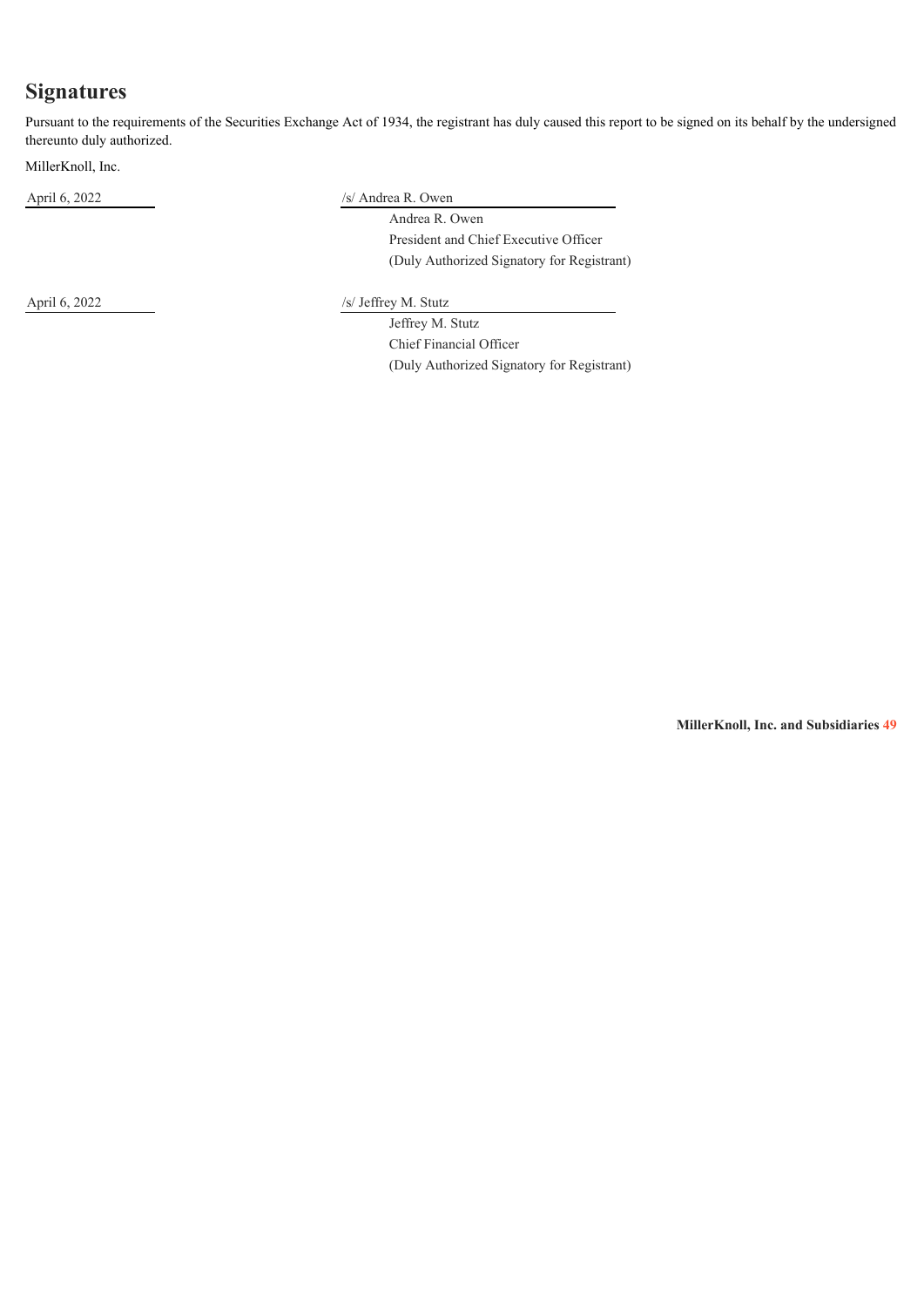# Signatures

Pursuant to the requirements of the Securities Exchange Act of 1934, the registrant has duly caused this report to be signed on its behalf by the undersigned thereunto duly authorized.

MillerKnoll, Inc.

| | |
|---|---|
| April 6, 2022 | /s/ Andrea R. Owen |
| | Andrea R. Owen |
| | President and Chief Executive Officer |
| | (Duly Authorized Signatory for Registrant) |
| April 6, 2022 | /s/ Jeffrey M. Stutz |
| | Jeffrey M. Stutz |
| | Chief Financial Officer |
| | (Duly Authorized Signatory for Registrant) |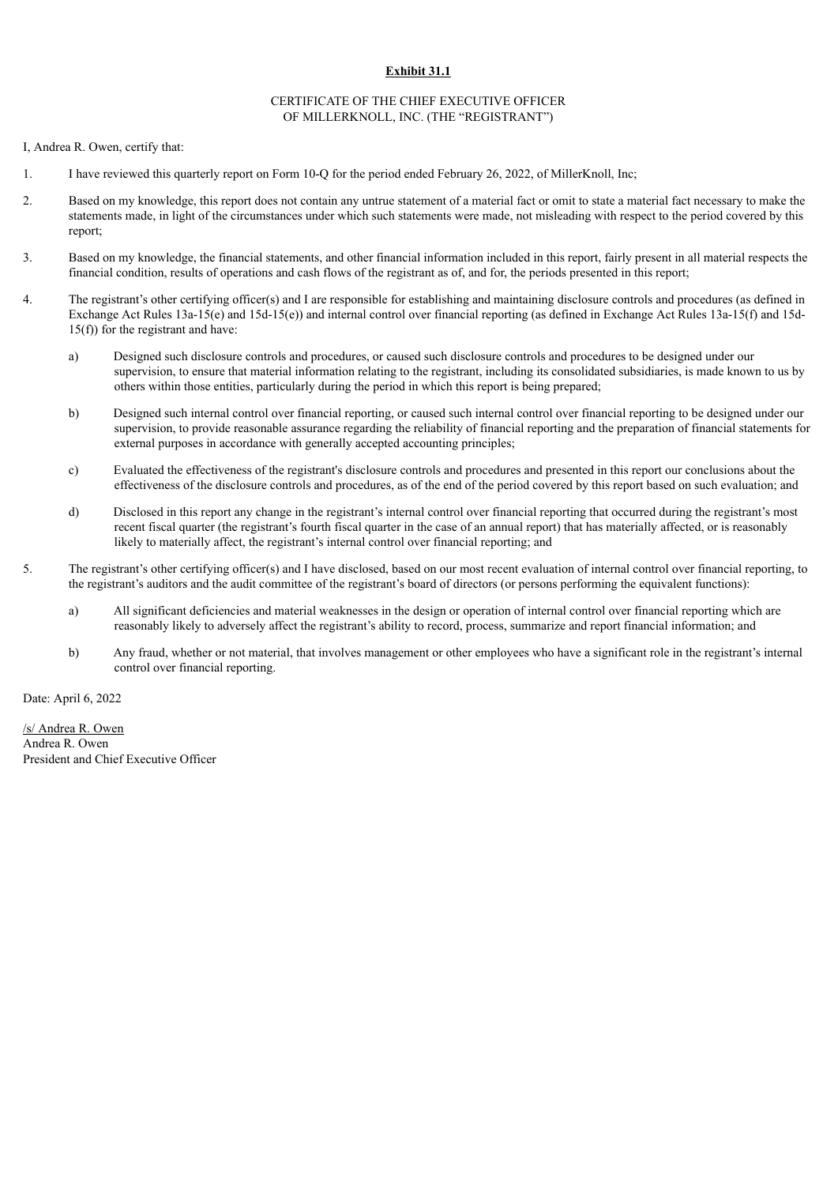**Exhibit 31.1**

CERTIFICATE OF THE CHIEF EXECUTIVE OFFICER
OF MILLERKNOLL, INC. (THE "REGISTRANT")

I, Andrea R. Owen, certify that:

1. I have reviewed this quarterly report on Form 10-Q for the period ended February 26, 2022, of MillerKnoll, Inc;

2. Based on my knowledge, this report does not contain any untrue statement of a material fact or omit to state a material fact necessary to make the statements made, in light of the circumstances under which such statements were made, not misleading with respect to the period covered by this report;

3. Based on my knowledge, the financial statements, and other financial information included in this report, fairly present in all material respects the financial condition, results of operations and cash flows of the registrant as of, and for, the periods presented in this report;

4. The registrant's other certifying officer(s) and I are responsible for establishing and maintaining disclosure controls and procedures (as defined in Exchange Act Rules 13a-15(e) and 15d-15(e)) and internal control over financial reporting (as defined in Exchange Act Rules 13a-15(f) and 15d-15(f)) for the registrant and have:

   a) Designed such disclosure controls and procedures, or caused such disclosure controls and procedures to be designed under our supervision, to ensure that material information relating to the registrant, including its consolidated subsidiaries, is made known to us by others within those entities, particularly during the period in which this report is being prepared;

   b) Designed such internal control over financial reporting, or caused such internal control over financial reporting to be designed under our supervision, to provide reasonable assurance regarding the reliability of financial reporting and the preparation of financial statements for external purposes in accordance with generally accepted accounting principles;

   c) Evaluated the effectiveness of the registrant's disclosure controls and procedures and presented in this report our conclusions about the effectiveness of the disclosure controls and procedures, as of the end of the period covered by this report based on such evaluation; and

   d) Disclosed in this report any change in the registrant's internal control over financial reporting that occurred during the registrant's most recent fiscal quarter (the registrant's fourth fiscal quarter in the case of an annual report) that has materially affected, or is reasonably likely to materially affect, the registrant's internal control over financial reporting; and

5. The registrant's other certifying officer(s) and I have disclosed, based on our most recent evaluation of internal control over financial reporting, to the registrant's auditors and the audit committee of the registrant's board of directors (or persons performing the equivalent functions):

   a) All significant deficiencies and material weaknesses in the design or operation of internal control over financial reporting which are reasonably likely to adversely affect the registrant's ability to record, process, summarize and report financial information; and

   b) Any fraud, whether or not material, that involves management or other employees who have a significant role in the registrant's internal control over financial reporting.

Date: April 6, 2022

/s/ Andrea R. Owen
Andrea R. Owen
President and Chief Executive Officer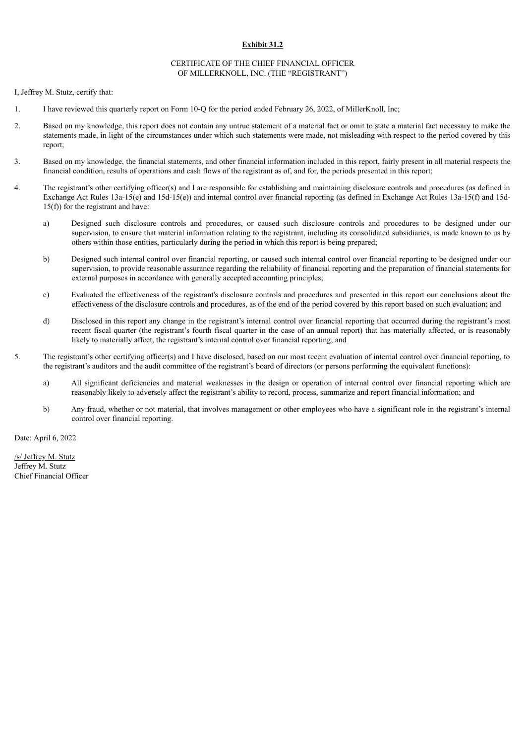**Exhibit 31.2**

CERTIFICATE OF THE CHIEF FINANCIAL OFFICER
OF MILLERKNOLL, INC. (THE "REGISTRANT")

I, Jeffrey M. Stutz, certify that:

1. I have reviewed this quarterly report on Form 10-Q for the period ended February 26, 2022, of MillerKnoll, Inc;

2. Based on my knowledge, this report does not contain any untrue statement of a material fact or omit to state a material fact necessary to make the statements made, in light of the circumstances under which such statements were made, not misleading with respect to the period covered by this report;

3. Based on my knowledge, the financial statements, and other financial information included in this report, fairly present in all material respects the financial condition, results of operations and cash flows of the registrant as of, and for, the periods presented in this report;

4. The registrant's other certifying officer(s) and I are responsible for establishing and maintaining disclosure controls and procedures (as defined in Exchange Act Rules 13a-15(e) and 15d-15(e)) and internal control over financial reporting (as defined in Exchange Act Rules 13a-15(f) and 15d-15(f)) for the registrant and have:

    a) Designed such disclosure controls and procedures, or caused such disclosure controls and procedures to be designed under our supervision, to ensure that material information relating to the registrant, including its consolidated subsidiaries, is made known to us by others within those entities, particularly during the period in which this report is being prepared;

    b) Designed such internal control over financial reporting, or caused such internal control over financial reporting to be designed under our supervision, to provide reasonable assurance regarding the reliability of financial reporting and the preparation of financial statements for external purposes in accordance with generally accepted accounting principles;

    c) Evaluated the effectiveness of the registrant's disclosure controls and procedures and presented in this report our conclusions about the effectiveness of the disclosure controls and procedures, as of the end of the period covered by this report based on such evaluation; and

    d) Disclosed in this report any change in the registrant's internal control over financial reporting that occurred during the registrant's most recent fiscal quarter (the registrant's fourth fiscal quarter in the case of an annual report) that has materially affected, or is reasonably likely to materially affect, the registrant's internal control over financial reporting; and

5. The registrant's other certifying officer(s) and I have disclosed, based on our most recent evaluation of internal control over financial reporting, to the registrant's auditors and the audit committee of the registrant's board of directors (or persons performing the equivalent functions):

    a) All significant deficiencies and material weaknesses in the design or operation of internal control over financial reporting which are reasonably likely to adversely affect the registrant's ability to record, process, summarize and report financial information; and

    b) Any fraud, whether or not material, that involves management or other employees who have a significant role in the registrant's internal control over financial reporting.

Date: April 6, 2022

/s/ Jeffrey M. Stutz
Jeffrey M. Stutz
Chief Financial Officer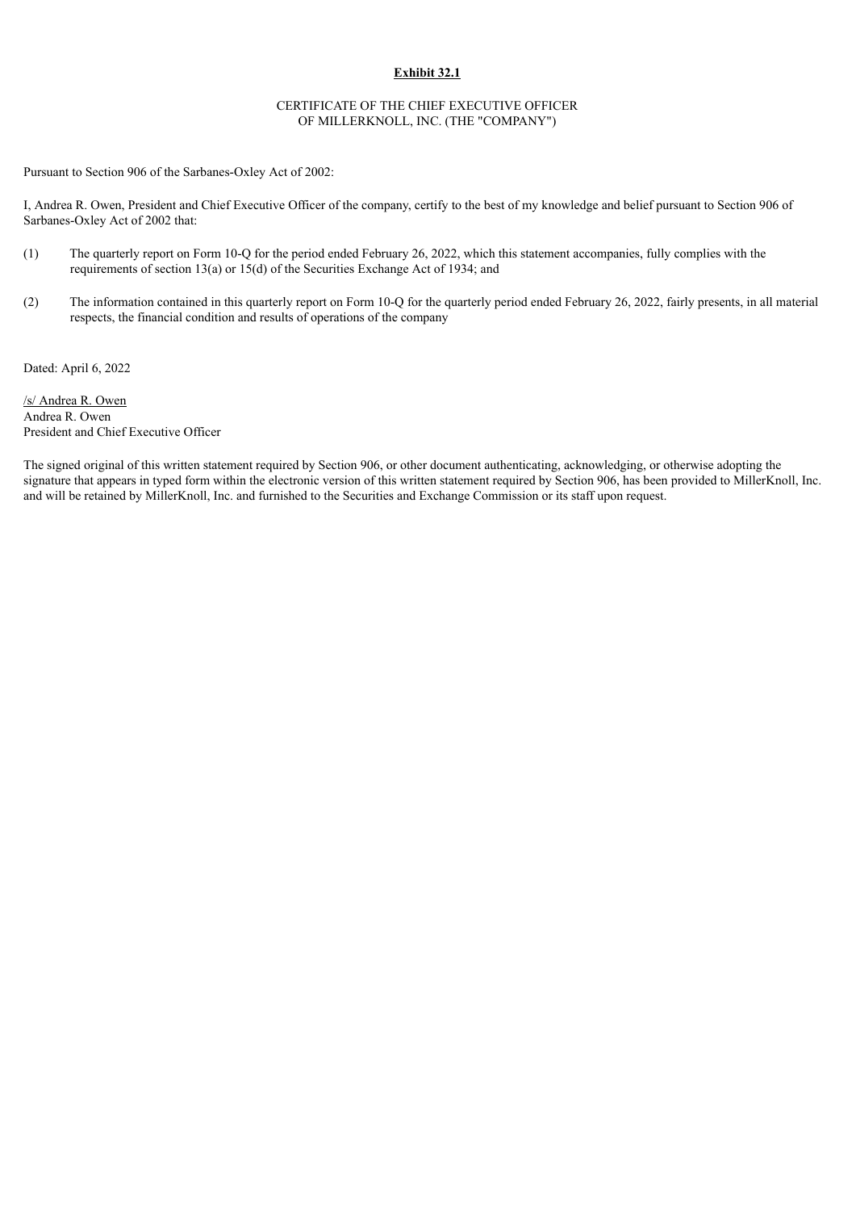**Exhibit 32.1**

CERTIFICATE OF THE CHIEF EXECUTIVE OFFICER
OF MILLERKNOLL, INC. (THE "COMPANY")

Pursuant to Section 906 of the Sarbanes-Oxley Act of 2002:

I, Andrea R. Owen, President and Chief Executive Officer of the company, certify to the best of my knowledge and belief pursuant to Section 906 of Sarbanes-Oxley Act of 2002 that:

(1) The quarterly report on Form 10-Q for the period ended February 26, 2022, which this statement accompanies, fully complies with the requirements of section 13(a) or 15(d) of the Securities Exchange Act of 1934; and

(2) The information contained in this quarterly report on Form 10-Q for the quarterly period ended February 26, 2022, fairly presents, in all material respects, the financial condition and results of operations of the company

Dated: April 6, 2022

/s/ Andrea R. Owen
Andrea R. Owen
President and Chief Executive Officer

The signed original of this written statement required by Section 906, or other document authenticating, acknowledging, or otherwise adopting the signature that appears in typed form within the electronic version of this written statement required by Section 906, has been provided to MillerKnoll, Inc. and will be retained by MillerKnoll, Inc. and furnished to the Securities and Exchange Commission or its staff upon request.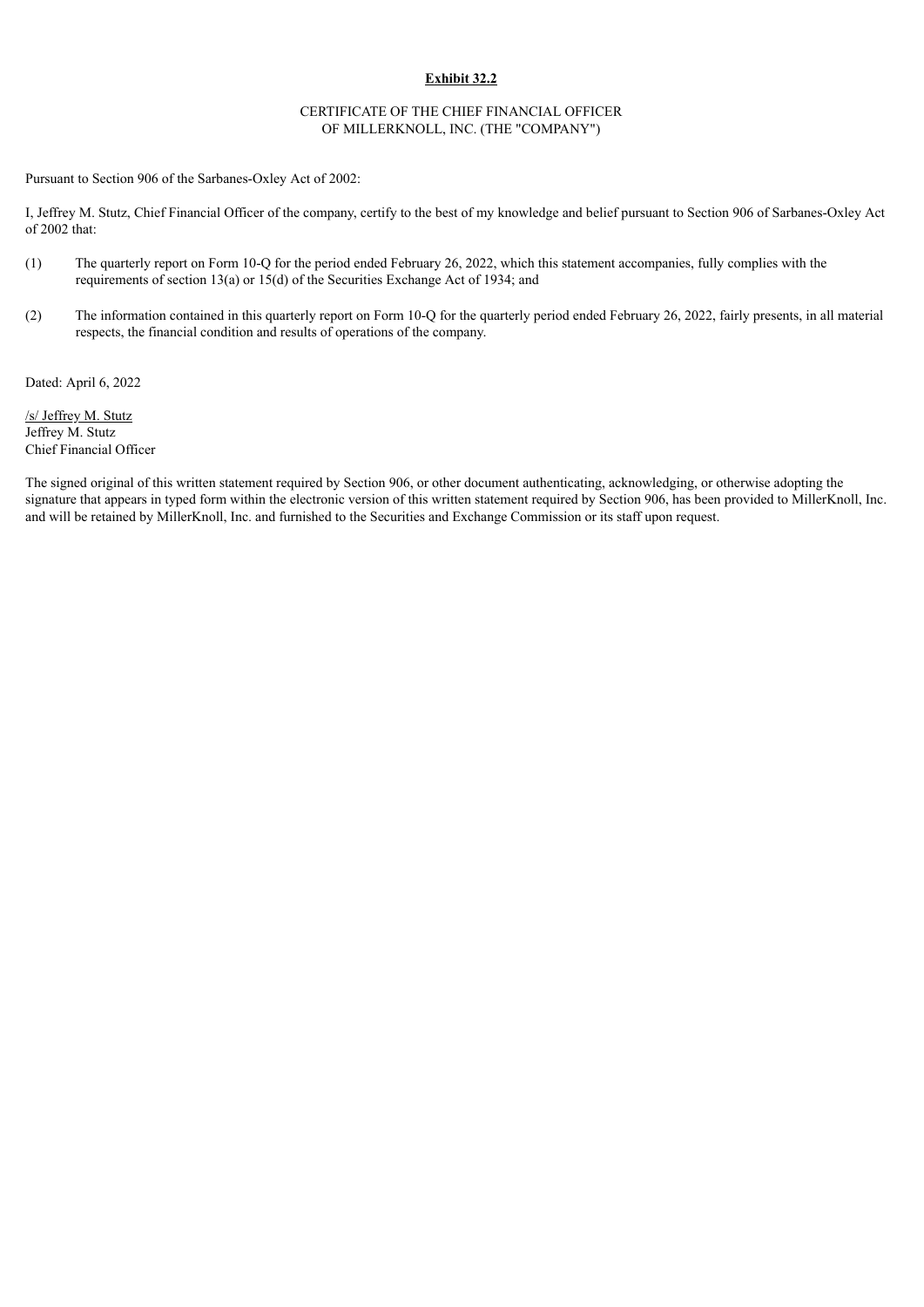**Exhibit 32.2**

CERTIFICATE OF THE CHIEF FINANCIAL OFFICER
OF MILLERKNOLL, INC. (THE "COMPANY")

Pursuant to Section 906 of the Sarbanes-Oxley Act of 2002:

I, Jeffrey M. Stutz, Chief Financial Officer of the company, certify to the best of my knowledge and belief pursuant to Section 906 of Sarbanes-Oxley Act of 2002 that:

(1) The quarterly report on Form 10-Q for the period ended February 26, 2022, which this statement accompanies, fully complies with the requirements of section 13(a) or 15(d) of the Securities Exchange Act of 1934; and

(2) The information contained in this quarterly report on Form 10-Q for the quarterly period ended February 26, 2022, fairly presents, in all material respects, the financial condition and results of operations of the company.

Dated: April 6, 2022

/s/ Jeffrey M. Stutz
Jeffrey M. Stutz
Chief Financial Officer

The signed original of this written statement required by Section 906, or other document authenticating, acknowledging, or otherwise adopting the signature that appears in typed form within the electronic version of this written statement required by Section 906, has been provided to MillerKnoll, Inc. and will be retained by MillerKnoll, Inc. and furnished to the Securities and Exchange Commission or its staff upon request.